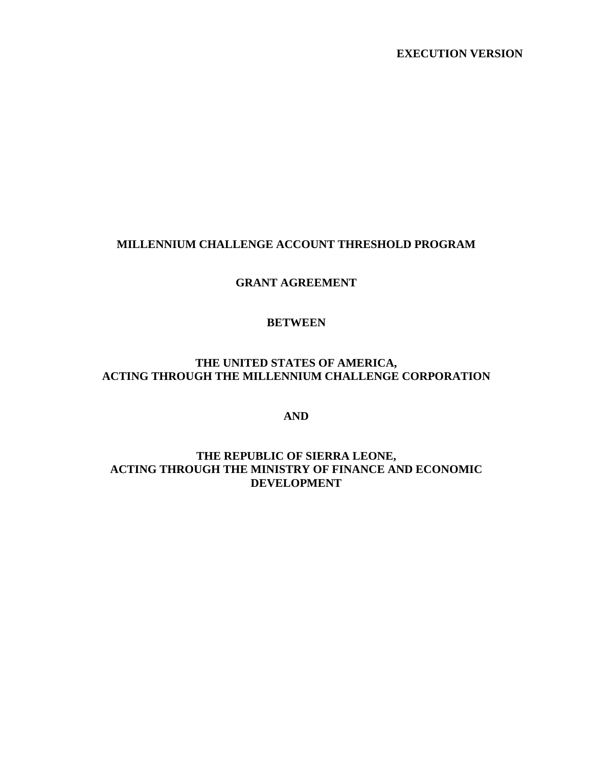**EXECUTION VERSION**

# MILLENNIUM CHALLENGE ACCOUNT THRESHOLD PROGRAM

## GRANT AGREEMENT

**BETWEEN**

**THE UNITED STATES OF AMERICA,**
**ACTING THROUGH THE MILLENNIUM CHALLENGE CORPORATION**

**AND**

**THE REPUBLIC OF SIERRA LEONE,**
**ACTING THROUGH THE MINISTRY OF FINANCE AND ECONOMIC DEVELOPMENT**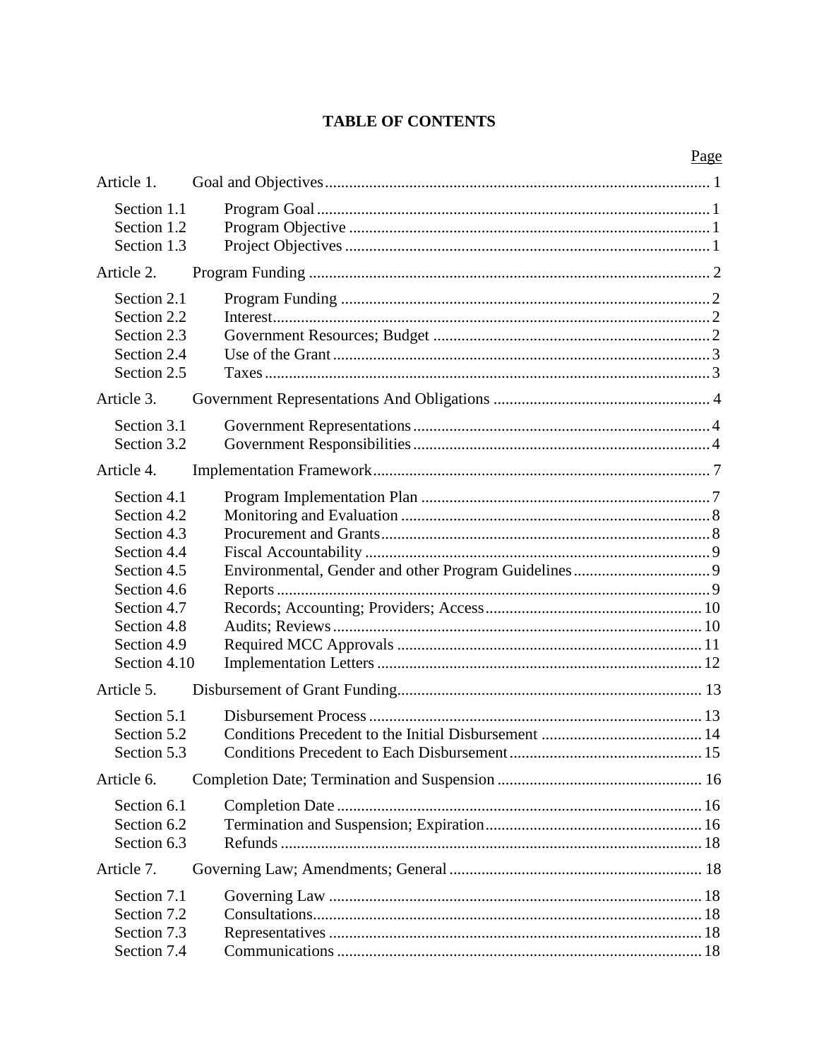# TABLE OF CONTENTS

| | | Page |
|---|---|---|
| Article 1. | Goal and Objectives | 1 |
| Section 1.1 | Program Goal | 1 |
| Section 1.2 | Program Objective | 1 |
| Section 1.3 | Project Objectives | 1 |
| Article 2. | Program Funding | 2 |
| Section 2.1 | Program Funding | 2 |
| Section 2.2 | Interest | 2 |
| Section 2.3 | Government Resources; Budget | 2 |
| Section 2.4 | Use of the Grant | 3 |
| Section 2.5 | Taxes | 3 |
| Article 3. | Government Representations And Obligations | 4 |
| Section 3.1 | Government Representations | 4 |
| Section 3.2 | Government Responsibilities | 4 |
| Article 4. | Implementation Framework | 7 |
| Section 4.1 | Program Implementation Plan | 7 |
| Section 4.2 | Monitoring and Evaluation | 8 |
| Section 4.3 | Procurement and Grants | 8 |
| Section 4.4 | Fiscal Accountability | 9 |
| Section 4.5 | Environmental, Gender and other Program Guidelines | 9 |
| Section 4.6 | Reports | 9 |
| Section 4.7 | Records; Accounting; Providers; Access | 10 |
| Section 4.8 | Audits; Reviews | 10 |
| Section 4.9 | Required MCC Approvals | 11 |
| Section 4.10 | Implementation Letters | 12 |
| Article 5. | Disbursement of Grant Funding | 13 |
| Section 5.1 | Disbursement Process | 13 |
| Section 5.2 | Conditions Precedent to the Initial Disbursement | 14 |
| Section 5.3 | Conditions Precedent to Each Disbursement | 15 |
| Article 6. | Completion Date; Termination and Suspension | 16 |
| Section 6.1 | Completion Date | 16 |
| Section 6.2 | Termination and Suspension; Expiration | 16 |
| Section 6.3 | Refunds | 18 |
| Article 7. | Governing Law; Amendments; General | 18 |
| Section 7.1 | Governing Law | 18 |
| Section 7.2 | Consultations | 18 |
| Section 7.3 | Representatives | 18 |
| Section 7.4 | Communications | 18 |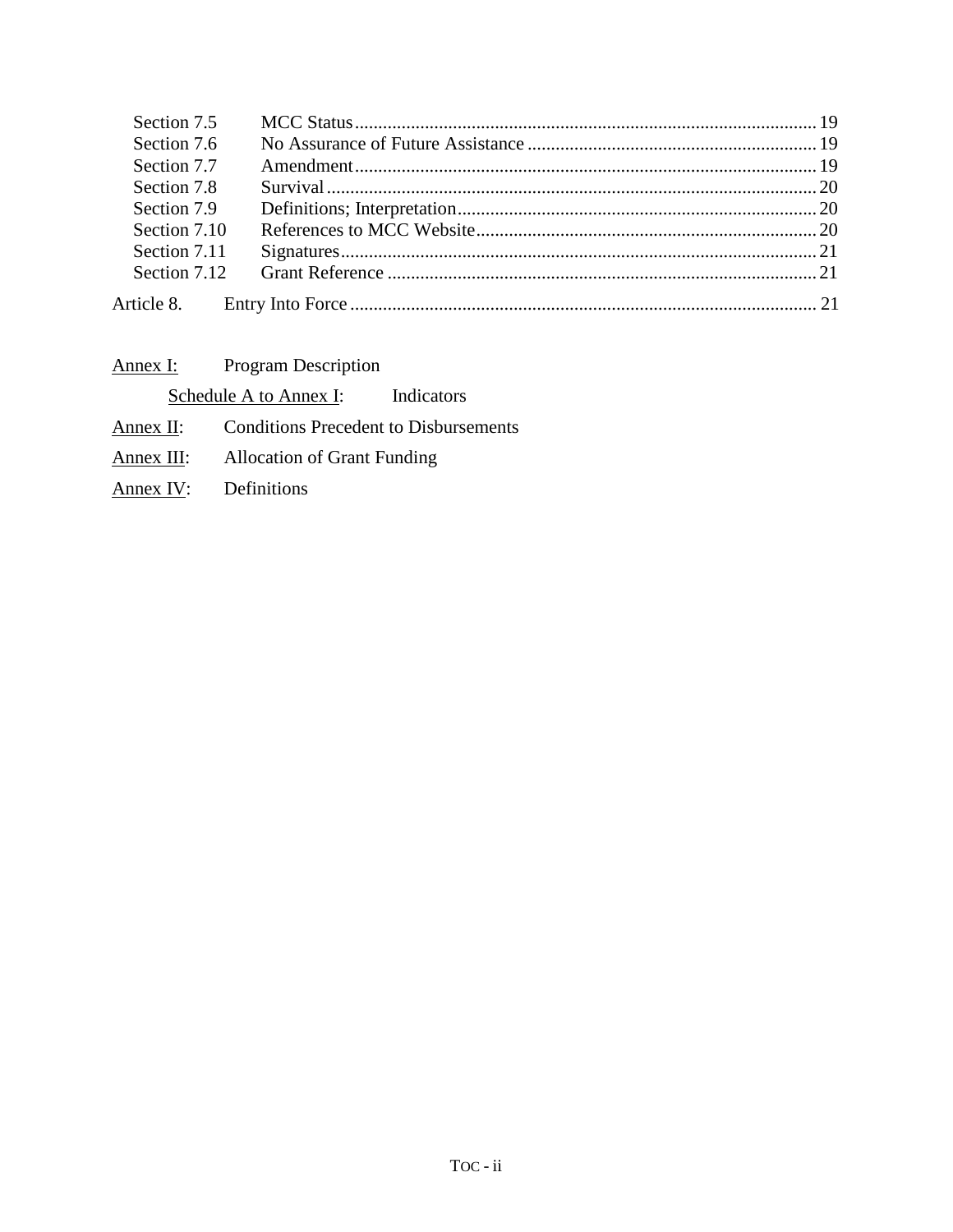| | | |
|---|---|---|
| Section 7.5 | MCC Status | 19 |
| Section 7.6 | No Assurance of Future Assistance | 19 |
| Section 7.7 | Amendment | 19 |
| Section 7.8 | Survival | 20 |
| Section 7.9 | Definitions; Interpretation | 20 |
| Section 7.10 | References to MCC Website | 20 |
| Section 7.11 | Signatures | 21 |
| Section 7.12 | Grant Reference | 21 |
| Article 8. | Entry Into Force | 21 |

Annex I: Program Description

  Schedule A to Annex I: Indicators

Annex II: Conditions Precedent to Disbursements

Annex III: Allocation of Grant Funding

Annex IV: Definitions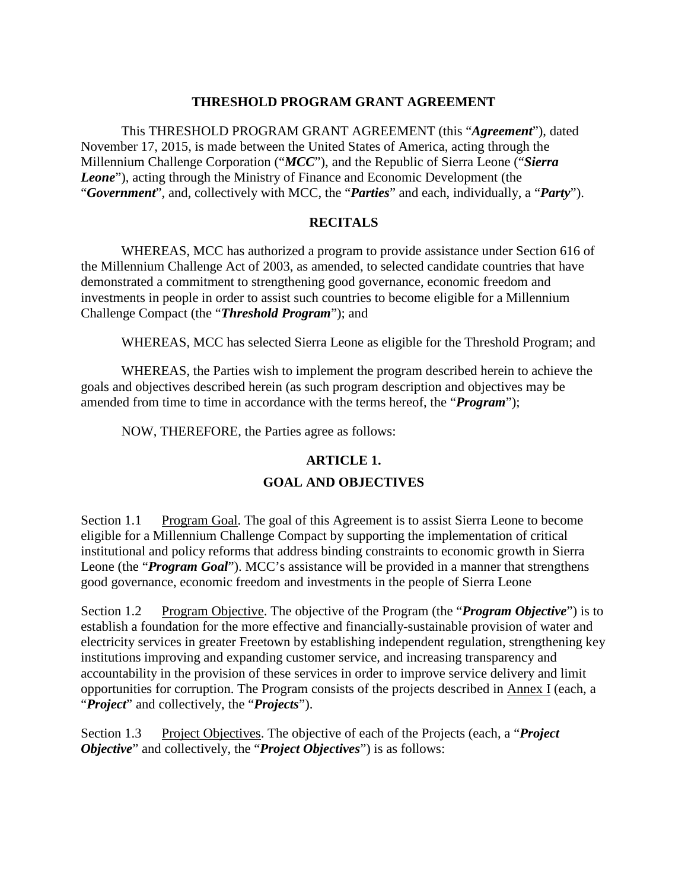# THRESHOLD PROGRAM GRANT AGREEMENT

This THRESHOLD PROGRAM GRANT AGREEMENT (this "***Agreement***"), dated November 17, 2015, is made between the United States of America, acting through the Millennium Challenge Corporation ("***MCC***"), and the Republic of Sierra Leone ("***Sierra Leone***"), acting through the Ministry of Finance and Economic Development (the "***Government***", and, collectively with MCC, the "***Parties***" and each, individually, a "***Party***").

## RECITALS

WHEREAS, MCC has authorized a program to provide assistance under Section 616 of the Millennium Challenge Act of 2003, as amended, to selected candidate countries that have demonstrated a commitment to strengthening good governance, economic freedom and investments in people in order to assist such countries to become eligible for a Millennium Challenge Compact (the "***Threshold Program***"); and

WHEREAS, MCC has selected Sierra Leone as eligible for the Threshold Program; and

WHEREAS, the Parties wish to implement the program described herein to achieve the goals and objectives described herein (as such program description and objectives may be amended from time to time in accordance with the terms hereof, the "***Program***");

NOW, THEREFORE, the Parties agree as follows:

## ARTICLE 1.

## GOAL AND OBJECTIVES

Section 1.1 Program Goal. The goal of this Agreement is to assist Sierra Leone to become eligible for a Millennium Challenge Compact by supporting the implementation of critical institutional and policy reforms that address binding constraints to economic growth in Sierra Leone (the "***Program Goal***"). MCC's assistance will be provided in a manner that strengthens good governance, economic freedom and investments in the people of Sierra Leone

Section 1.2 Program Objective. The objective of the Program (the "***Program Objective***") is to establish a foundation for the more effective and financially-sustainable provision of water and electricity services in greater Freetown by establishing independent regulation, strengthening key institutions improving and expanding customer service, and increasing transparency and accountability in the provision of these services in order to improve service delivery and limit opportunities for corruption. The Program consists of the projects described in Annex I (each, a "***Project***" and collectively, the "***Projects***").

Section 1.3 Project Objectives. The objective of each of the Projects (each, a "***Project Objective***" and collectively, the "***Project Objectives***") is as follows: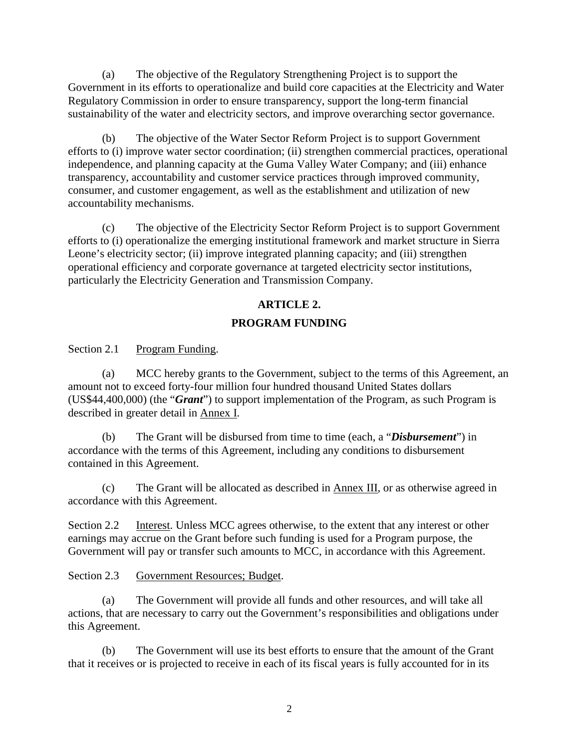(a) The objective of the Regulatory Strengthening Project is to support the Government in its efforts to operationalize and build core capacities at the Electricity and Water Regulatory Commission in order to ensure transparency, support the long-term financial sustainability of the water and electricity sectors, and improve overarching sector governance.

(b) The objective of the Water Sector Reform Project is to support Government efforts to (i) improve water sector coordination; (ii) strengthen commercial practices, operational independence, and planning capacity at the Guma Valley Water Company; and (iii) enhance transparency, accountability and customer service practices through improved community, consumer, and customer engagement, as well as the establishment and utilization of new accountability mechanisms.

(c) The objective of the Electricity Sector Reform Project is to support Government efforts to (i) operationalize the emerging institutional framework and market structure in Sierra Leone's electricity sector; (ii) improve integrated planning capacity; and (iii) strengthen operational efficiency and corporate governance at targeted electricity sector institutions, particularly the Electricity Generation and Transmission Company.

## ARTICLE 2.

## PROGRAM FUNDING

Section 2.1 Program Funding.

(a) MCC hereby grants to the Government, subject to the terms of this Agreement, an amount not to exceed forty-four million four hundred thousand United States dollars (US$44,400,000) (the "***Grant***") to support implementation of the Program, as such Program is described in greater detail in Annex I.

(b) The Grant will be disbursed from time to time (each, a "***Disbursement***") in accordance with the terms of this Agreement, including any conditions to disbursement contained in this Agreement.

(c) The Grant will be allocated as described in Annex III, or as otherwise agreed in accordance with this Agreement.

Section 2.2 Interest. Unless MCC agrees otherwise, to the extent that any interest or other earnings may accrue on the Grant before such funding is used for a Program purpose, the Government will pay or transfer such amounts to MCC, in accordance with this Agreement.

Section 2.3 Government Resources; Budget.

(a) The Government will provide all funds and other resources, and will take all actions, that are necessary to carry out the Government's responsibilities and obligations under this Agreement.

(b) The Government will use its best efforts to ensure that the amount of the Grant that it receives or is projected to receive in each of its fiscal years is fully accounted for in its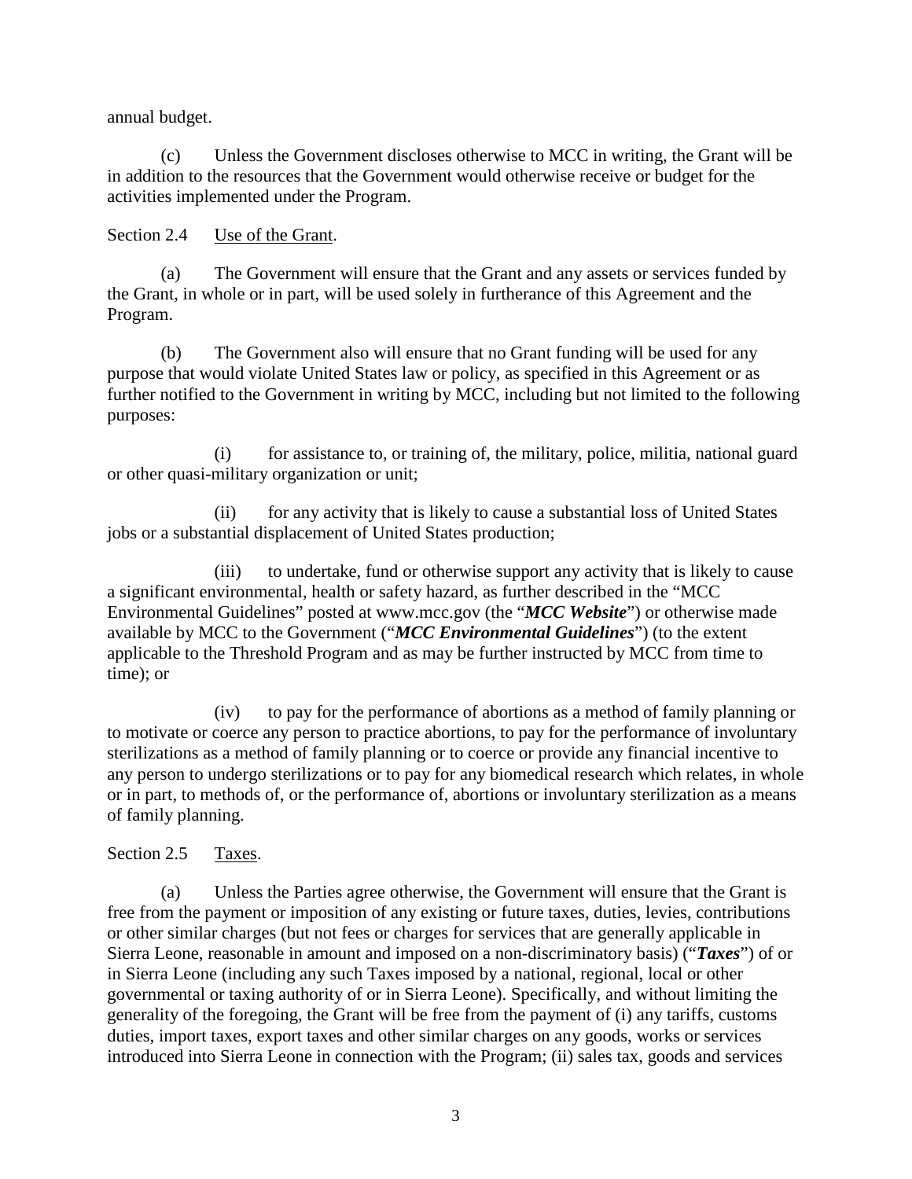annual budget.

(c) Unless the Government discloses otherwise to MCC in writing, the Grant will be in addition to the resources that the Government would otherwise receive or budget for the activities implemented under the Program.

Section 2.4 Use of the Grant.

(a) The Government will ensure that the Grant and any assets or services funded by the Grant, in whole or in part, will be used solely in furtherance of this Agreement and the Program.

(b) The Government also will ensure that no Grant funding will be used for any purpose that would violate United States law or policy, as specified in this Agreement or as further notified to the Government in writing by MCC, including but not limited to the following purposes:

(i) for assistance to, or training of, the military, police, militia, national guard or other quasi-military organization or unit;

(ii) for any activity that is likely to cause a substantial loss of United States jobs or a substantial displacement of United States production;

(iii) to undertake, fund or otherwise support any activity that is likely to cause a significant environmental, health or safety hazard, as further described in the "MCC Environmental Guidelines" posted at www.mcc.gov (the "***MCC Website***") or otherwise made available by MCC to the Government ("***MCC Environmental Guidelines***") (to the extent applicable to the Threshold Program and as may be further instructed by MCC from time to time); or

(iv) to pay for the performance of abortions as a method of family planning or to motivate or coerce any person to practice abortions, to pay for the performance of involuntary sterilizations as a method of family planning or to coerce or provide any financial incentive to any person to undergo sterilizations or to pay for any biomedical research which relates, in whole or in part, to methods of, or the performance of, abortions or involuntary sterilization as a means of family planning.

Section 2.5 Taxes.

(a) Unless the Parties agree otherwise, the Government will ensure that the Grant is free from the payment or imposition of any existing or future taxes, duties, levies, contributions or other similar charges (but not fees or charges for services that are generally applicable in Sierra Leone, reasonable in amount and imposed on a non-discriminatory basis) ("***Taxes***") of or in Sierra Leone (including any such Taxes imposed by a national, regional, local or other governmental or taxing authority of or in Sierra Leone). Specifically, and without limiting the generality of the foregoing, the Grant will be free from the payment of (i) any tariffs, customs duties, import taxes, export taxes and other similar charges on any goods, works or services introduced into Sierra Leone in connection with the Program; (ii) sales tax, goods and services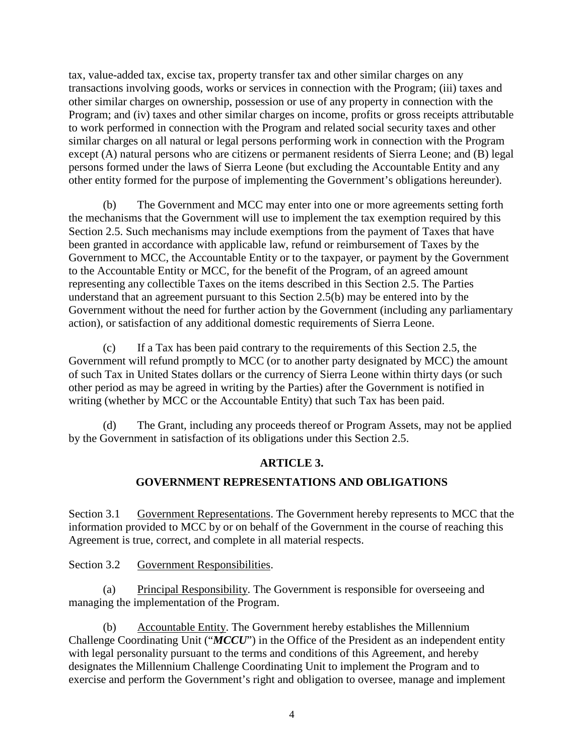tax, value-added tax, excise tax, property transfer tax and other similar charges on any transactions involving goods, works or services in connection with the Program; (iii) taxes and other similar charges on ownership, possession or use of any property in connection with the Program; and (iv) taxes and other similar charges on income, profits or gross receipts attributable to work performed in connection with the Program and related social security taxes and other similar charges on all natural or legal persons performing work in connection with the Program except (A) natural persons who are citizens or permanent residents of Sierra Leone; and (B) legal persons formed under the laws of Sierra Leone (but excluding the Accountable Entity and any other entity formed for the purpose of implementing the Government's obligations hereunder).

(b) The Government and MCC may enter into one or more agreements setting forth the mechanisms that the Government will use to implement the tax exemption required by this Section 2.5. Such mechanisms may include exemptions from the payment of Taxes that have been granted in accordance with applicable law, refund or reimbursement of Taxes by the Government to MCC, the Accountable Entity or to the taxpayer, or payment by the Government to the Accountable Entity or MCC, for the benefit of the Program, of an agreed amount representing any collectible Taxes on the items described in this Section 2.5. The Parties understand that an agreement pursuant to this Section 2.5(b) may be entered into by the Government without the need for further action by the Government (including any parliamentary action), or satisfaction of any additional domestic requirements of Sierra Leone.

(c) If a Tax has been paid contrary to the requirements of this Section 2.5, the Government will refund promptly to MCC (or to another party designated by MCC) the amount of such Tax in United States dollars or the currency of Sierra Leone within thirty days (or such other period as may be agreed in writing by the Parties) after the Government is notified in writing (whether by MCC or the Accountable Entity) that such Tax has been paid.

(d) The Grant, including any proceeds thereof or Program Assets, may not be applied by the Government in satisfaction of its obligations under this Section 2.5.

## ARTICLE 3.

## GOVERNMENT REPRESENTATIONS AND OBLIGATIONS

Section 3.1 Government Representations. The Government hereby represents to MCC that the information provided to MCC by or on behalf of the Government in the course of reaching this Agreement is true, correct, and complete in all material respects.

Section 3.2 Government Responsibilities.

(a) Principal Responsibility. The Government is responsible for overseeing and managing the implementation of the Program.

(b) Accountable Entity. The Government hereby establishes the Millennium Challenge Coordinating Unit ("***MCCU***") in the Office of the President as an independent entity with legal personality pursuant to the terms and conditions of this Agreement, and hereby designates the Millennium Challenge Coordinating Unit to implement the Program and to exercise and perform the Government's right and obligation to oversee, manage and implement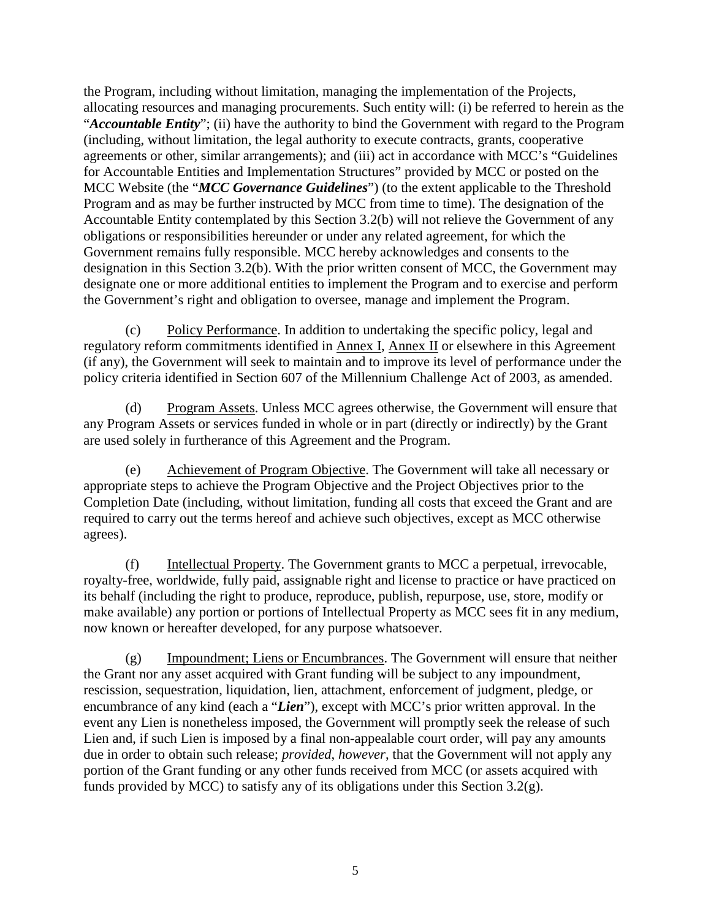the Program, including without limitation, managing the implementation of the Projects, allocating resources and managing procurements. Such entity will: (i) be referred to herein as the "***Accountable Entity***"; (ii) have the authority to bind the Government with regard to the Program (including, without limitation, the legal authority to execute contracts, grants, cooperative agreements or other, similar arrangements); and (iii) act in accordance with MCC's "Guidelines for Accountable Entities and Implementation Structures" provided by MCC or posted on the MCC Website (the "***MCC Governance Guidelines***") (to the extent applicable to the Threshold Program and as may be further instructed by MCC from time to time). The designation of the Accountable Entity contemplated by this Section 3.2(b) will not relieve the Government of any obligations or responsibilities hereunder or under any related agreement, for which the Government remains fully responsible. MCC hereby acknowledges and consents to the designation in this Section 3.2(b). With the prior written consent of MCC, the Government may designate one or more additional entities to implement the Program and to exercise and perform the Government's right and obligation to oversee, manage and implement the Program.

(c) Policy Performance. In addition to undertaking the specific policy, legal and regulatory reform commitments identified in Annex I, Annex II or elsewhere in this Agreement (if any), the Government will seek to maintain and to improve its level of performance under the policy criteria identified in Section 607 of the Millennium Challenge Act of 2003, as amended.

(d) Program Assets. Unless MCC agrees otherwise, the Government will ensure that any Program Assets or services funded in whole or in part (directly or indirectly) by the Grant are used solely in furtherance of this Agreement and the Program.

(e) Achievement of Program Objective. The Government will take all necessary or appropriate steps to achieve the Program Objective and the Project Objectives prior to the Completion Date (including, without limitation, funding all costs that exceed the Grant and are required to carry out the terms hereof and achieve such objectives, except as MCC otherwise agrees).

(f) Intellectual Property. The Government grants to MCC a perpetual, irrevocable, royalty-free, worldwide, fully paid, assignable right and license to practice or have practiced on its behalf (including the right to produce, reproduce, publish, repurpose, use, store, modify or make available) any portion or portions of Intellectual Property as MCC sees fit in any medium, now known or hereafter developed, for any purpose whatsoever.

(g) Impoundment; Liens or Encumbrances. The Government will ensure that neither the Grant nor any asset acquired with Grant funding will be subject to any impoundment, rescission, sequestration, liquidation, lien, attachment, enforcement of judgment, pledge, or encumbrance of any kind (each a "***Lien***"), except with MCC's prior written approval. In the event any Lien is nonetheless imposed, the Government will promptly seek the release of such Lien and, if such Lien is imposed by a final non-appealable court order, will pay any amounts due in order to obtain such release; *provided*, *however*, that the Government will not apply any portion of the Grant funding or any other funds received from MCC (or assets acquired with funds provided by MCC) to satisfy any of its obligations under this Section 3.2(g).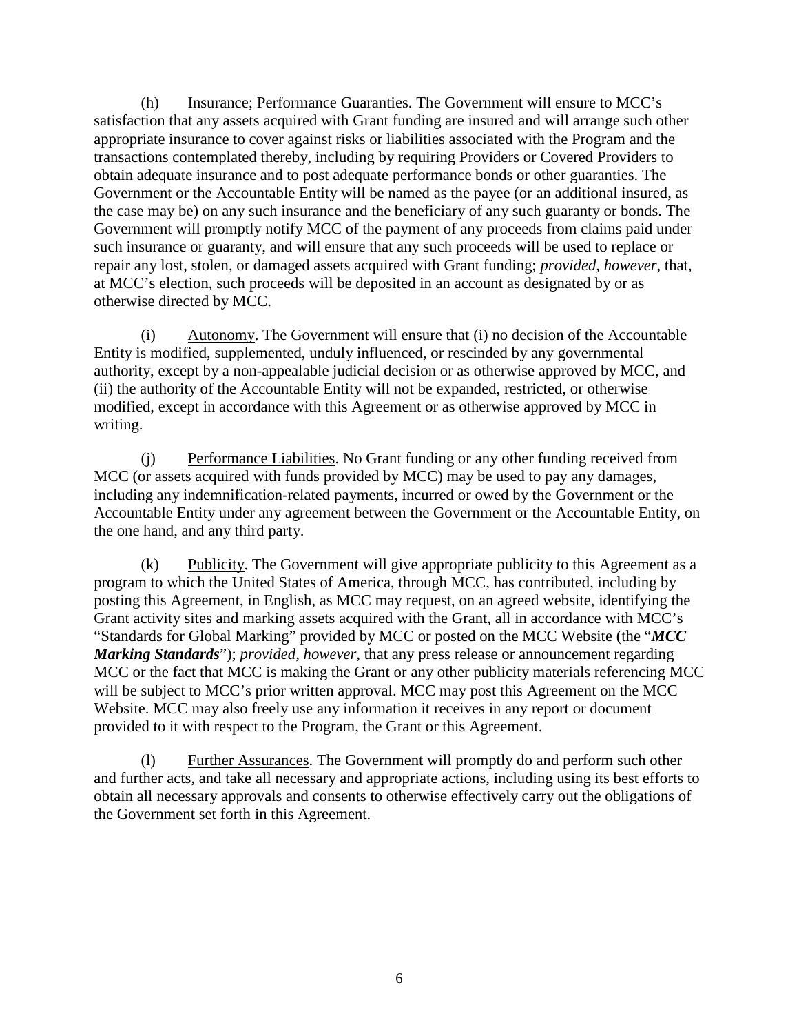(h) Insurance; Performance Guaranties. The Government will ensure to MCC's satisfaction that any assets acquired with Grant funding are insured and will arrange such other appropriate insurance to cover against risks or liabilities associated with the Program and the transactions contemplated thereby, including by requiring Providers or Covered Providers to obtain adequate insurance and to post adequate performance bonds or other guaranties. The Government or the Accountable Entity will be named as the payee (or an additional insured, as the case may be) on any such insurance and the beneficiary of any such guaranty or bonds. The Government will promptly notify MCC of the payment of any proceeds from claims paid under such insurance or guaranty, and will ensure that any such proceeds will be used to replace or repair any lost, stolen, or damaged assets acquired with Grant funding; *provided, however*, that, at MCC's election, such proceeds will be deposited in an account as designated by or as otherwise directed by MCC.

(i) Autonomy. The Government will ensure that (i) no decision of the Accountable Entity is modified, supplemented, unduly influenced, or rescinded by any governmental authority, except by a non-appealable judicial decision or as otherwise approved by MCC, and (ii) the authority of the Accountable Entity will not be expanded, restricted, or otherwise modified, except in accordance with this Agreement or as otherwise approved by MCC in writing.

(j) Performance Liabilities. No Grant funding or any other funding received from MCC (or assets acquired with funds provided by MCC) may be used to pay any damages, including any indemnification-related payments, incurred or owed by the Government or the Accountable Entity under any agreement between the Government or the Accountable Entity, on the one hand, and any third party.

(k) Publicity. The Government will give appropriate publicity to this Agreement as a program to which the United States of America, through MCC, has contributed, including by posting this Agreement, in English, as MCC may request, on an agreed website, identifying the Grant activity sites and marking assets acquired with the Grant, all in accordance with MCC's "Standards for Global Marking" provided by MCC or posted on the MCC Website (the "***MCC Marking Standards***"); *provided, however,* that any press release or announcement regarding MCC or the fact that MCC is making the Grant or any other publicity materials referencing MCC will be subject to MCC's prior written approval. MCC may post this Agreement on the MCC Website. MCC may also freely use any information it receives in any report or document provided to it with respect to the Program, the Grant or this Agreement.

(l) Further Assurances. The Government will promptly do and perform such other and further acts, and take all necessary and appropriate actions, including using its best efforts to obtain all necessary approvals and consents to otherwise effectively carry out the obligations of the Government set forth in this Agreement.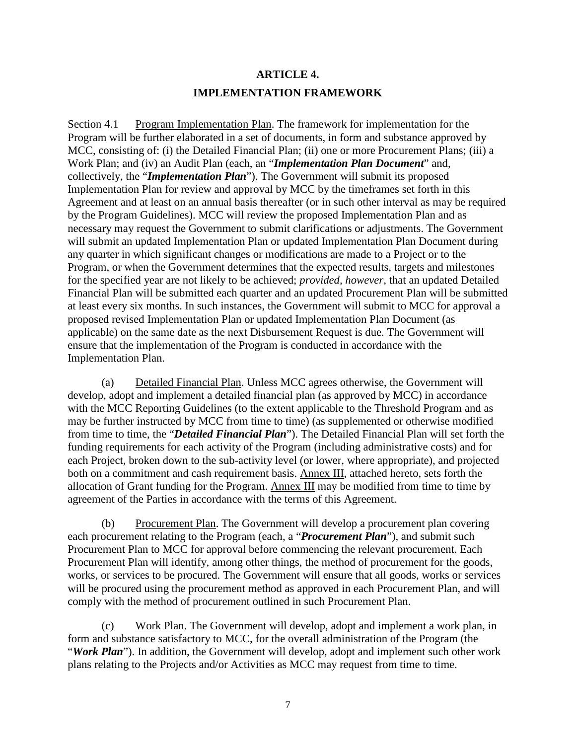# ARTICLE 4.

## IMPLEMENTATION FRAMEWORK

Section 4.1 Program Implementation Plan. The framework for implementation for the Program will be further elaborated in a set of documents, in form and substance approved by MCC, consisting of: (i) the Detailed Financial Plan; (ii) one or more Procurement Plans; (iii) a Work Plan; and (iv) an Audit Plan (each, an "***Implementation Plan Document***" and, collectively, the "***Implementation Plan***"). The Government will submit its proposed Implementation Plan for review and approval by MCC by the timeframes set forth in this Agreement and at least on an annual basis thereafter (or in such other interval as may be required by the Program Guidelines). MCC will review the proposed Implementation Plan and as necessary may request the Government to submit clarifications or adjustments. The Government will submit an updated Implementation Plan or updated Implementation Plan Document during any quarter in which significant changes or modifications are made to a Project or to the Program, or when the Government determines that the expected results, targets and milestones for the specified year are not likely to be achieved; *provided, however,* that an updated Detailed Financial Plan will be submitted each quarter and an updated Procurement Plan will be submitted at least every six months. In such instances, the Government will submit to MCC for approval a proposed revised Implementation Plan or updated Implementation Plan Document (as applicable) on the same date as the next Disbursement Request is due. The Government will ensure that the implementation of the Program is conducted in accordance with the Implementation Plan.

(a) Detailed Financial Plan. Unless MCC agrees otherwise, the Government will develop, adopt and implement a detailed financial plan (as approved by MCC) in accordance with the MCC Reporting Guidelines (to the extent applicable to the Threshold Program and as may be further instructed by MCC from time to time) (as supplemented or otherwise modified from time to time, the "***Detailed Financial Plan***"). The Detailed Financial Plan will set forth the funding requirements for each activity of the Program (including administrative costs) and for each Project, broken down to the sub-activity level (or lower, where appropriate), and projected both on a commitment and cash requirement basis. Annex III, attached hereto, sets forth the allocation of Grant funding for the Program. Annex III may be modified from time to time by agreement of the Parties in accordance with the terms of this Agreement.

(b) Procurement Plan. The Government will develop a procurement plan covering each procurement relating to the Program (each, a "***Procurement Plan***"), and submit such Procurement Plan to MCC for approval before commencing the relevant procurement. Each Procurement Plan will identify, among other things, the method of procurement for the goods, works, or services to be procured. The Government will ensure that all goods, works or services will be procured using the procurement method as approved in each Procurement Plan, and will comply with the method of procurement outlined in such Procurement Plan.

(c) Work Plan. The Government will develop, adopt and implement a work plan, in form and substance satisfactory to MCC, for the overall administration of the Program (the "***Work Plan***"). In addition, the Government will develop, adopt and implement such other work plans relating to the Projects and/or Activities as MCC may request from time to time.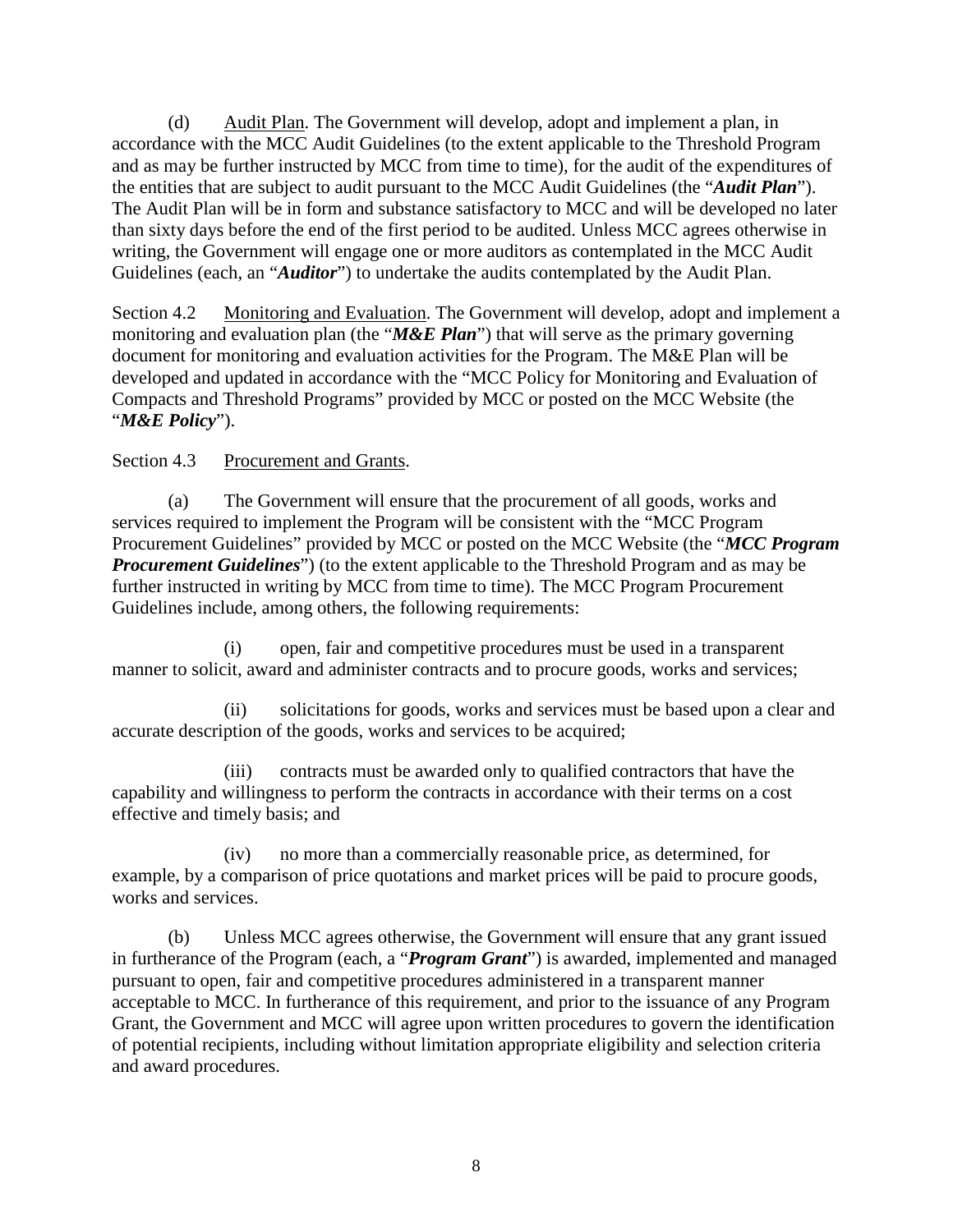(d) Audit Plan. The Government will develop, adopt and implement a plan, in accordance with the MCC Audit Guidelines (to the extent applicable to the Threshold Program and as may be further instructed by MCC from time to time), for the audit of the expenditures of the entities that are subject to audit pursuant to the MCC Audit Guidelines (the "***Audit Plan***"). The Audit Plan will be in form and substance satisfactory to MCC and will be developed no later than sixty days before the end of the first period to be audited. Unless MCC agrees otherwise in writing, the Government will engage one or more auditors as contemplated in the MCC Audit Guidelines (each, an "***Auditor***") to undertake the audits contemplated by the Audit Plan.

Section 4.2 Monitoring and Evaluation. The Government will develop, adopt and implement a monitoring and evaluation plan (the "***M&E Plan***") that will serve as the primary governing document for monitoring and evaluation activities for the Program. The M&E Plan will be developed and updated in accordance with the "MCC Policy for Monitoring and Evaluation of Compacts and Threshold Programs" provided by MCC or posted on the MCC Website (the "***M&E Policy***").

Section 4.3 Procurement and Grants.

(a) The Government will ensure that the procurement of all goods, works and services required to implement the Program will be consistent with the "MCC Program Procurement Guidelines" provided by MCC or posted on the MCC Website (the "***MCC Program Procurement Guidelines***") (to the extent applicable to the Threshold Program and as may be further instructed in writing by MCC from time to time). The MCC Program Procurement Guidelines include, among others, the following requirements:

(i) open, fair and competitive procedures must be used in a transparent manner to solicit, award and administer contracts and to procure goods, works and services;

(ii) solicitations for goods, works and services must be based upon a clear and accurate description of the goods, works and services to be acquired;

(iii) contracts must be awarded only to qualified contractors that have the capability and willingness to perform the contracts in accordance with their terms on a cost effective and timely basis; and

(iv) no more than a commercially reasonable price, as determined, for example, by a comparison of price quotations and market prices will be paid to procure goods, works and services.

(b) Unless MCC agrees otherwise, the Government will ensure that any grant issued in furtherance of the Program (each, a "***Program Grant***") is awarded, implemented and managed pursuant to open, fair and competitive procedures administered in a transparent manner acceptable to MCC. In furtherance of this requirement, and prior to the issuance of any Program Grant, the Government and MCC will agree upon written procedures to govern the identification of potential recipients, including without limitation appropriate eligibility and selection criteria and award procedures.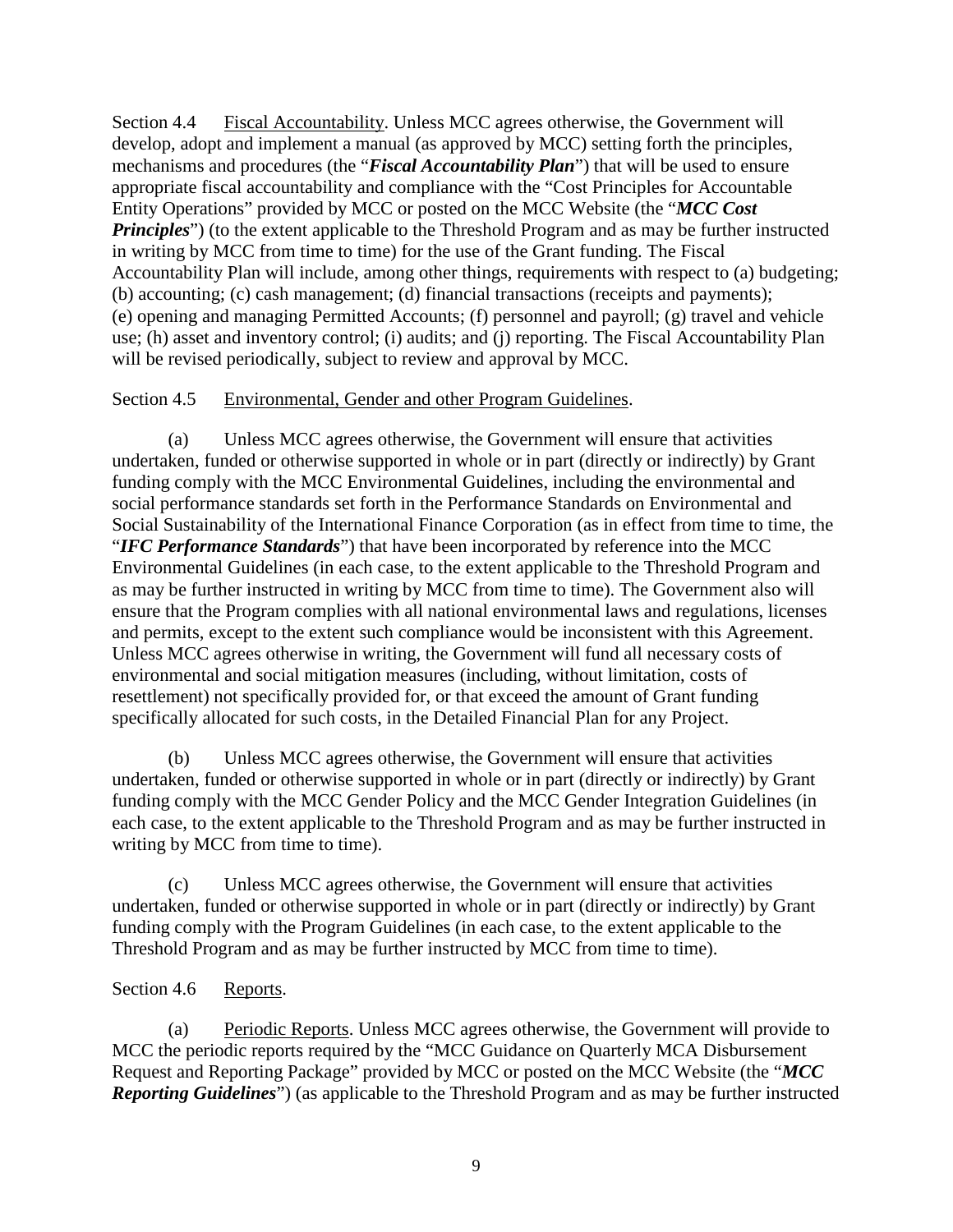Section 4.4 Fiscal Accountability. Unless MCC agrees otherwise, the Government will develop, adopt and implement a manual (as approved by MCC) setting forth the principles, mechanisms and procedures (the "***Fiscal Accountability Plan***") that will be used to ensure appropriate fiscal accountability and compliance with the "Cost Principles for Accountable Entity Operations" provided by MCC or posted on the MCC Website (the "***MCC Cost Principles***") (to the extent applicable to the Threshold Program and as may be further instructed in writing by MCC from time to time) for the use of the Grant funding. The Fiscal Accountability Plan will include, among other things, requirements with respect to (a) budgeting; (b) accounting; (c) cash management; (d) financial transactions (receipts and payments); (e) opening and managing Permitted Accounts; (f) personnel and payroll; (g) travel and vehicle use; (h) asset and inventory control; (i) audits; and (j) reporting. The Fiscal Accountability Plan will be revised periodically, subject to review and approval by MCC.

Section 4.5 Environmental, Gender and other Program Guidelines.

(a) Unless MCC agrees otherwise, the Government will ensure that activities undertaken, funded or otherwise supported in whole or in part (directly or indirectly) by Grant funding comply with the MCC Environmental Guidelines, including the environmental and social performance standards set forth in the Performance Standards on Environmental and Social Sustainability of the International Finance Corporation (as in effect from time to time, the "***IFC Performance Standards***") that have been incorporated by reference into the MCC Environmental Guidelines (in each case, to the extent applicable to the Threshold Program and as may be further instructed in writing by MCC from time to time). The Government also will ensure that the Program complies with all national environmental laws and regulations, licenses and permits, except to the extent such compliance would be inconsistent with this Agreement. Unless MCC agrees otherwise in writing, the Government will fund all necessary costs of environmental and social mitigation measures (including, without limitation, costs of resettlement) not specifically provided for, or that exceed the amount of Grant funding specifically allocated for such costs, in the Detailed Financial Plan for any Project.

(b) Unless MCC agrees otherwise, the Government will ensure that activities undertaken, funded or otherwise supported in whole or in part (directly or indirectly) by Grant funding comply with the MCC Gender Policy and the MCC Gender Integration Guidelines (in each case, to the extent applicable to the Threshold Program and as may be further instructed in writing by MCC from time to time).

(c) Unless MCC agrees otherwise, the Government will ensure that activities undertaken, funded or otherwise supported in whole or in part (directly or indirectly) by Grant funding comply with the Program Guidelines (in each case, to the extent applicable to the Threshold Program and as may be further instructed by MCC from time to time).

Section 4.6 Reports.

(a) Periodic Reports. Unless MCC agrees otherwise, the Government will provide to MCC the periodic reports required by the "MCC Guidance on Quarterly MCA Disbursement Request and Reporting Package" provided by MCC or posted on the MCC Website (the "***MCC Reporting Guidelines***") (as applicable to the Threshold Program and as may be further instructed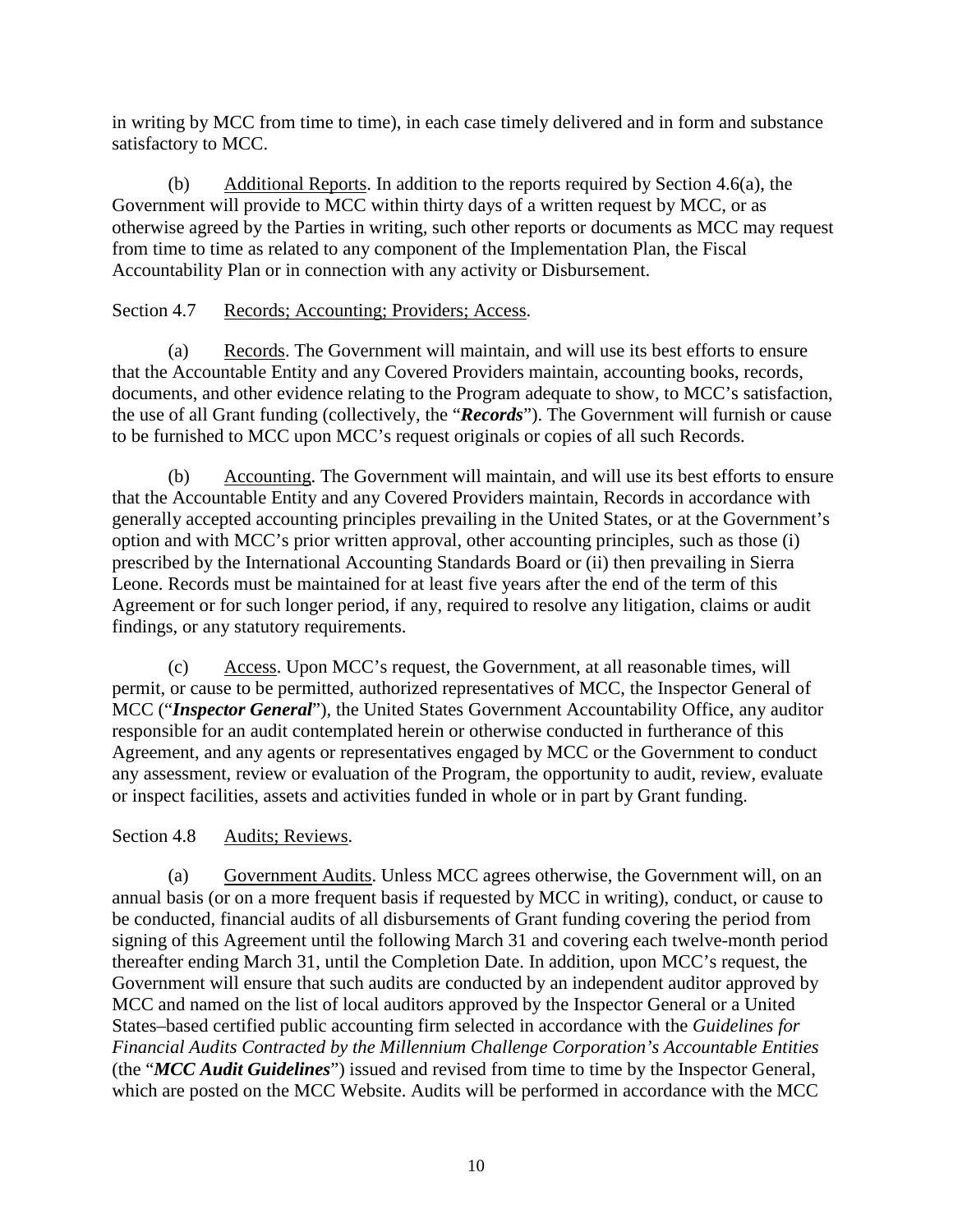in writing by MCC from time to time), in each case timely delivered and in form and substance satisfactory to MCC.

(b) Additional Reports. In addition to the reports required by Section 4.6(a), the Government will provide to MCC within thirty days of a written request by MCC, or as otherwise agreed by the Parties in writing, such other reports or documents as MCC may request from time to time as related to any component of the Implementation Plan, the Fiscal Accountability Plan or in connection with any activity or Disbursement.

Section 4.7 Records; Accounting; Providers; Access.

(a) Records. The Government will maintain, and will use its best efforts to ensure that the Accountable Entity and any Covered Providers maintain, accounting books, records, documents, and other evidence relating to the Program adequate to show, to MCC's satisfaction, the use of all Grant funding (collectively, the "***Records***"). The Government will furnish or cause to be furnished to MCC upon MCC's request originals or copies of all such Records.

(b) Accounting. The Government will maintain, and will use its best efforts to ensure that the Accountable Entity and any Covered Providers maintain, Records in accordance with generally accepted accounting principles prevailing in the United States, or at the Government's option and with MCC's prior written approval, other accounting principles, such as those (i) prescribed by the International Accounting Standards Board or (ii) then prevailing in Sierra Leone. Records must be maintained for at least five years after the end of the term of this Agreement or for such longer period, if any, required to resolve any litigation, claims or audit findings, or any statutory requirements.

(c) Access. Upon MCC's request, the Government, at all reasonable times, will permit, or cause to be permitted, authorized representatives of MCC, the Inspector General of MCC ("***Inspector General***"), the United States Government Accountability Office, any auditor responsible for an audit contemplated herein or otherwise conducted in furtherance of this Agreement, and any agents or representatives engaged by MCC or the Government to conduct any assessment, review or evaluation of the Program, the opportunity to audit, review, evaluate or inspect facilities, assets and activities funded in whole or in part by Grant funding.

Section 4.8 Audits; Reviews.

(a) Government Audits. Unless MCC agrees otherwise, the Government will, on an annual basis (or on a more frequent basis if requested by MCC in writing), conduct, or cause to be conducted, financial audits of all disbursements of Grant funding covering the period from signing of this Agreement until the following March 31 and covering each twelve-month period thereafter ending March 31, until the Completion Date. In addition, upon MCC's request, the Government will ensure that such audits are conducted by an independent auditor approved by MCC and named on the list of local auditors approved by the Inspector General or a United States–based certified public accounting firm selected in accordance with the *Guidelines for Financial Audits Contracted by the Millennium Challenge Corporation's Accountable Entities* (the "***MCC Audit Guidelines***") issued and revised from time to time by the Inspector General, which are posted on the MCC Website. Audits will be performed in accordance with the MCC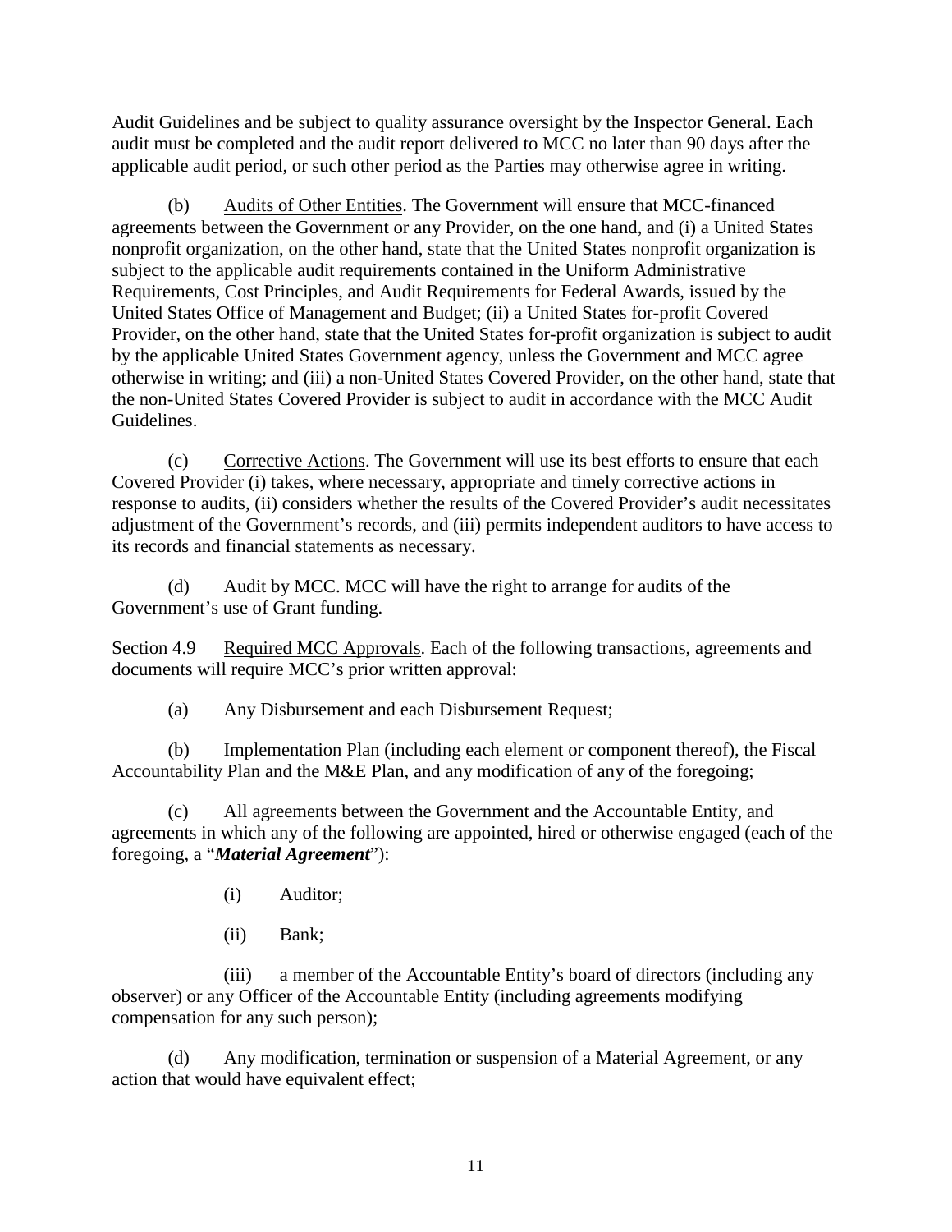Audit Guidelines and be subject to quality assurance oversight by the Inspector General. Each audit must be completed and the audit report delivered to MCC no later than 90 days after the applicable audit period, or such other period as the Parties may otherwise agree in writing.

(b) Audits of Other Entities. The Government will ensure that MCC-financed agreements between the Government or any Provider, on the one hand, and (i) a United States nonprofit organization, on the other hand, state that the United States nonprofit organization is subject to the applicable audit requirements contained in the Uniform Administrative Requirements, Cost Principles, and Audit Requirements for Federal Awards, issued by the United States Office of Management and Budget; (ii) a United States for-profit Covered Provider, on the other hand, state that the United States for-profit organization is subject to audit by the applicable United States Government agency, unless the Government and MCC agree otherwise in writing; and (iii) a non-United States Covered Provider, on the other hand, state that the non-United States Covered Provider is subject to audit in accordance with the MCC Audit Guidelines.

(c) Corrective Actions. The Government will use its best efforts to ensure that each Covered Provider (i) takes, where necessary, appropriate and timely corrective actions in response to audits, (ii) considers whether the results of the Covered Provider's audit necessitates adjustment of the Government's records, and (iii) permits independent auditors to have access to its records and financial statements as necessary.

(d) Audit by MCC. MCC will have the right to arrange for audits of the Government's use of Grant funding.

Section 4.9 Required MCC Approvals. Each of the following transactions, agreements and documents will require MCC's prior written approval:

(a) Any Disbursement and each Disbursement Request;

(b) Implementation Plan (including each element or component thereof), the Fiscal Accountability Plan and the M&E Plan, and any modification of any of the foregoing;

(c) All agreements between the Government and the Accountable Entity, and agreements in which any of the following are appointed, hired or otherwise engaged (each of the foregoing, a "***Material Agreement***"):

(i) Auditor;

(ii) Bank;

(iii) a member of the Accountable Entity's board of directors (including any observer) or any Officer of the Accountable Entity (including agreements modifying compensation for any such person);

(d) Any modification, termination or suspension of a Material Agreement, or any action that would have equivalent effect;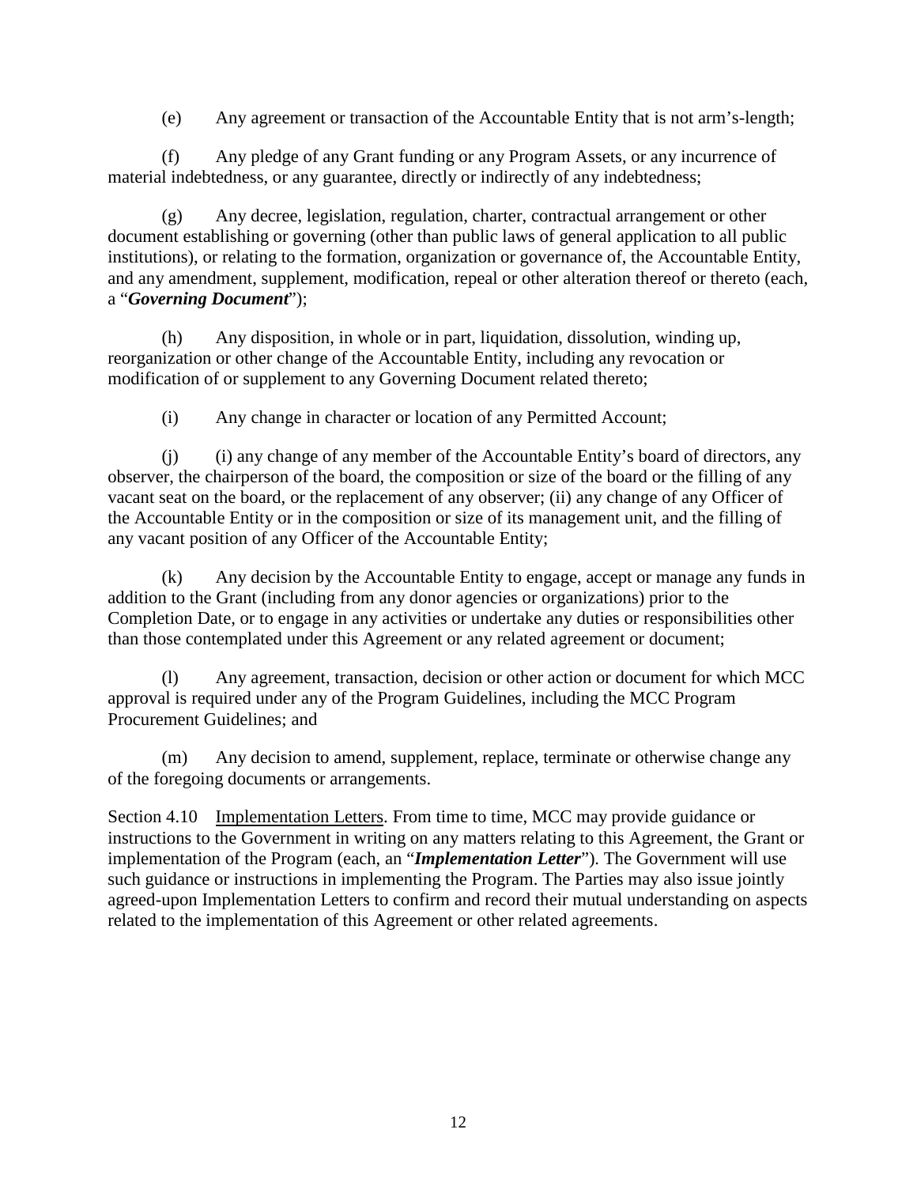(e) Any agreement or transaction of the Accountable Entity that is not arm's-length;

(f) Any pledge of any Grant funding or any Program Assets, or any incurrence of material indebtedness, or any guarantee, directly or indirectly of any indebtedness;

(g) Any decree, legislation, regulation, charter, contractual arrangement or other document establishing or governing (other than public laws of general application to all public institutions), or relating to the formation, organization or governance of, the Accountable Entity, and any amendment, supplement, modification, repeal or other alteration thereof or thereto (each, a "***Governing Document***");

(h) Any disposition, in whole or in part, liquidation, dissolution, winding up, reorganization or other change of the Accountable Entity, including any revocation or modification of or supplement to any Governing Document related thereto;

(i) Any change in character or location of any Permitted Account;

(j) (i) any change of any member of the Accountable Entity's board of directors, any observer, the chairperson of the board, the composition or size of the board or the filling of any vacant seat on the board, or the replacement of any observer; (ii) any change of any Officer of the Accountable Entity or in the composition or size of its management unit, and the filling of any vacant position of any Officer of the Accountable Entity;

(k) Any decision by the Accountable Entity to engage, accept or manage any funds in addition to the Grant (including from any donor agencies or organizations) prior to the Completion Date, or to engage in any activities or undertake any duties or responsibilities other than those contemplated under this Agreement or any related agreement or document;

(l) Any agreement, transaction, decision or other action or document for which MCC approval is required under any of the Program Guidelines, including the MCC Program Procurement Guidelines; and

(m) Any decision to amend, supplement, replace, terminate or otherwise change any of the foregoing documents or arrangements.

Section 4.10 <u>Implementation Letters</u>. From time to time, MCC may provide guidance or instructions to the Government in writing on any matters relating to this Agreement, the Grant or implementation of the Program (each, an "***Implementation Letter***"). The Government will use such guidance or instructions in implementing the Program. The Parties may also issue jointly agreed-upon Implementation Letters to confirm and record their mutual understanding on aspects related to the implementation of this Agreement or other related agreements.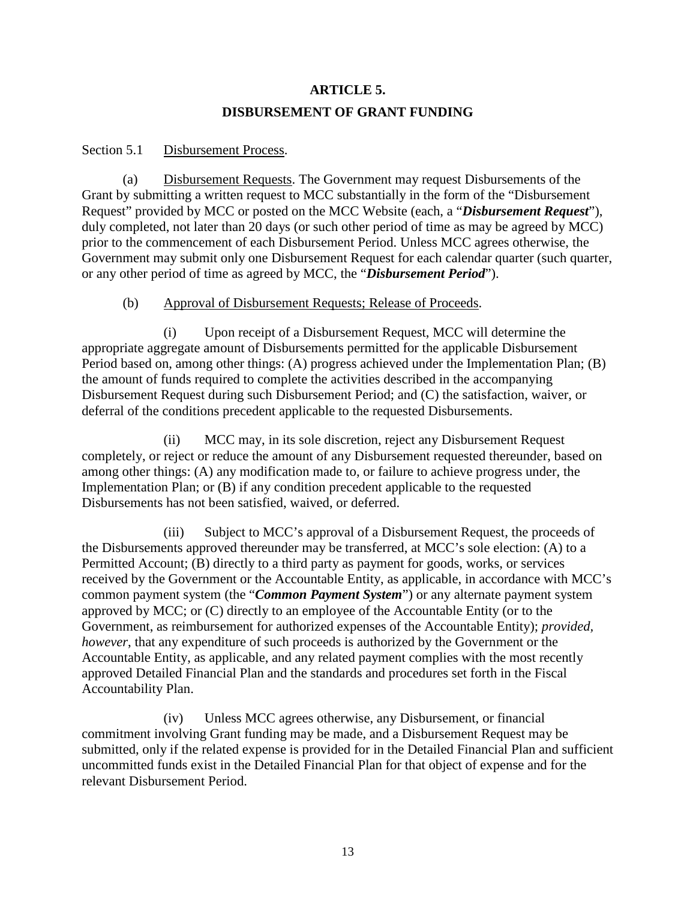# ARTICLE 5.

# DISBURSEMENT OF GRANT FUNDING

Section 5.1 <u>Disbursement Process</u>.

(a) <u>Disbursement Requests</u>. The Government may request Disbursements of the Grant by submitting a written request to MCC substantially in the form of the "Disbursement Request" provided by MCC or posted on the MCC Website (each, a "***Disbursement Request***"), duly completed, not later than 20 days (or such other period of time as may be agreed by MCC) prior to the commencement of each Disbursement Period. Unless MCC agrees otherwise, the Government may submit only one Disbursement Request for each calendar quarter (such quarter, or any other period of time as agreed by MCC, the "***Disbursement Period***").

(b) <u>Approval of Disbursement Requests; Release of Proceeds</u>.

(i) Upon receipt of a Disbursement Request, MCC will determine the appropriate aggregate amount of Disbursements permitted for the applicable Disbursement Period based on, among other things: (A) progress achieved under the Implementation Plan; (B) the amount of funds required to complete the activities described in the accompanying Disbursement Request during such Disbursement Period; and (C) the satisfaction, waiver, or deferral of the conditions precedent applicable to the requested Disbursements.

(ii) MCC may, in its sole discretion, reject any Disbursement Request completely, or reject or reduce the amount of any Disbursement requested thereunder, based on among other things: (A) any modification made to, or failure to achieve progress under, the Implementation Plan; or (B) if any condition precedent applicable to the requested Disbursements has not been satisfied, waived, or deferred.

(iii) Subject to MCC's approval of a Disbursement Request, the proceeds of the Disbursements approved thereunder may be transferred, at MCC's sole election: (A) to a Permitted Account; (B) directly to a third party as payment for goods, works, or services received by the Government or the Accountable Entity, as applicable, in accordance with MCC's common payment system (the "***Common Payment System***") or any alternate payment system approved by MCC; or (C) directly to an employee of the Accountable Entity (or to the Government, as reimbursement for authorized expenses of the Accountable Entity); *provided, however*, that any expenditure of such proceeds is authorized by the Government or the Accountable Entity, as applicable, and any related payment complies with the most recently approved Detailed Financial Plan and the standards and procedures set forth in the Fiscal Accountability Plan.

(iv) Unless MCC agrees otherwise, any Disbursement, or financial commitment involving Grant funding may be made, and a Disbursement Request may be submitted, only if the related expense is provided for in the Detailed Financial Plan and sufficient uncommitted funds exist in the Detailed Financial Plan for that object of expense and for the relevant Disbursement Period.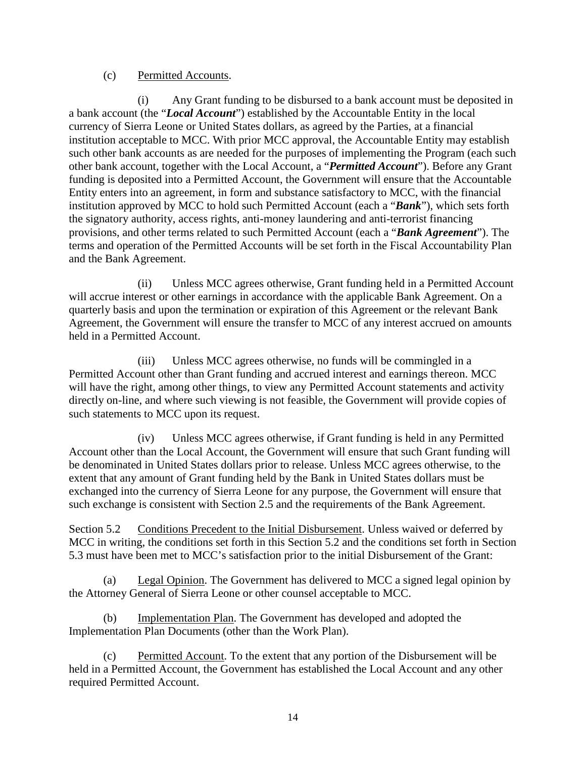(c) Permitted Accounts.

(i) Any Grant funding to be disbursed to a bank account must be deposited in a bank account (the "***Local Account***") established by the Accountable Entity in the local currency of Sierra Leone or United States dollars, as agreed by the Parties, at a financial institution acceptable to MCC. With prior MCC approval, the Accountable Entity may establish such other bank accounts as are needed for the purposes of implementing the Program (each such other bank account, together with the Local Account, a "***Permitted Account***"). Before any Grant funding is deposited into a Permitted Account, the Government will ensure that the Accountable Entity enters into an agreement, in form and substance satisfactory to MCC, with the financial institution approved by MCC to hold such Permitted Account (each a "***Bank***"), which sets forth the signatory authority, access rights, anti-money laundering and anti-terrorist financing provisions, and other terms related to such Permitted Account (each a "***Bank Agreement***"). The terms and operation of the Permitted Accounts will be set forth in the Fiscal Accountability Plan and the Bank Agreement.

(ii) Unless MCC agrees otherwise, Grant funding held in a Permitted Account will accrue interest or other earnings in accordance with the applicable Bank Agreement. On a quarterly basis and upon the termination or expiration of this Agreement or the relevant Bank Agreement, the Government will ensure the transfer to MCC of any interest accrued on amounts held in a Permitted Account.

(iii) Unless MCC agrees otherwise, no funds will be commingled in a Permitted Account other than Grant funding and accrued interest and earnings thereon. MCC will have the right, among other things, to view any Permitted Account statements and activity directly on-line, and where such viewing is not feasible, the Government will provide copies of such statements to MCC upon its request.

(iv) Unless MCC agrees otherwise, if Grant funding is held in any Permitted Account other than the Local Account, the Government will ensure that such Grant funding will be denominated in United States dollars prior to release. Unless MCC agrees otherwise, to the extent that any amount of Grant funding held by the Bank in United States dollars must be exchanged into the currency of Sierra Leone for any purpose, the Government will ensure that such exchange is consistent with Section 2.5 and the requirements of the Bank Agreement.

Section 5.2 Conditions Precedent to the Initial Disbursement. Unless waived or deferred by MCC in writing, the conditions set forth in this Section 5.2 and the conditions set forth in Section 5.3 must have been met to MCC's satisfaction prior to the initial Disbursement of the Grant:

(a) Legal Opinion. The Government has delivered to MCC a signed legal opinion by the Attorney General of Sierra Leone or other counsel acceptable to MCC.

(b) Implementation Plan. The Government has developed and adopted the Implementation Plan Documents (other than the Work Plan).

(c) Permitted Account. To the extent that any portion of the Disbursement will be held in a Permitted Account, the Government has established the Local Account and any other required Permitted Account.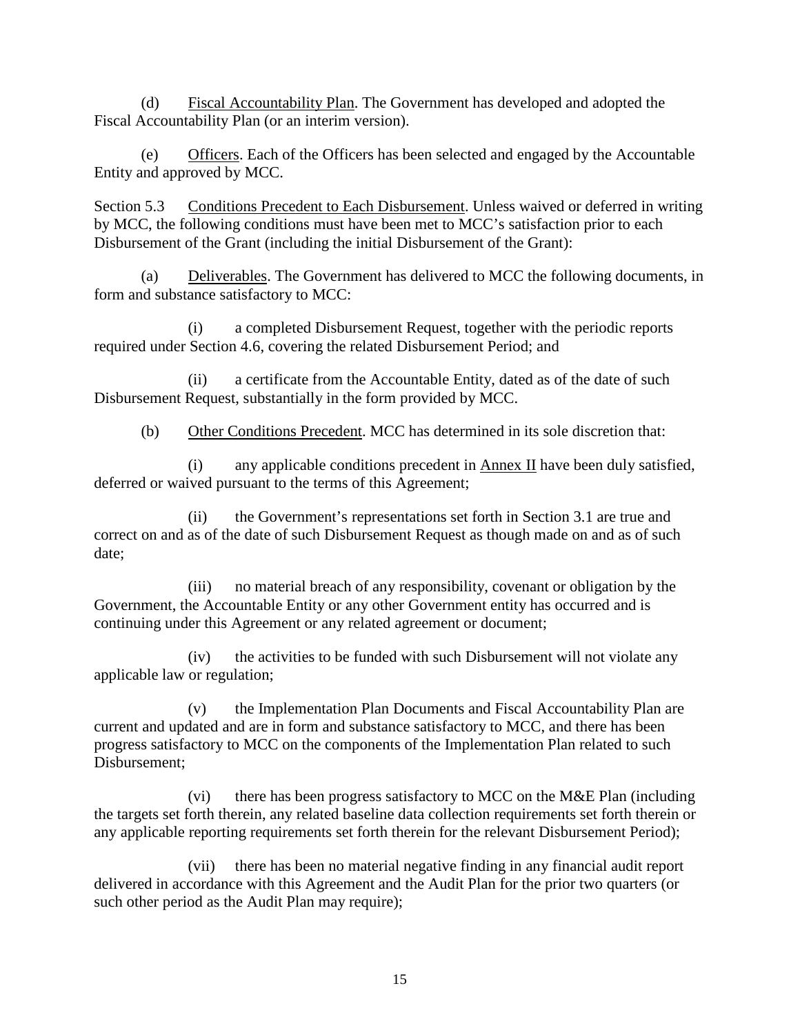(d) Fiscal Accountability Plan. The Government has developed and adopted the Fiscal Accountability Plan (or an interim version).

(e) Officers. Each of the Officers has been selected and engaged by the Accountable Entity and approved by MCC.

Section 5.3 Conditions Precedent to Each Disbursement. Unless waived or deferred in writing by MCC, the following conditions must have been met to MCC's satisfaction prior to each Disbursement of the Grant (including the initial Disbursement of the Grant):

(a) Deliverables. The Government has delivered to MCC the following documents, in form and substance satisfactory to MCC:

(i) a completed Disbursement Request, together with the periodic reports required under Section 4.6, covering the related Disbursement Period; and

(ii) a certificate from the Accountable Entity, dated as of the date of such Disbursement Request, substantially in the form provided by MCC.

(b) Other Conditions Precedent. MCC has determined in its sole discretion that:

(i) any applicable conditions precedent in Annex II have been duly satisfied, deferred or waived pursuant to the terms of this Agreement;

(ii) the Government's representations set forth in Section 3.1 are true and correct on and as of the date of such Disbursement Request as though made on and as of such date;

(iii) no material breach of any responsibility, covenant or obligation by the Government, the Accountable Entity or any other Government entity has occurred and is continuing under this Agreement or any related agreement or document;

(iv) the activities to be funded with such Disbursement will not violate any applicable law or regulation;

(v) the Implementation Plan Documents and Fiscal Accountability Plan are current and updated and are in form and substance satisfactory to MCC, and there has been progress satisfactory to MCC on the components of the Implementation Plan related to such Disbursement;

(vi) there has been progress satisfactory to MCC on the M&E Plan (including the targets set forth therein, any related baseline data collection requirements set forth therein or any applicable reporting requirements set forth therein for the relevant Disbursement Period);

(vii) there has been no material negative finding in any financial audit report delivered in accordance with this Agreement and the Audit Plan for the prior two quarters (or such other period as the Audit Plan may require);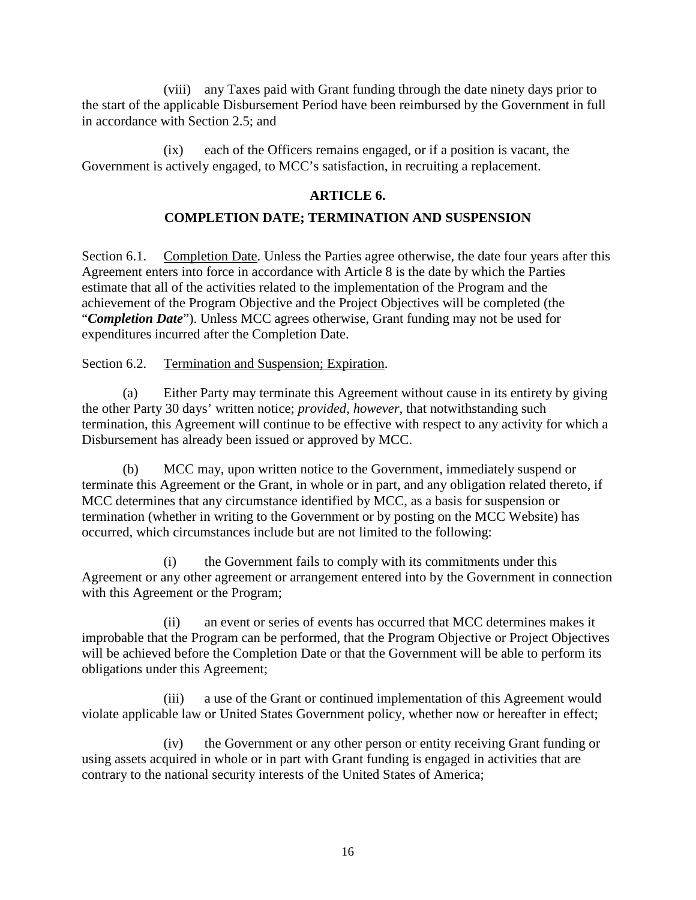(viii) any Taxes paid with Grant funding through the date ninety days prior to the start of the applicable Disbursement Period have been reimbursed by the Government in full in accordance with Section 2.5; and

(ix) each of the Officers remains engaged, or if a position is vacant, the Government is actively engaged, to MCC's satisfaction, in recruiting a replacement.

## ARTICLE 6.

## COMPLETION DATE; TERMINATION AND SUSPENSION

Section 6.1. Completion Date. Unless the Parties agree otherwise, the date four years after this Agreement enters into force in accordance with Article 8 is the date by which the Parties estimate that all of the activities related to the implementation of the Program and the achievement of the Program Objective and the Project Objectives will be completed (the "***Completion Date***"). Unless MCC agrees otherwise, Grant funding may not be used for expenditures incurred after the Completion Date.

Section 6.2. Termination and Suspension; Expiration.

(a) Either Party may terminate this Agreement without cause in its entirety by giving the other Party 30 days' written notice; *provided, however*, that notwithstanding such termination, this Agreement will continue to be effective with respect to any activity for which a Disbursement has already been issued or approved by MCC.

(b) MCC may, upon written notice to the Government, immediately suspend or terminate this Agreement or the Grant, in whole or in part, and any obligation related thereto, if MCC determines that any circumstance identified by MCC, as a basis for suspension or termination (whether in writing to the Government or by posting on the MCC Website) has occurred, which circumstances include but are not limited to the following:

(i) the Government fails to comply with its commitments under this Agreement or any other agreement or arrangement entered into by the Government in connection with this Agreement or the Program;

(ii) an event or series of events has occurred that MCC determines makes it improbable that the Program can be performed, that the Program Objective or Project Objectives will be achieved before the Completion Date or that the Government will be able to perform its obligations under this Agreement;

(iii) a use of the Grant or continued implementation of this Agreement would violate applicable law or United States Government policy, whether now or hereafter in effect;

(iv) the Government or any other person or entity receiving Grant funding or using assets acquired in whole or in part with Grant funding is engaged in activities that are contrary to the national security interests of the United States of America;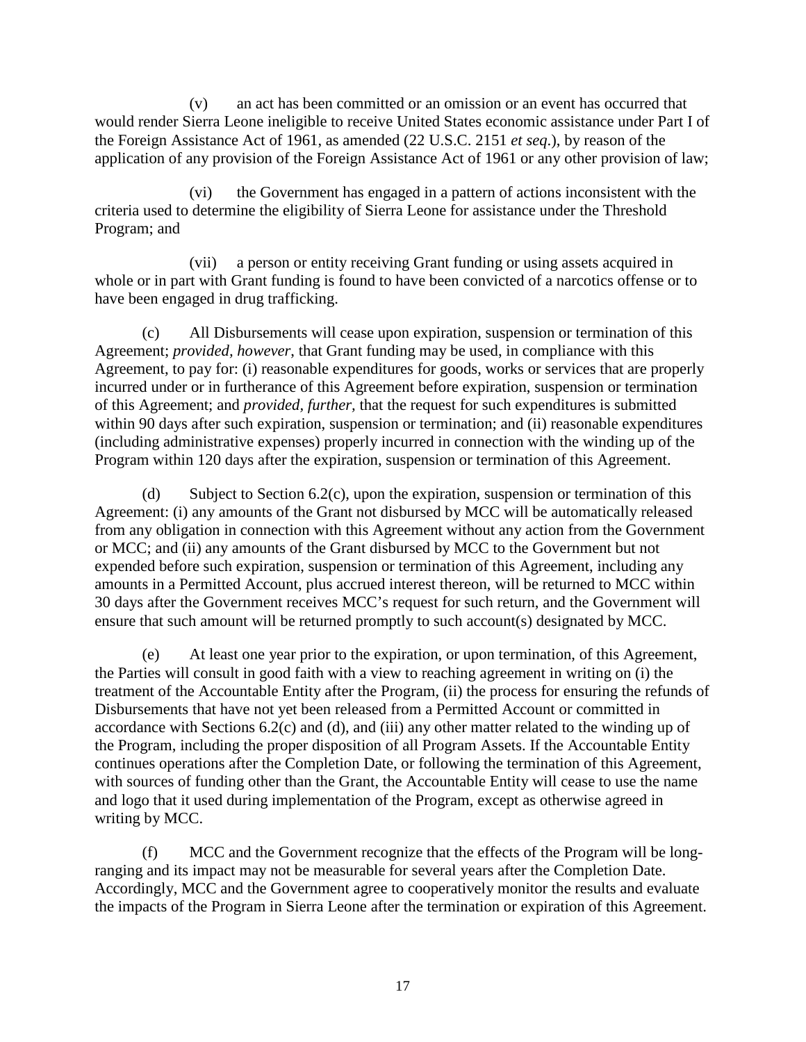(v) an act has been committed or an omission or an event has occurred that would render Sierra Leone ineligible to receive United States economic assistance under Part I of the Foreign Assistance Act of 1961, as amended (22 U.S.C. 2151 *et seq*.), by reason of the application of any provision of the Foreign Assistance Act of 1961 or any other provision of law;

(vi) the Government has engaged in a pattern of actions inconsistent with the criteria used to determine the eligibility of Sierra Leone for assistance under the Threshold Program; and

(vii) a person or entity receiving Grant funding or using assets acquired in whole or in part with Grant funding is found to have been convicted of a narcotics offense or to have been engaged in drug trafficking.

(c) All Disbursements will cease upon expiration, suspension or termination of this Agreement; *provided, however*, that Grant funding may be used, in compliance with this Agreement, to pay for: (i) reasonable expenditures for goods, works or services that are properly incurred under or in furtherance of this Agreement before expiration, suspension or termination of this Agreement; and *provided, further*, that the request for such expenditures is submitted within 90 days after such expiration, suspension or termination; and (ii) reasonable expenditures (including administrative expenses) properly incurred in connection with the winding up of the Program within 120 days after the expiration, suspension or termination of this Agreement.

(d) Subject to Section 6.2(c), upon the expiration, suspension or termination of this Agreement: (i) any amounts of the Grant not disbursed by MCC will be automatically released from any obligation in connection with this Agreement without any action from the Government or MCC; and (ii) any amounts of the Grant disbursed by MCC to the Government but not expended before such expiration, suspension or termination of this Agreement, including any amounts in a Permitted Account, plus accrued interest thereon, will be returned to MCC within 30 days after the Government receives MCC's request for such return, and the Government will ensure that such amount will be returned promptly to such account(s) designated by MCC.

(e) At least one year prior to the expiration, or upon termination, of this Agreement, the Parties will consult in good faith with a view to reaching agreement in writing on (i) the treatment of the Accountable Entity after the Program, (ii) the process for ensuring the refunds of Disbursements that have not yet been released from a Permitted Account or committed in accordance with Sections 6.2(c) and (d), and (iii) any other matter related to the winding up of the Program, including the proper disposition of all Program Assets. If the Accountable Entity continues operations after the Completion Date, or following the termination of this Agreement, with sources of funding other than the Grant, the Accountable Entity will cease to use the name and logo that it used during implementation of the Program, except as otherwise agreed in writing by MCC.

(f) MCC and the Government recognize that the effects of the Program will be long-ranging and its impact may not be measurable for several years after the Completion Date. Accordingly, MCC and the Government agree to cooperatively monitor the results and evaluate the impacts of the Program in Sierra Leone after the termination or expiration of this Agreement.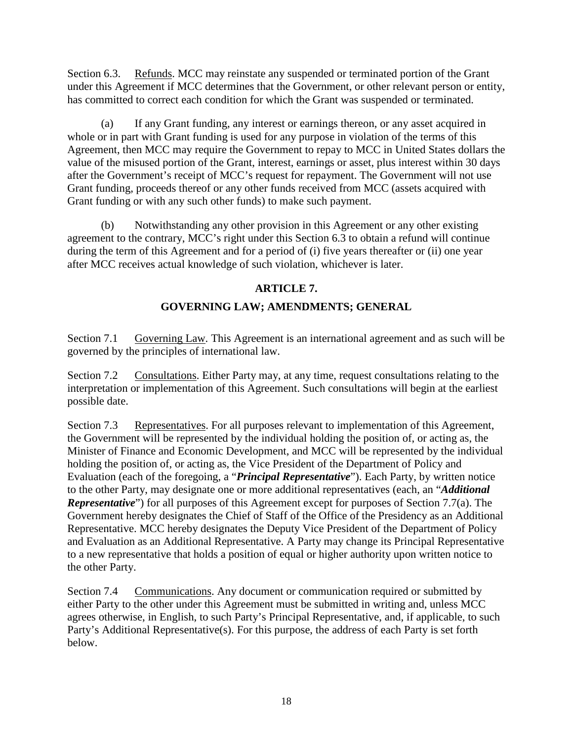Section 6.3. Refunds. MCC may reinstate any suspended or terminated portion of the Grant under this Agreement if MCC determines that the Government, or other relevant person or entity, has committed to correct each condition for which the Grant was suspended or terminated.

(a) If any Grant funding, any interest or earnings thereon, or any asset acquired in whole or in part with Grant funding is used for any purpose in violation of the terms of this Agreement, then MCC may require the Government to repay to MCC in United States dollars the value of the misused portion of the Grant, interest, earnings or asset, plus interest within 30 days after the Government's receipt of MCC's request for repayment. The Government will not use Grant funding, proceeds thereof or any other funds received from MCC (assets acquired with Grant funding or with any such other funds) to make such payment.

(b) Notwithstanding any other provision in this Agreement or any other existing agreement to the contrary, MCC's right under this Section 6.3 to obtain a refund will continue during the term of this Agreement and for a period of (i) five years thereafter or (ii) one year after MCC receives actual knowledge of such violation, whichever is later.

## ARTICLE 7.

## GOVERNING LAW; AMENDMENTS; GENERAL

Section 7.1 Governing Law. This Agreement is an international agreement and as such will be governed by the principles of international law.

Section 7.2 Consultations. Either Party may, at any time, request consultations relating to the interpretation or implementation of this Agreement. Such consultations will begin at the earliest possible date.

Section 7.3 Representatives. For all purposes relevant to implementation of this Agreement, the Government will be represented by the individual holding the position of, or acting as, the Minister of Finance and Economic Development, and MCC will be represented by the individual holding the position of, or acting as, the Vice President of the Department of Policy and Evaluation (each of the foregoing, a "***Principal Representative***"). Each Party, by written notice to the other Party, may designate one or more additional representatives (each, an "***Additional Representative***") for all purposes of this Agreement except for purposes of Section 7.7(a). The Government hereby designates the Chief of Staff of the Office of the Presidency as an Additional Representative. MCC hereby designates the Deputy Vice President of the Department of Policy and Evaluation as an Additional Representative. A Party may change its Principal Representative to a new representative that holds a position of equal or higher authority upon written notice to the other Party.

Section 7.4 Communications. Any document or communication required or submitted by either Party to the other under this Agreement must be submitted in writing and, unless MCC agrees otherwise, in English, to such Party's Principal Representative, and, if applicable, to such Party's Additional Representative(s). For this purpose, the address of each Party is set forth below.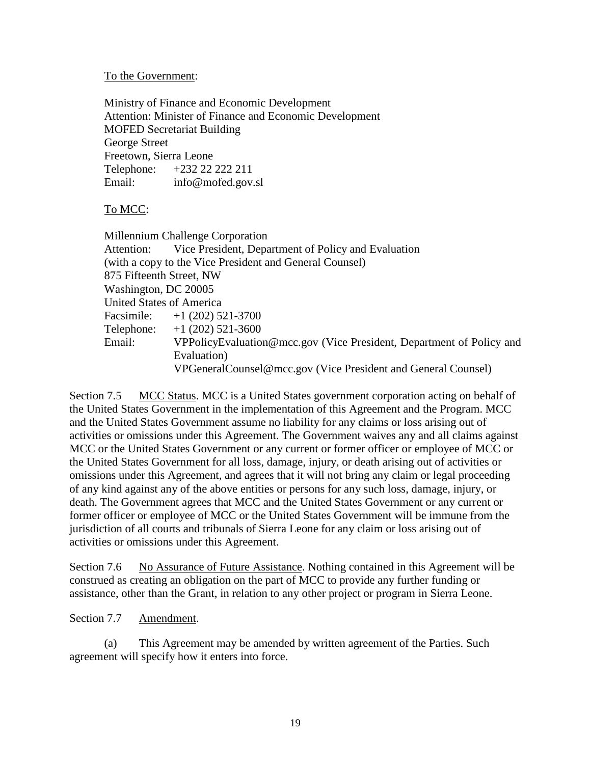<u>To the Government</u>:

Ministry of Finance and Economic Development  
Attention: Minister of Finance and Economic Development  
MOFED Secretariat Building  
George Street  
Freetown, Sierra Leone  
Telephone: +232 22 222 211  
Email: info@mofed.gov.sl

<u>To MCC</u>:

Millennium Challenge Corporation  
Attention: Vice President, Department of Policy and Evaluation  
(with a copy to the Vice President and General Counsel)  
875 Fifteenth Street, NW  
Washington, DC 20005  
United States of America  
Facsimile: +1 (202) 521-3700  
Telephone: +1 (202) 521-3600  
Email: VPPolicyEvaluation@mcc.gov (Vice President, Department of Policy and Evaluation)  
VPGeneralCounsel@mcc.gov (Vice President and General Counsel)

Section 7.5 <u>MCC Status</u>. MCC is a United States government corporation acting on behalf of the United States Government in the implementation of this Agreement and the Program. MCC and the United States Government assume no liability for any claims or loss arising out of activities or omissions under this Agreement. The Government waives any and all claims against MCC or the United States Government or any current or former officer or employee of MCC or the United States Government for all loss, damage, injury, or death arising out of activities or omissions under this Agreement, and agrees that it will not bring any claim or legal proceeding of any kind against any of the above entities or persons for any such loss, damage, injury, or death. The Government agrees that MCC and the United States Government or any current or former officer or employee of MCC or the United States Government will be immune from the jurisdiction of all courts and tribunals of Sierra Leone for any claim or loss arising out of activities or omissions under this Agreement.

Section 7.6 <u>No Assurance of Future Assistance</u>. Nothing contained in this Agreement will be construed as creating an obligation on the part of MCC to provide any further funding or assistance, other than the Grant, in relation to any other project or program in Sierra Leone.

Section 7.7 <u>Amendment</u>.

(a) This Agreement may be amended by written agreement of the Parties. Such agreement will specify how it enters into force.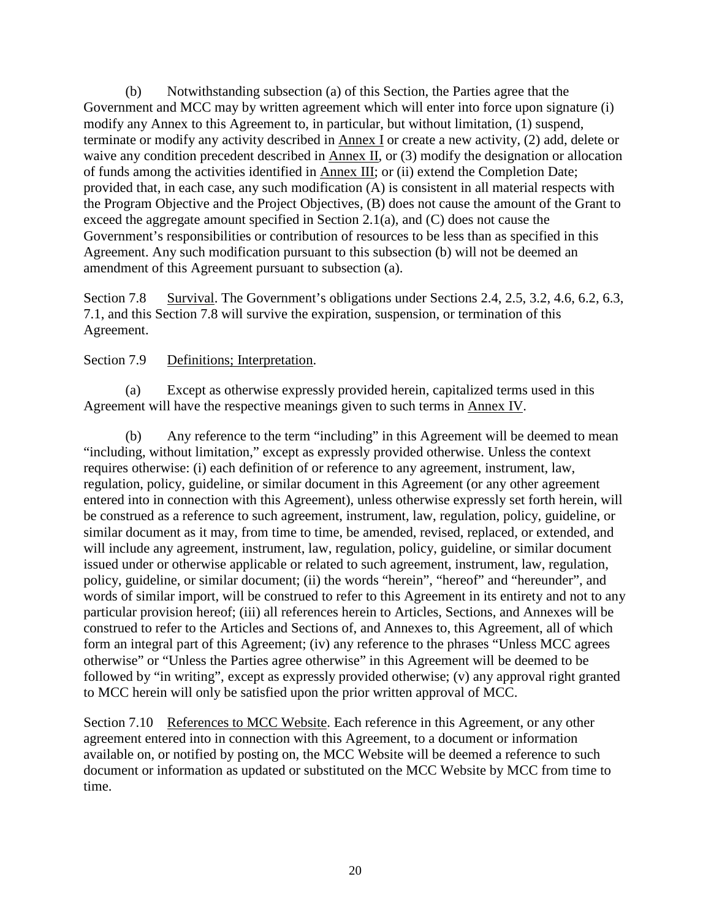(b) Notwithstanding subsection (a) of this Section, the Parties agree that the Government and MCC may by written agreement which will enter into force upon signature (i) modify any Annex to this Agreement to, in particular, but without limitation, (1) suspend, terminate or modify any activity described in Annex I or create a new activity, (2) add, delete or waive any condition precedent described in Annex II, or (3) modify the designation or allocation of funds among the activities identified in Annex III; or (ii) extend the Completion Date; provided that, in each case, any such modification (A) is consistent in all material respects with the Program Objective and the Project Objectives, (B) does not cause the amount of the Grant to exceed the aggregate amount specified in Section 2.1(a), and (C) does not cause the Government's responsibilities or contribution of resources to be less than as specified in this Agreement. Any such modification pursuant to this subsection (b) will not be deemed an amendment of this Agreement pursuant to subsection (a).

Section 7.8 Survival. The Government's obligations under Sections 2.4, 2.5, 3.2, 4.6, 6.2, 6.3, 7.1, and this Section 7.8 will survive the expiration, suspension, or termination of this Agreement.

Section 7.9 Definitions; Interpretation.

(a) Except as otherwise expressly provided herein, capitalized terms used in this Agreement will have the respective meanings given to such terms in Annex IV.

(b) Any reference to the term "including" in this Agreement will be deemed to mean "including, without limitation," except as expressly provided otherwise. Unless the context requires otherwise: (i) each definition of or reference to any agreement, instrument, law, regulation, policy, guideline, or similar document in this Agreement (or any other agreement entered into in connection with this Agreement), unless otherwise expressly set forth herein, will be construed as a reference to such agreement, instrument, law, regulation, policy, guideline, or similar document as it may, from time to time, be amended, revised, replaced, or extended, and will include any agreement, instrument, law, regulation, policy, guideline, or similar document issued under or otherwise applicable or related to such agreement, instrument, law, regulation, policy, guideline, or similar document; (ii) the words "herein", "hereof" and "hereunder", and words of similar import, will be construed to refer to this Agreement in its entirety and not to any particular provision hereof; (iii) all references herein to Articles, Sections, and Annexes will be construed to refer to the Articles and Sections of, and Annexes to, this Agreement, all of which form an integral part of this Agreement; (iv) any reference to the phrases "Unless MCC agrees otherwise" or "Unless the Parties agree otherwise" in this Agreement will be deemed to be followed by "in writing", except as expressly provided otherwise; (v) any approval right granted to MCC herein will only be satisfied upon the prior written approval of MCC.

Section 7.10 References to MCC Website. Each reference in this Agreement, or any other agreement entered into in connection with this Agreement, to a document or information available on, or notified by posting on, the MCC Website will be deemed a reference to such document or information as updated or substituted on the MCC Website by MCC from time to time.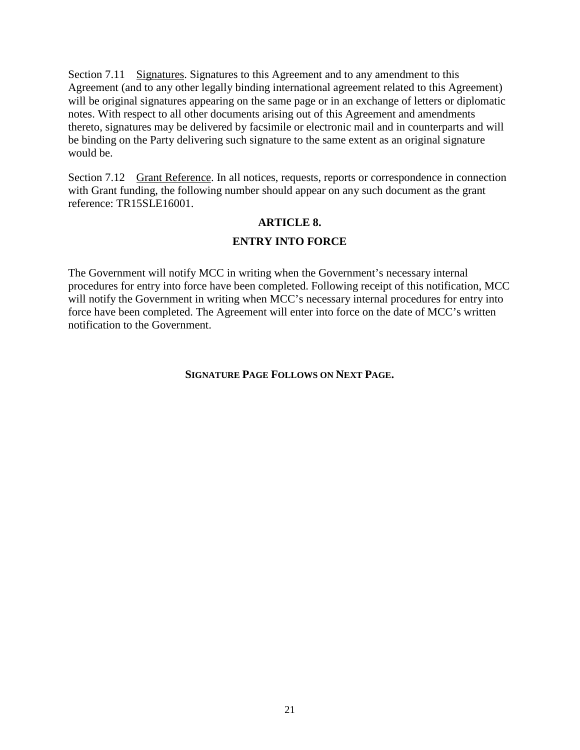Section 7.11 Signatures. Signatures to this Agreement and to any amendment to this Agreement (and to any other legally binding international agreement related to this Agreement) will be original signatures appearing on the same page or in an exchange of letters or diplomatic notes. With respect to all other documents arising out of this Agreement and amendments thereto, signatures may be delivered by facsimile or electronic mail and in counterparts and will be binding on the Party delivering such signature to the same extent as an original signature would be.

Section 7.12 Grant Reference. In all notices, requests, reports or correspondence in connection with Grant funding, the following number should appear on any such document as the grant reference: TR15SLE16001.

## ARTICLE 8.

## ENTRY INTO FORCE

The Government will notify MCC in writing when the Government's necessary internal procedures for entry into force have been completed. Following receipt of this notification, MCC will notify the Government in writing when MCC's necessary internal procedures for entry into force have been completed. The Agreement will enter into force on the date of MCC's written notification to the Government.

**SIGNATURE PAGE FOLLOWS ON NEXT PAGE.**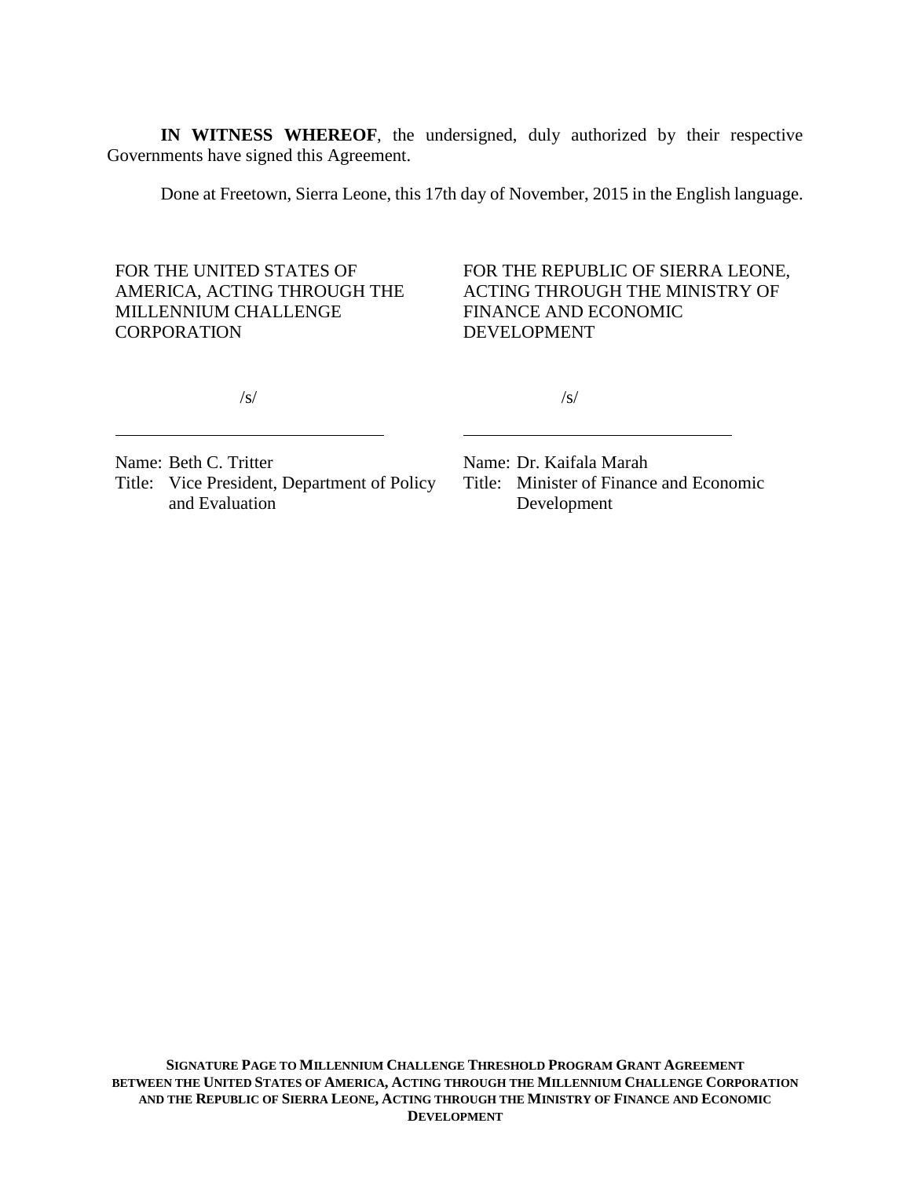**IN WITNESS WHEREOF**, the undersigned, duly authorized by their respective Governments have signed this Agreement.

Done at Freetown, Sierra Leone, this 17th day of November, 2015 in the English language.

| FOR THE UNITED STATES OF AMERICA, ACTING THROUGH THE MILLENNIUM CHALLENGE CORPORATION | FOR THE REPUBLIC OF SIERRA LEONE, ACTING THROUGH THE MINISTRY OF FINANCE AND ECONOMIC DEVELOPMENT |
| --- | --- |
| /s/ | /s/ |
| Name: Beth C. Tritter | Name: Dr. Kaifala Marah |
| Title: Vice President, Department of Policy and Evaluation | Title: Minister of Finance and Economic Development |

**SIGNATURE PAGE TO MILLENNIUM CHALLENGE THRESHOLD PROGRAM GRANT AGREEMENT BETWEEN THE UNITED STATES OF AMERICA, ACTING THROUGH THE MILLENNIUM CHALLENGE CORPORATION AND THE REPUBLIC OF SIERRA LEONE, ACTING THROUGH THE MINISTRY OF FINANCE AND ECONOMIC DEVELOPMENT**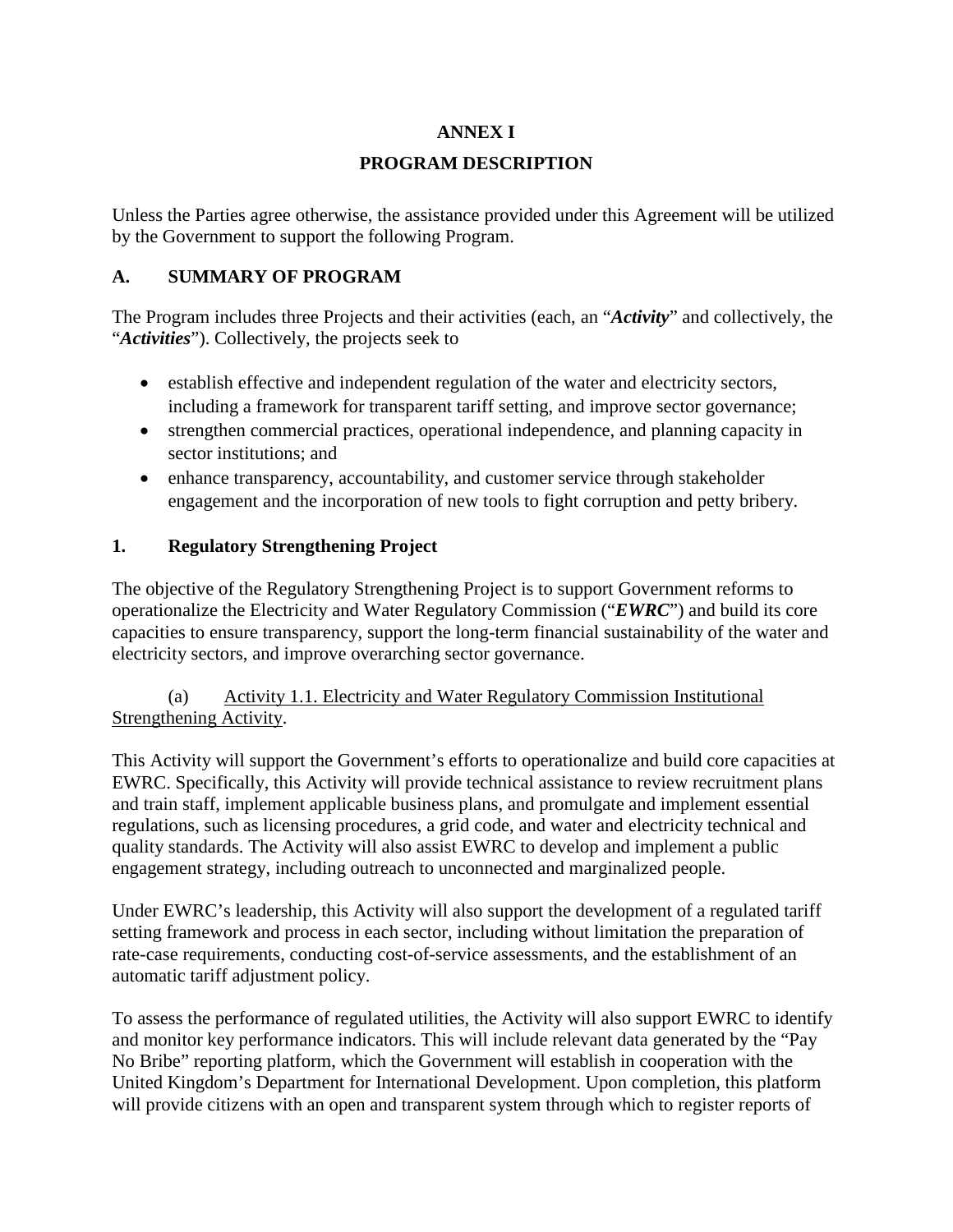# ANNEX I

# PROGRAM DESCRIPTION

Unless the Parties agree otherwise, the assistance provided under this Agreement will be utilized by the Government to support the following Program.

## A. SUMMARY OF PROGRAM

The Program includes three Projects and their activities (each, an "***Activity***" and collectively, the "***Activities***"). Collectively, the projects seek to

- establish effective and independent regulation of the water and electricity sectors, including a framework for transparent tariff setting, and improve sector governance;
- strengthen commercial practices, operational independence, and planning capacity in sector institutions; and
- enhance transparency, accountability, and customer service through stakeholder engagement and the incorporation of new tools to fight corruption and petty bribery.

### 1. Regulatory Strengthening Project

The objective of the Regulatory Strengthening Project is to support Government reforms to operationalize the Electricity and Water Regulatory Commission ("***EWRC***") and build its core capacities to ensure transparency, support the long-term financial sustainability of the water and electricity sectors, and improve overarching sector governance.

(a) Activity 1.1. Electricity and Water Regulatory Commission Institutional Strengthening Activity.

This Activity will support the Government's efforts to operationalize and build core capacities at EWRC. Specifically, this Activity will provide technical assistance to review recruitment plans and train staff, implement applicable business plans, and promulgate and implement essential regulations, such as licensing procedures, a grid code, and water and electricity technical and quality standards. The Activity will also assist EWRC to develop and implement a public engagement strategy, including outreach to unconnected and marginalized people.

Under EWRC's leadership, this Activity will also support the development of a regulated tariff setting framework and process in each sector, including without limitation the preparation of rate-case requirements, conducting cost-of-service assessments, and the establishment of an automatic tariff adjustment policy.

To assess the performance of regulated utilities, the Activity will also support EWRC to identify and monitor key performance indicators. This will include relevant data generated by the "Pay No Bribe" reporting platform, which the Government will establish in cooperation with the United Kingdom's Department for International Development. Upon completion, this platform will provide citizens with an open and transparent system through which to register reports of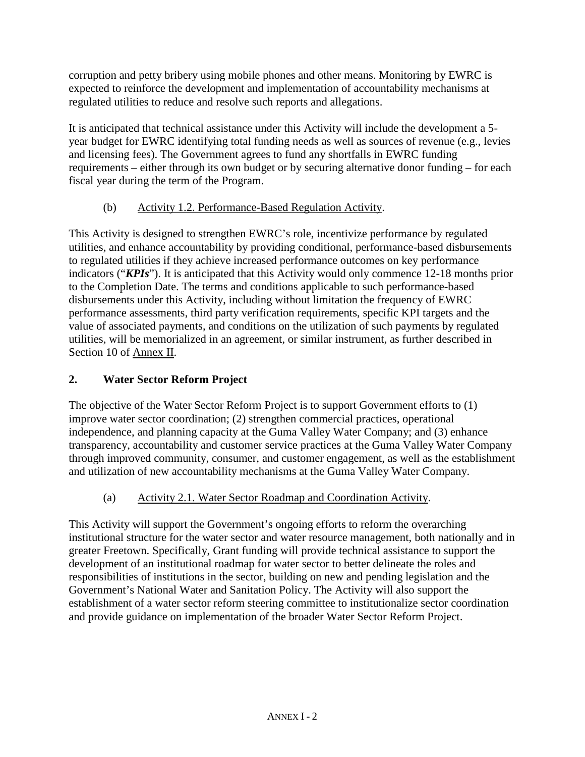corruption and petty bribery using mobile phones and other means. Monitoring by EWRC is expected to reinforce the development and implementation of accountability mechanisms at regulated utilities to reduce and resolve such reports and allegations.

It is anticipated that technical assistance under this Activity will include the development a 5-year budget for EWRC identifying total funding needs as well as sources of revenue (e.g., levies and licensing fees). The Government agrees to fund any shortfalls in EWRC funding requirements – either through its own budget or by securing alternative donor funding – for each fiscal year during the term of the Program.

(b) Activity 1.2. Performance-Based Regulation Activity.

This Activity is designed to strengthen EWRC's role, incentivize performance by regulated utilities, and enhance accountability by providing conditional, performance-based disbursements to regulated utilities if they achieve increased performance outcomes on key performance indicators ("***KPIs***"). It is anticipated that this Activity would only commence 12-18 months prior to the Completion Date. The terms and conditions applicable to such performance-based disbursements under this Activity, including without limitation the frequency of EWRC performance assessments, third party verification requirements, specific KPI targets and the value of associated payments, and conditions on the utilization of such payments by regulated utilities, will be memorialized in an agreement, or similar instrument, as further described in Section 10 of Annex II.

## 2. Water Sector Reform Project

The objective of the Water Sector Reform Project is to support Government efforts to (1) improve water sector coordination; (2) strengthen commercial practices, operational independence, and planning capacity at the Guma Valley Water Company; and (3) enhance transparency, accountability and customer service practices at the Guma Valley Water Company through improved community, consumer, and customer engagement, as well as the establishment and utilization of new accountability mechanisms at the Guma Valley Water Company.

(a) Activity 2.1. Water Sector Roadmap and Coordination Activity.

This Activity will support the Government's ongoing efforts to reform the overarching institutional structure for the water sector and water resource management, both nationally and in greater Freetown. Specifically, Grant funding will provide technical assistance to support the development of an institutional roadmap for water sector to better delineate the roles and responsibilities of institutions in the sector, building on new and pending legislation and the Government's National Water and Sanitation Policy. The Activity will also support the establishment of a water sector reform steering committee to institutionalize sector coordination and provide guidance on implementation of the broader Water Sector Reform Project.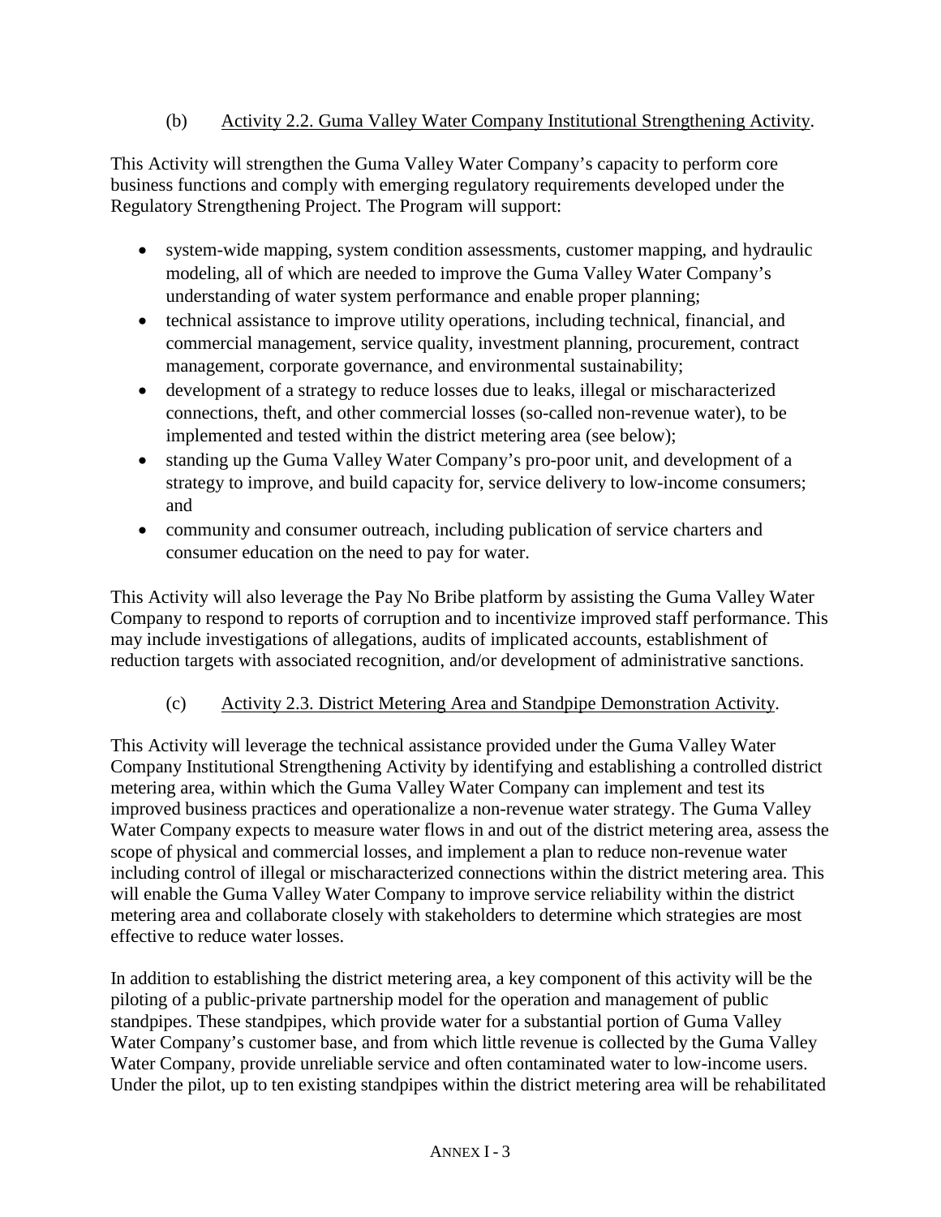(b) Activity 2.2. Guma Valley Water Company Institutional Strengthening Activity.

This Activity will strengthen the Guma Valley Water Company's capacity to perform core business functions and comply with emerging regulatory requirements developed under the Regulatory Strengthening Project. The Program will support:

- system-wide mapping, system condition assessments, customer mapping, and hydraulic modeling, all of which are needed to improve the Guma Valley Water Company's understanding of water system performance and enable proper planning;
- technical assistance to improve utility operations, including technical, financial, and commercial management, service quality, investment planning, procurement, contract management, corporate governance, and environmental sustainability;
- development of a strategy to reduce losses due to leaks, illegal or mischaracterized connections, theft, and other commercial losses (so-called non-revenue water), to be implemented and tested within the district metering area (see below);
- standing up the Guma Valley Water Company's pro-poor unit, and development of a strategy to improve, and build capacity for, service delivery to low-income consumers; and
- community and consumer outreach, including publication of service charters and consumer education on the need to pay for water.

This Activity will also leverage the Pay No Bribe platform by assisting the Guma Valley Water Company to respond to reports of corruption and to incentivize improved staff performance. This may include investigations of allegations, audits of implicated accounts, establishment of reduction targets with associated recognition, and/or development of administrative sanctions.

(c) Activity 2.3. District Metering Area and Standpipe Demonstration Activity.

This Activity will leverage the technical assistance provided under the Guma Valley Water Company Institutional Strengthening Activity by identifying and establishing a controlled district metering area, within which the Guma Valley Water Company can implement and test its improved business practices and operationalize a non-revenue water strategy. The Guma Valley Water Company expects to measure water flows in and out of the district metering area, assess the scope of physical and commercial losses, and implement a plan to reduce non-revenue water including control of illegal or mischaracterized connections within the district metering area. This will enable the Guma Valley Water Company to improve service reliability within the district metering area and collaborate closely with stakeholders to determine which strategies are most effective to reduce water losses.

In addition to establishing the district metering area, a key component of this activity will be the piloting of a public-private partnership model for the operation and management of public standpipes. These standpipes, which provide water for a substantial portion of Guma Valley Water Company's customer base, and from which little revenue is collected by the Guma Valley Water Company, provide unreliable service and often contaminated water to low-income users. Under the pilot, up to ten existing standpipes within the district metering area will be rehabilitated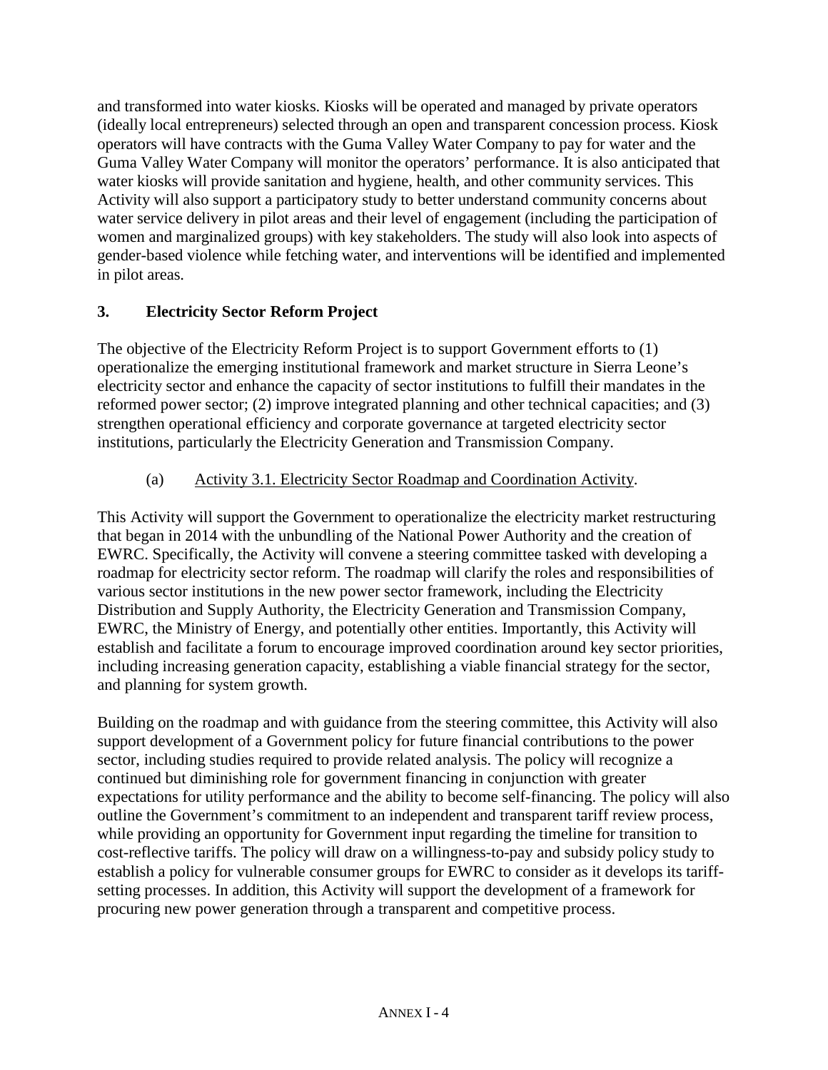and transformed into water kiosks. Kiosks will be operated and managed by private operators (ideally local entrepreneurs) selected through an open and transparent concession process. Kiosk operators will have contracts with the Guma Valley Water Company to pay for water and the Guma Valley Water Company will monitor the operators' performance. It is also anticipated that water kiosks will provide sanitation and hygiene, health, and other community services. This Activity will also support a participatory study to better understand community concerns about water service delivery in pilot areas and their level of engagement (including the participation of women and marginalized groups) with key stakeholders. The study will also look into aspects of gender-based violence while fetching water, and interventions will be identified and implemented in pilot areas.

## 3. Electricity Sector Reform Project

The objective of the Electricity Reform Project is to support Government efforts to (1) operationalize the emerging institutional framework and market structure in Sierra Leone's electricity sector and enhance the capacity of sector institutions to fulfill their mandates in the reformed power sector; (2) improve integrated planning and other technical capacities; and (3) strengthen operational efficiency and corporate governance at targeted electricity sector institutions, particularly the Electricity Generation and Transmission Company.

(a) Activity 3.1. Electricity Sector Roadmap and Coordination Activity.

This Activity will support the Government to operationalize the electricity market restructuring that began in 2014 with the unbundling of the National Power Authority and the creation of EWRC. Specifically, the Activity will convene a steering committee tasked with developing a roadmap for electricity sector reform. The roadmap will clarify the roles and responsibilities of various sector institutions in the new power sector framework, including the Electricity Distribution and Supply Authority, the Electricity Generation and Transmission Company, EWRC, the Ministry of Energy, and potentially other entities. Importantly, this Activity will establish and facilitate a forum to encourage improved coordination around key sector priorities, including increasing generation capacity, establishing a viable financial strategy for the sector, and planning for system growth.

Building on the roadmap and with guidance from the steering committee, this Activity will also support development of a Government policy for future financial contributions to the power sector, including studies required to provide related analysis. The policy will recognize a continued but diminishing role for government financing in conjunction with greater expectations for utility performance and the ability to become self-financing. The policy will also outline the Government's commitment to an independent and transparent tariff review process, while providing an opportunity for Government input regarding the timeline for transition to cost-reflective tariffs. The policy will draw on a willingness-to-pay and subsidy policy study to establish a policy for vulnerable consumer groups for EWRC to consider as it develops its tariff-setting processes. In addition, this Activity will support the development of a framework for procuring new power generation through a transparent and competitive process.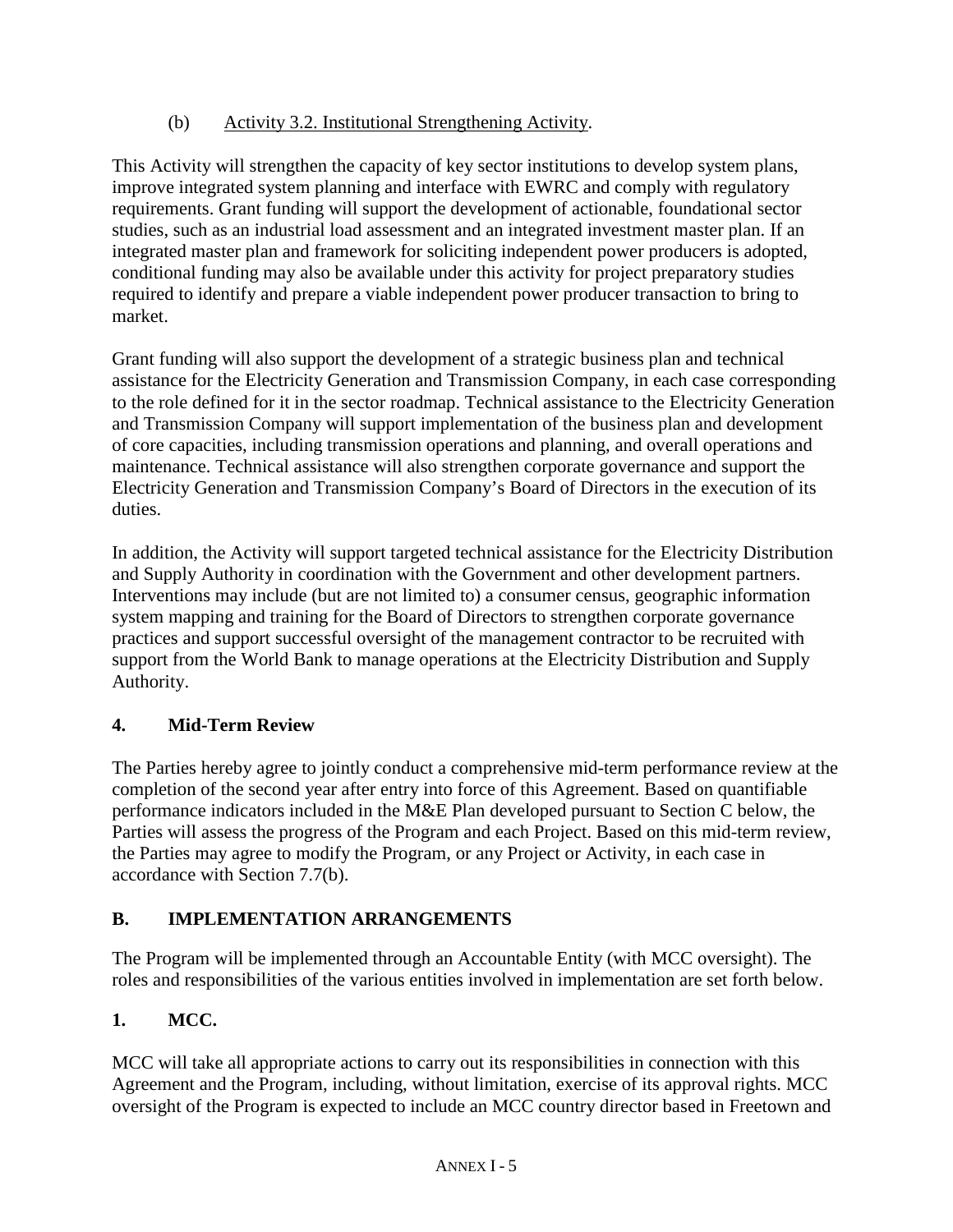(b) Activity 3.2. Institutional Strengthening Activity.

This Activity will strengthen the capacity of key sector institutions to develop system plans, improve integrated system planning and interface with EWRC and comply with regulatory requirements. Grant funding will support the development of actionable, foundational sector studies, such as an industrial load assessment and an integrated investment master plan. If an integrated master plan and framework for soliciting independent power producers is adopted, conditional funding may also be available under this activity for project preparatory studies required to identify and prepare a viable independent power producer transaction to bring to market.

Grant funding will also support the development of a strategic business plan and technical assistance for the Electricity Generation and Transmission Company, in each case corresponding to the role defined for it in the sector roadmap. Technical assistance to the Electricity Generation and Transmission Company will support implementation of the business plan and development of core capacities, including transmission operations and planning, and overall operations and maintenance. Technical assistance will also strengthen corporate governance and support the Electricity Generation and Transmission Company's Board of Directors in the execution of its duties.

In addition, the Activity will support targeted technical assistance for the Electricity Distribution and Supply Authority in coordination with the Government and other development partners. Interventions may include (but are not limited to) a consumer census, geographic information system mapping and training for the Board of Directors to strengthen corporate governance practices and support successful oversight of the management contractor to be recruited with support from the World Bank to manage operations at the Electricity Distribution and Supply Authority.

## 4. Mid-Term Review

The Parties hereby agree to jointly conduct a comprehensive mid-term performance review at the completion of the second year after entry into force of this Agreement. Based on quantifiable performance indicators included in the M&E Plan developed pursuant to Section C below, the Parties will assess the progress of the Program and each Project. Based on this mid-term review, the Parties may agree to modify the Program, or any Project or Activity, in each case in accordance with Section 7.7(b).

## B. IMPLEMENTATION ARRANGEMENTS

The Program will be implemented through an Accountable Entity (with MCC oversight). The roles and responsibilities of the various entities involved in implementation are set forth below.

## 1. MCC.

MCC will take all appropriate actions to carry out its responsibilities in connection with this Agreement and the Program, including, without limitation, exercise of its approval rights. MCC oversight of the Program is expected to include an MCC country director based in Freetown and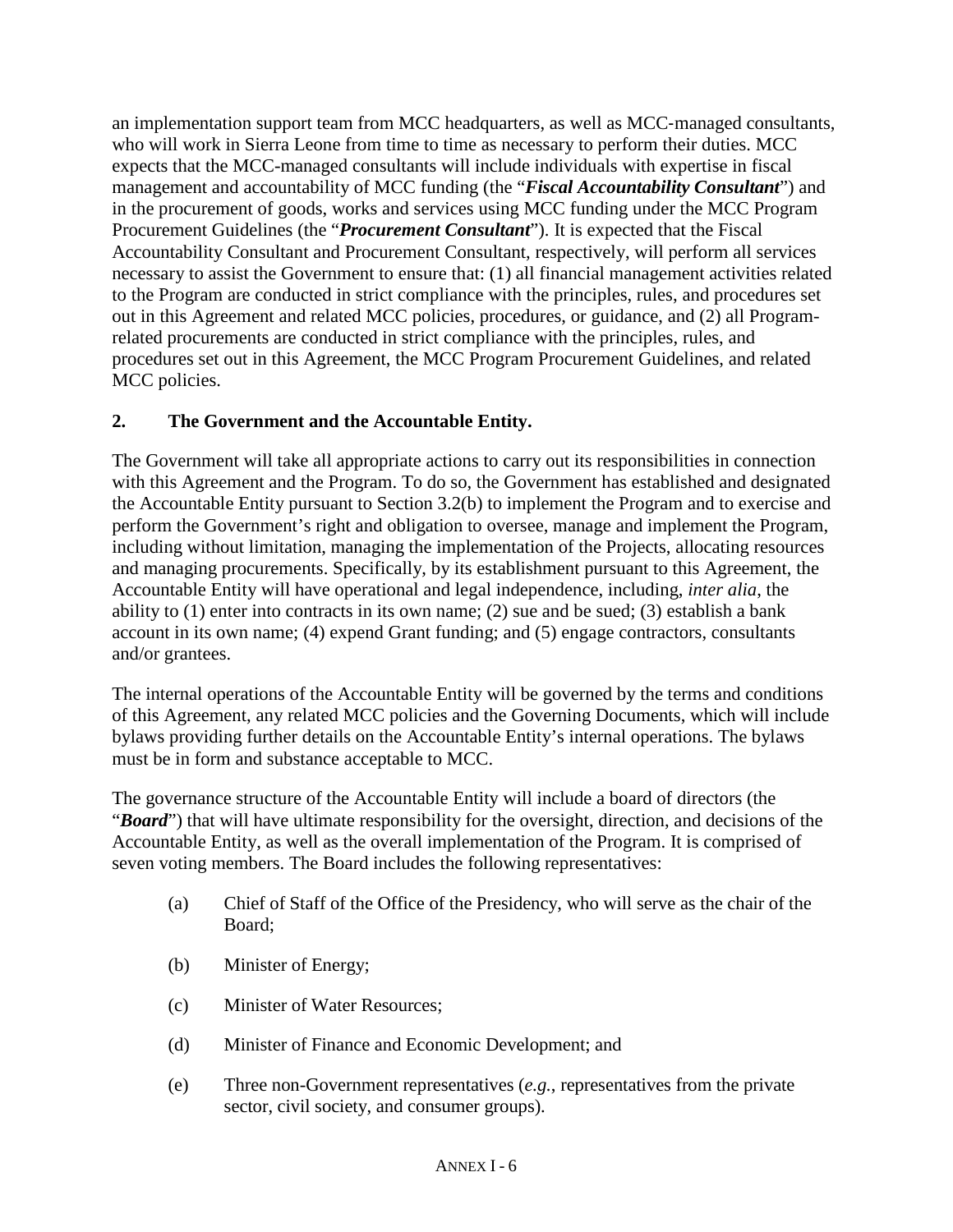an implementation support team from MCC headquarters, as well as MCC-managed consultants, who will work in Sierra Leone from time to time as necessary to perform their duties. MCC expects that the MCC-managed consultants will include individuals with expertise in fiscal management and accountability of MCC funding (the "***Fiscal Accountability Consultant***") and in the procurement of goods, works and services using MCC funding under the MCC Program Procurement Guidelines (the "***Procurement Consultant***"). It is expected that the Fiscal Accountability Consultant and Procurement Consultant, respectively, will perform all services necessary to assist the Government to ensure that: (1) all financial management activities related to the Program are conducted in strict compliance with the principles, rules, and procedures set out in this Agreement and related MCC policies, procedures, or guidance, and (2) all Program-related procurements are conducted in strict compliance with the principles, rules, and procedures set out in this Agreement, the MCC Program Procurement Guidelines, and related MCC policies.

**2. The Government and the Accountable Entity.**

The Government will take all appropriate actions to carry out its responsibilities in connection with this Agreement and the Program. To do so, the Government has established and designated the Accountable Entity pursuant to Section 3.2(b) to implement the Program and to exercise and perform the Government's right and obligation to oversee, manage and implement the Program, including without limitation, managing the implementation of the Projects, allocating resources and managing procurements. Specifically, by its establishment pursuant to this Agreement, the Accountable Entity will have operational and legal independence, including, *inter alia,* the ability to (1) enter into contracts in its own name; (2) sue and be sued; (3) establish a bank account in its own name; (4) expend Grant funding; and (5) engage contractors, consultants and/or grantees.

The internal operations of the Accountable Entity will be governed by the terms and conditions of this Agreement, any related MCC policies and the Governing Documents, which will include bylaws providing further details on the Accountable Entity's internal operations. The bylaws must be in form and substance acceptable to MCC.

The governance structure of the Accountable Entity will include a board of directors (the "***Board***") that will have ultimate responsibility for the oversight, direction, and decisions of the Accountable Entity, as well as the overall implementation of the Program. It is comprised of seven voting members. The Board includes the following representatives:

(a) Chief of Staff of the Office of the Presidency, who will serve as the chair of the Board;

(b) Minister of Energy;

(c) Minister of Water Resources;

(d) Minister of Finance and Economic Development; and

(e) Three non-Government representatives (*e.g.*, representatives from the private sector, civil society, and consumer groups).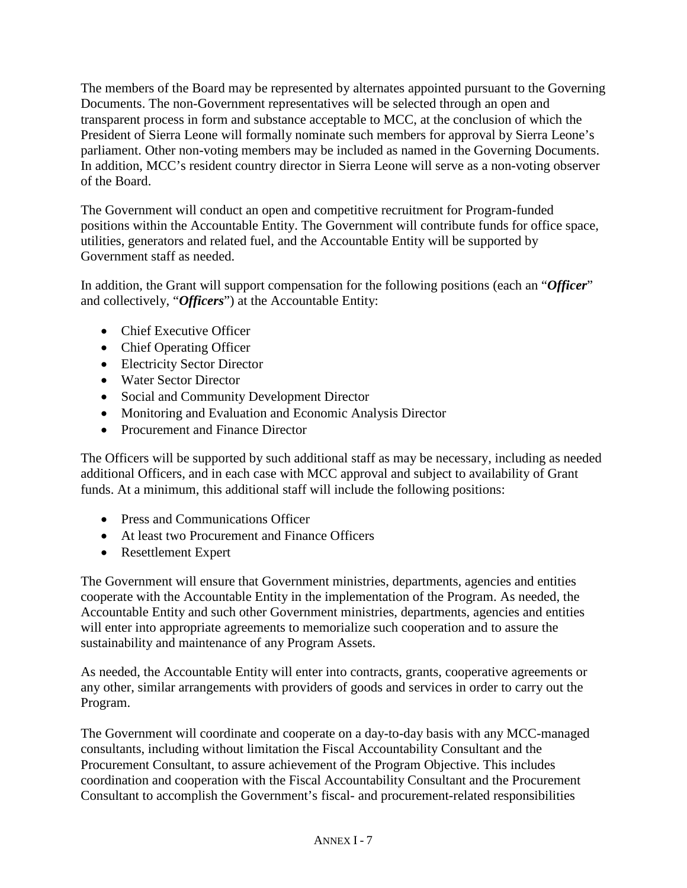The members of the Board may be represented by alternates appointed pursuant to the Governing Documents. The non-Government representatives will be selected through an open and transparent process in form and substance acceptable to MCC, at the conclusion of which the President of Sierra Leone will formally nominate such members for approval by Sierra Leone's parliament. Other non-voting members may be included as named in the Governing Documents. In addition, MCC's resident country director in Sierra Leone will serve as a non-voting observer of the Board.

The Government will conduct an open and competitive recruitment for Program-funded positions within the Accountable Entity. The Government will contribute funds for office space, utilities, generators and related fuel, and the Accountable Entity will be supported by Government staff as needed.

In addition, the Grant will support compensation for the following positions (each an "***Officer***" and collectively, "***Officers***") at the Accountable Entity:

- Chief Executive Officer
- Chief Operating Officer
- Electricity Sector Director
- Water Sector Director
- Social and Community Development Director
- Monitoring and Evaluation and Economic Analysis Director
- Procurement and Finance Director

The Officers will be supported by such additional staff as may be necessary, including as needed additional Officers, and in each case with MCC approval and subject to availability of Grant funds. At a minimum, this additional staff will include the following positions:

- Press and Communications Officer
- At least two Procurement and Finance Officers
- Resettlement Expert

The Government will ensure that Government ministries, departments, agencies and entities cooperate with the Accountable Entity in the implementation of the Program. As needed, the Accountable Entity and such other Government ministries, departments, agencies and entities will enter into appropriate agreements to memorialize such cooperation and to assure the sustainability and maintenance of any Program Assets.

As needed, the Accountable Entity will enter into contracts, grants, cooperative agreements or any other, similar arrangements with providers of goods and services in order to carry out the Program.

The Government will coordinate and cooperate on a day-to-day basis with any MCC-managed consultants, including without limitation the Fiscal Accountability Consultant and the Procurement Consultant, to assure achievement of the Program Objective. This includes coordination and cooperation with the Fiscal Accountability Consultant and the Procurement Consultant to accomplish the Government's fiscal- and procurement-related responsibilities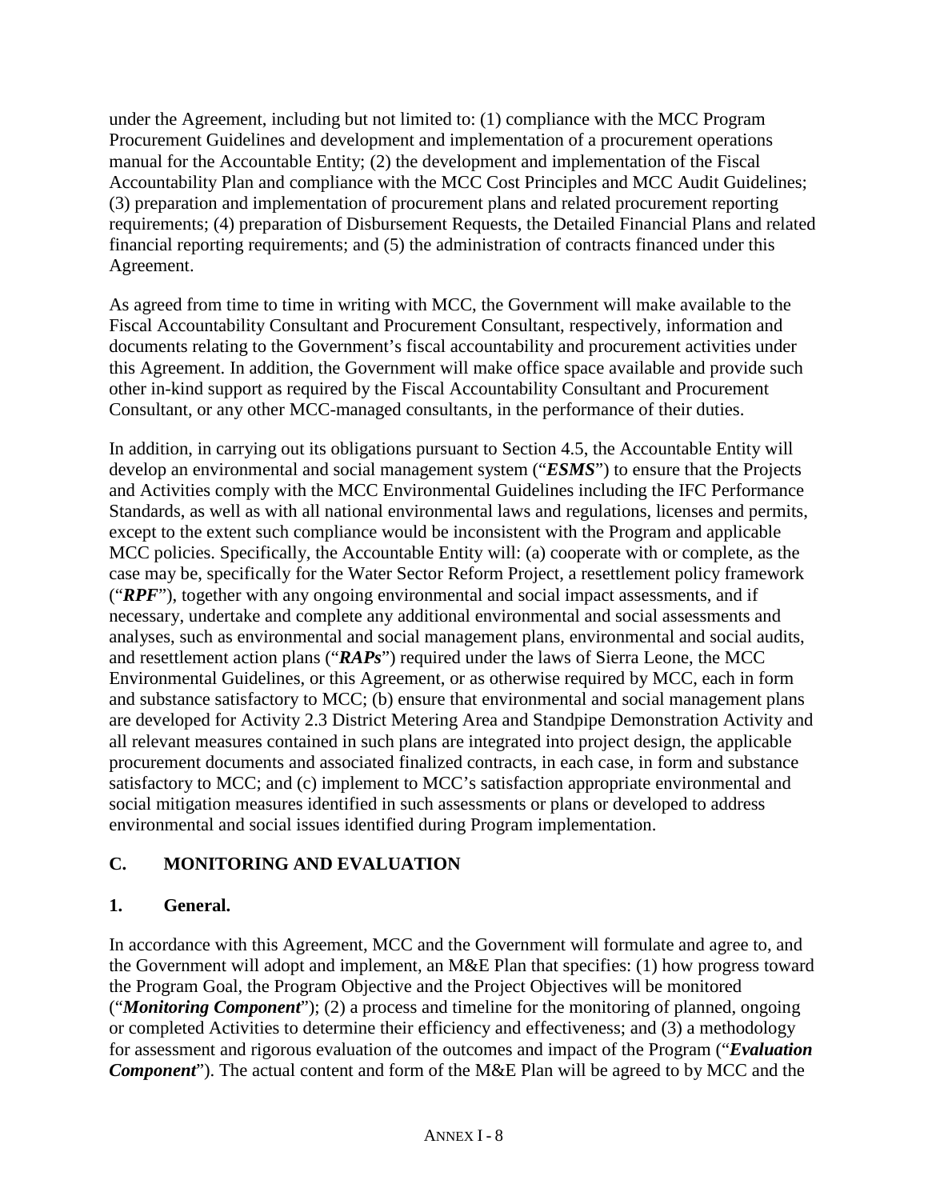under the Agreement, including but not limited to: (1) compliance with the MCC Program Procurement Guidelines and development and implementation of a procurement operations manual for the Accountable Entity; (2) the development and implementation of the Fiscal Accountability Plan and compliance with the MCC Cost Principles and MCC Audit Guidelines; (3) preparation and implementation of procurement plans and related procurement reporting requirements; (4) preparation of Disbursement Requests, the Detailed Financial Plans and related financial reporting requirements; and (5) the administration of contracts financed under this Agreement.

As agreed from time to time in writing with MCC, the Government will make available to the Fiscal Accountability Consultant and Procurement Consultant, respectively, information and documents relating to the Government's fiscal accountability and procurement activities under this Agreement. In addition, the Government will make office space available and provide such other in-kind support as required by the Fiscal Accountability Consultant and Procurement Consultant, or any other MCC-managed consultants, in the performance of their duties.

In addition, in carrying out its obligations pursuant to Section 4.5, the Accountable Entity will develop an environmental and social management system ("***ESMS***") to ensure that the Projects and Activities comply with the MCC Environmental Guidelines including the IFC Performance Standards, as well as with all national environmental laws and regulations, licenses and permits, except to the extent such compliance would be inconsistent with the Program and applicable MCC policies. Specifically, the Accountable Entity will: (a) cooperate with or complete, as the case may be, specifically for the Water Sector Reform Project, a resettlement policy framework ("***RPF***"), together with any ongoing environmental and social impact assessments, and if necessary, undertake and complete any additional environmental and social assessments and analyses, such as environmental and social management plans, environmental and social audits, and resettlement action plans ("***RAPs***") required under the laws of Sierra Leone, the MCC Environmental Guidelines, or this Agreement, or as otherwise required by MCC, each in form and substance satisfactory to MCC; (b) ensure that environmental and social management plans are developed for Activity 2.3 District Metering Area and Standpipe Demonstration Activity and all relevant measures contained in such plans are integrated into project design, the applicable procurement documents and associated finalized contracts, in each case, in form and substance satisfactory to MCC; and (c) implement to MCC's satisfaction appropriate environmental and social mitigation measures identified in such assessments or plans or developed to address environmental and social issues identified during Program implementation.

## C. MONITORING AND EVALUATION

### 1. General.

In accordance with this Agreement, MCC and the Government will formulate and agree to, and the Government will adopt and implement, an M&E Plan that specifies: (1) how progress toward the Program Goal, the Program Objective and the Project Objectives will be monitored ("***Monitoring Component***"); (2) a process and timeline for the monitoring of planned, ongoing or completed Activities to determine their efficiency and effectiveness; and (3) a methodology for assessment and rigorous evaluation of the outcomes and impact of the Program ("***Evaluation Component***"). The actual content and form of the M&E Plan will be agreed to by MCC and the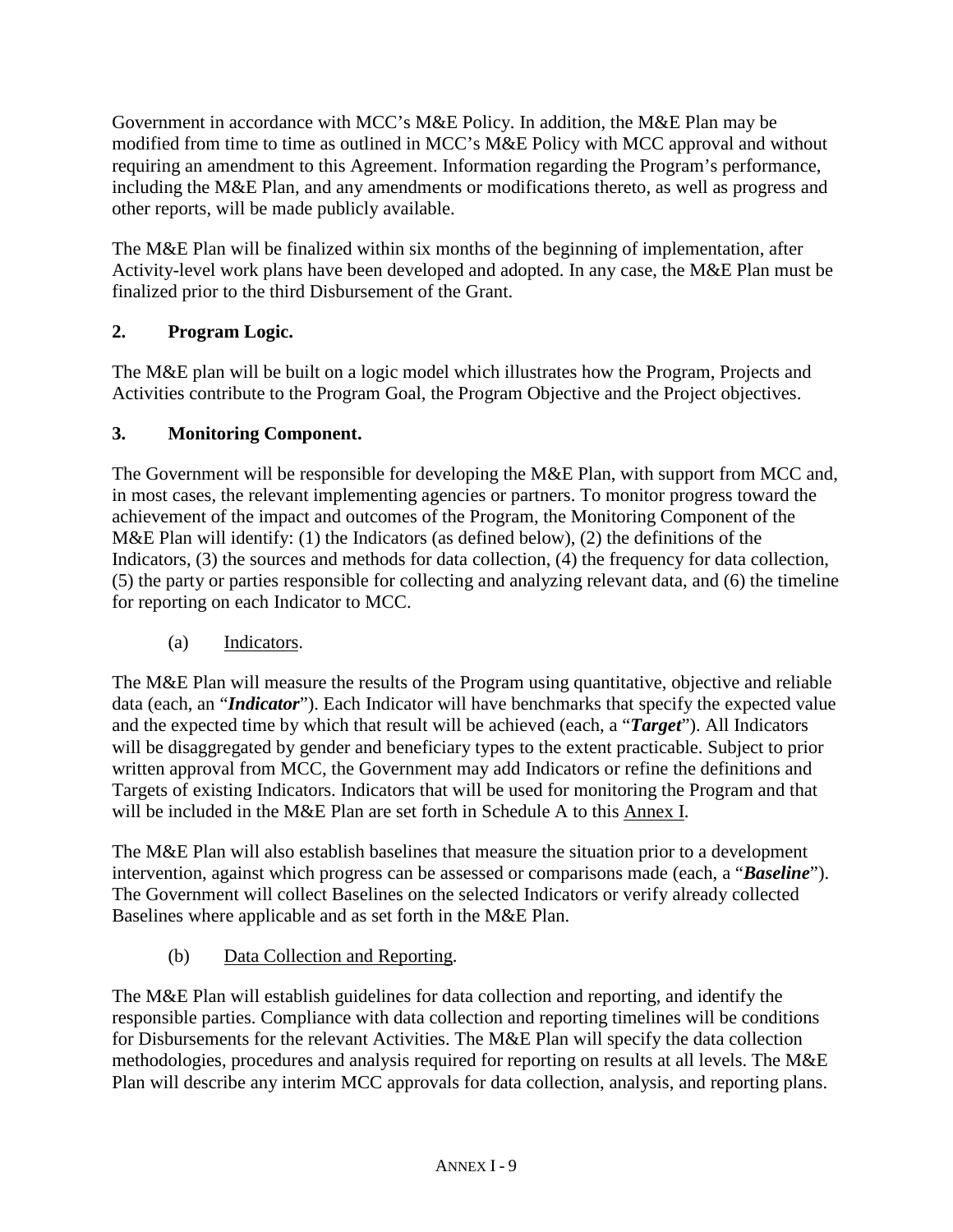Government in accordance with MCC's M&E Policy. In addition, the M&E Plan may be modified from time to time as outlined in MCC's M&E Policy with MCC approval and without requiring an amendment to this Agreement. Information regarding the Program's performance, including the M&E Plan, and any amendments or modifications thereto, as well as progress and other reports, will be made publicly available.

The M&E Plan will be finalized within six months of the beginning of implementation, after Activity-level work plans have been developed and adopted. In any case, the M&E Plan must be finalized prior to the third Disbursement of the Grant.

## 2. Program Logic.

The M&E plan will be built on a logic model which illustrates how the Program, Projects and Activities contribute to the Program Goal, the Program Objective and the Project objectives.

## 3. Monitoring Component.

The Government will be responsible for developing the M&E Plan, with support from MCC and, in most cases, the relevant implementing agencies or partners. To monitor progress toward the achievement of the impact and outcomes of the Program, the Monitoring Component of the M&E Plan will identify: (1) the Indicators (as defined below), (2) the definitions of the Indicators, (3) the sources and methods for data collection, (4) the frequency for data collection, (5) the party or parties responsible for collecting and analyzing relevant data, and (6) the timeline for reporting on each Indicator to MCC.

(a) Indicators.

The M&E Plan will measure the results of the Program using quantitative, objective and reliable data (each, an "***Indicator***"). Each Indicator will have benchmarks that specify the expected value and the expected time by which that result will be achieved (each, a "***Target***"). All Indicators will be disaggregated by gender and beneficiary types to the extent practicable. Subject to prior written approval from MCC, the Government may add Indicators or refine the definitions and Targets of existing Indicators. Indicators that will be used for monitoring the Program and that will be included in the M&E Plan are set forth in Schedule A to this Annex I.

The M&E Plan will also establish baselines that measure the situation prior to a development intervention, against which progress can be assessed or comparisons made (each, a "***Baseline***"). The Government will collect Baselines on the selected Indicators or verify already collected Baselines where applicable and as set forth in the M&E Plan.

(b) Data Collection and Reporting.

The M&E Plan will establish guidelines for data collection and reporting, and identify the responsible parties. Compliance with data collection and reporting timelines will be conditions for Disbursements for the relevant Activities. The M&E Plan will specify the data collection methodologies, procedures and analysis required for reporting on results at all levels. The M&E Plan will describe any interim MCC approvals for data collection, analysis, and reporting plans.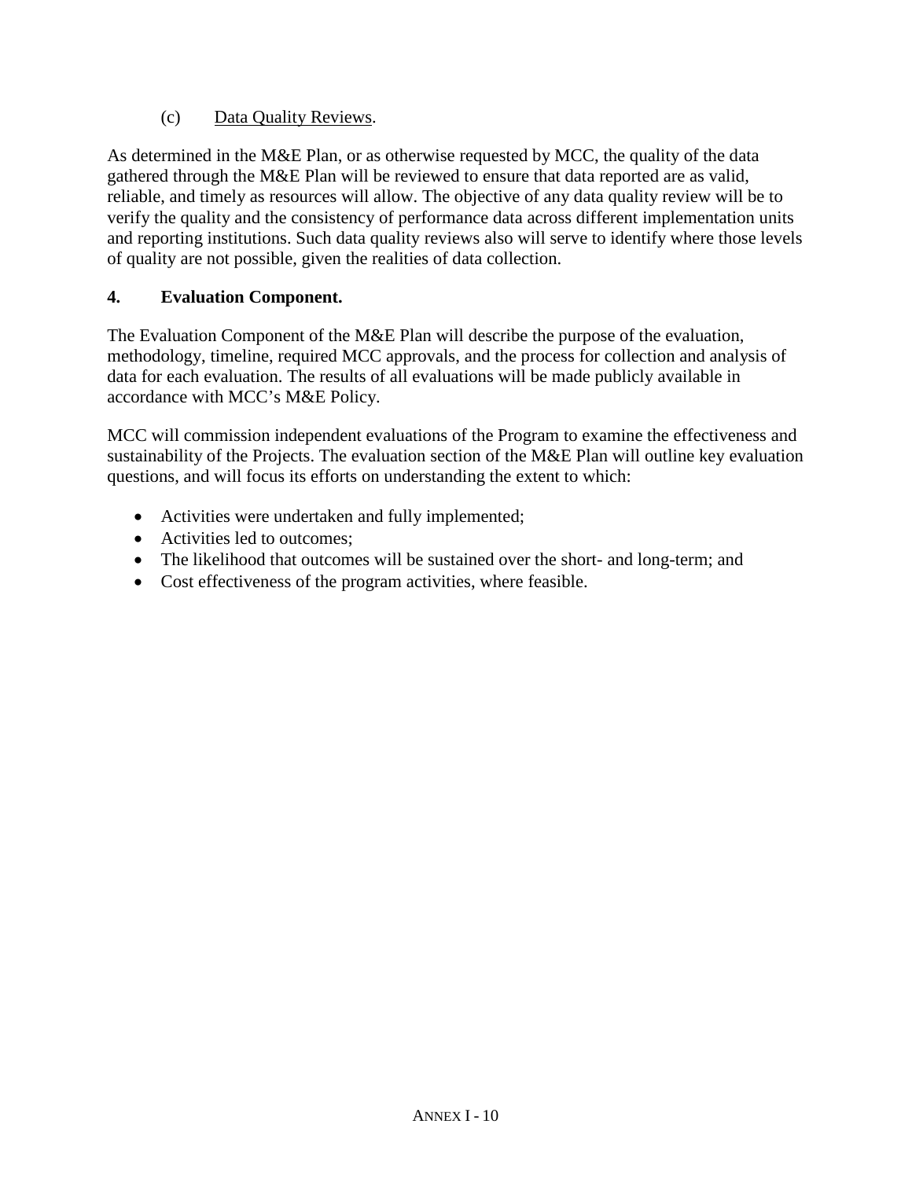(c) Data Quality Reviews.

As determined in the M&E Plan, or as otherwise requested by MCC, the quality of the data gathered through the M&E Plan will be reviewed to ensure that data reported are as valid, reliable, and timely as resources will allow. The objective of any data quality review will be to verify the quality and the consistency of performance data across different implementation units and reporting institutions. Such data quality reviews also will serve to identify where those levels of quality are not possible, given the realities of data collection.

**4. Evaluation Component.**

The Evaluation Component of the M&E Plan will describe the purpose of the evaluation, methodology, timeline, required MCC approvals, and the process for collection and analysis of data for each evaluation. The results of all evaluations will be made publicly available in accordance with MCC's M&E Policy.

MCC will commission independent evaluations of the Program to examine the effectiveness and sustainability of the Projects. The evaluation section of the M&E Plan will outline key evaluation questions, and will focus its efforts on understanding the extent to which:

- Activities were undertaken and fully implemented;
- Activities led to outcomes;
- The likelihood that outcomes will be sustained over the short- and long-term; and
- Cost effectiveness of the program activities, where feasible.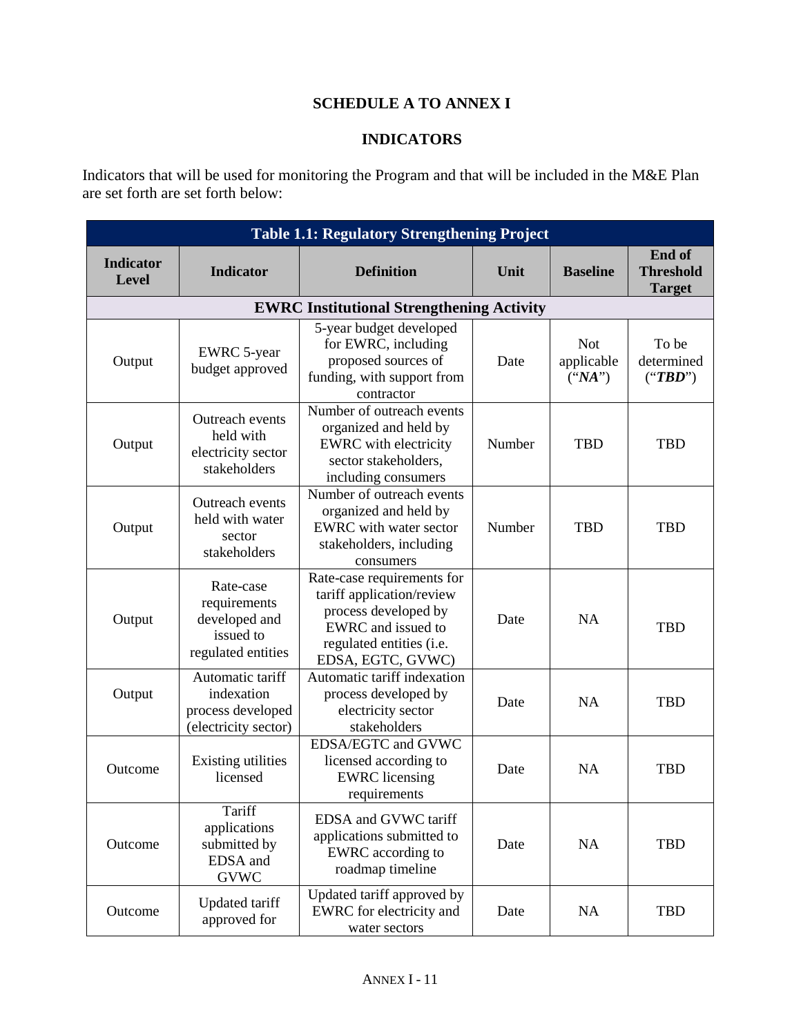**SCHEDULE A TO ANNEX I**

**INDICATORS**

Indicators that will be used for monitoring the Program and that will be included in the M&E Plan are set forth are set forth below:

| Table 1.1: Regulatory Strengthening Project | | | | | |
|---|---|---|---|---|---|
| **Indicator Level** | **Indicator** | **Definition** | **Unit** | **Baseline** | **End of Threshold Target** |
| **EWRC Institutional Strengthening Activity** | | | | | |
| Output | EWRC 5-year budget approved | 5-year budget developed for EWRC, including proposed sources of funding, with support from contractor | Date | Not applicable (“***NA***”) | To be determined (“***TBD***”) |
| Output | Outreach events held with electricity sector stakeholders | Number of outreach events organized and held by EWRC with electricity sector stakeholders, including consumers | Number | TBD | TBD |
| Output | Outreach events held with water sector stakeholders | Number of outreach events organized and held by EWRC with water sector stakeholders, including consumers | Number | TBD | TBD |
| Output | Rate-case requirements developed and issued to regulated entities | Rate-case requirements for tariff application/review process developed by EWRC and issued to regulated entities (i.e. EDSA, EGTC, GVWC) | Date | NA | TBD |
| Output | Automatic tariff indexation process developed (electricity sector) | Automatic tariff indexation process developed by electricity sector stakeholders | Date | NA | TBD |
| Outcome | Existing utilities licensed | EDSA/EGTC and GVWC licensed according to EWRC licensing requirements | Date | NA | TBD |
| Outcome | Tariff applications submitted by EDSA and GVWC | EDSA and GVWC tariff applications submitted to EWRC according to roadmap timeline | Date | NA | TBD |
| Outcome | Updated tariff approved for | Updated tariff approved by EWRC for electricity and water sectors | Date | NA | TBD |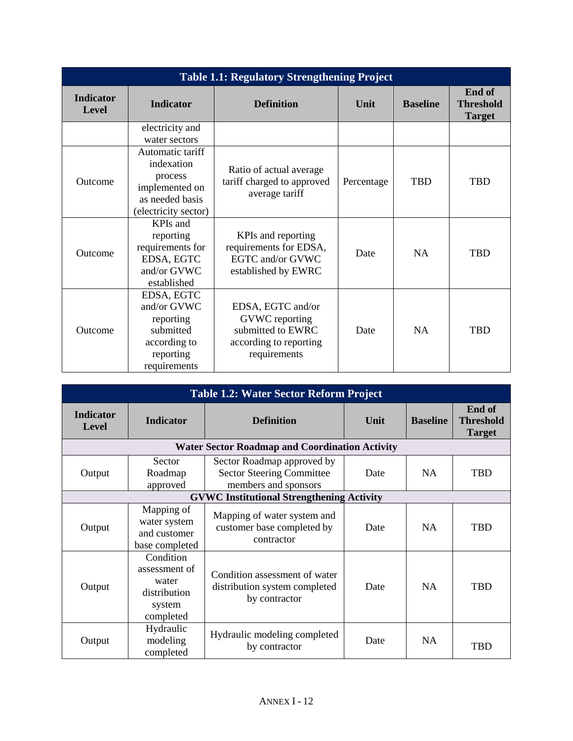| Table 1.1: Regulatory Strengthening Project | | | | | |
|---|---|---|---|---|---|
| **Indicator Level** | **Indicator** | **Definition** | **Unit** | **Baseline** | **End of Threshold Target** |
| | electricity and water sectors | | | | |
| Outcome | Automatic tariff indexation process implemented on as needed basis (electricity sector) | Ratio of actual average tariff charged to approved average tariff | Percentage | TBD | TBD |
| Outcome | KPIs and reporting requirements for EDSA, EGTC and/or GVWC established | KPIs and reporting requirements for EDSA, EGTC and/or GVWC established by EWRC | Date | NA | TBD |
| Outcome | EDSA, EGTC and/or GVWC reporting submitted according to reporting requirements | EDSA, EGTC and/or GVWC reporting submitted to EWRC according to reporting requirements | Date | NA | TBD |

| Table 1.2: Water Sector Reform Project | | | | | |
|---|---|---|---|---|---|
| **Indicator Level** | **Indicator** | **Definition** | **Unit** | **Baseline** | **End of Threshold Target** |
| **Water Sector Roadmap and Coordination Activity** | | | | | |
| Output | Sector Roadmap approved | Sector Roadmap approved by Sector Steering Committee members and sponsors | Date | NA | TBD |
| **GVWC Institutional Strengthening Activity** | | | | | |
| Output | Mapping of water system and customer base completed | Mapping of water system and customer base completed by contractor | Date | NA | TBD |
| Output | Condition assessment of water distribution system completed | Condition assessment of water distribution system completed by contractor | Date | NA | TBD |
| Output | Hydraulic modeling completed | Hydraulic modeling completed by contractor | Date | NA | TBD |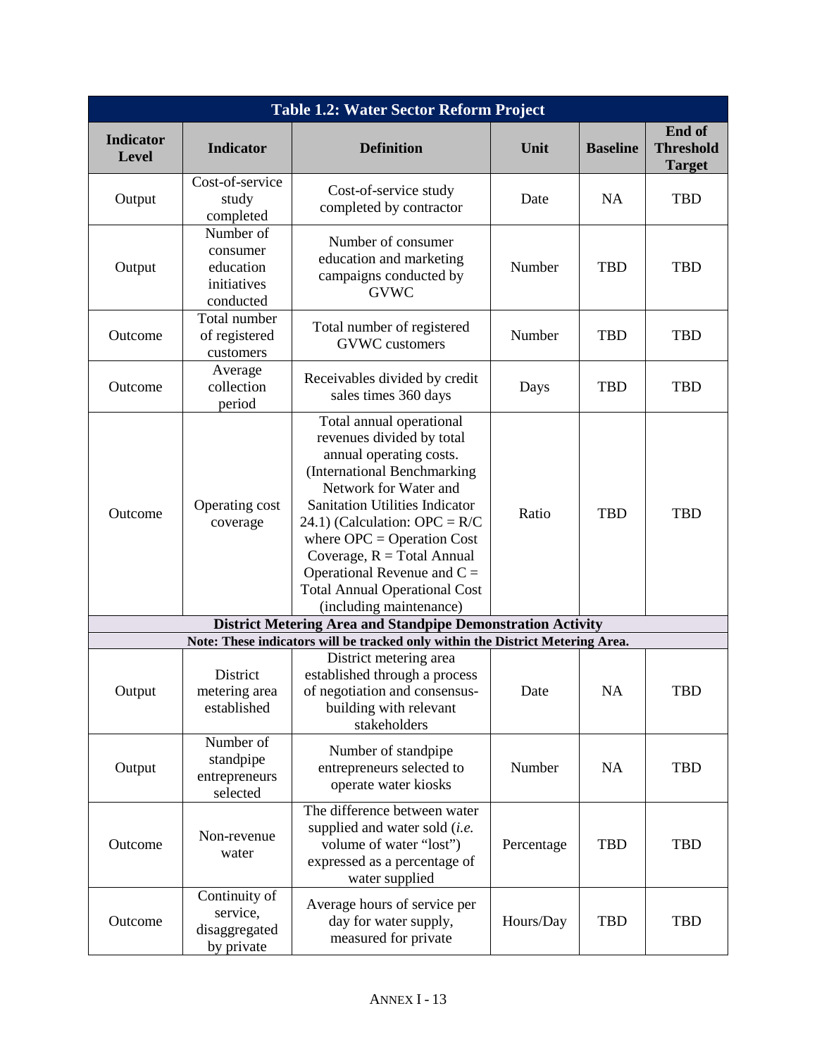| Table 1.2: Water Sector Reform Project | | | | | |
|---|---|---|---|---|---|
| **Indicator Level** | **Indicator** | **Definition** | **Unit** | **Baseline** | **End of Threshold Target** |
| Output | Cost-of-service study completed | Cost-of-service study completed by contractor | Date | NA | TBD |
| Output | Number of consumer education initiatives conducted | Number of consumer education and marketing campaigns conducted by GVWC | Number | TBD | TBD |
| Outcome | Total number of registered customers | Total number of registered GVWC customers | Number | TBD | TBD |
| Outcome | Average collection period | Receivables divided by credit sales times 360 days | Days | TBD | TBD |
| Outcome | Operating cost coverage | Total annual operational revenues divided by total annual operating costs. (International Benchmarking Network for Water and Sanitation Utilities Indicator 24.1) (Calculation: OPC = R/C where OPC = Operation Cost Coverage, R = Total Annual Operational Revenue and C = Total Annual Operational Cost (including maintenance) | Ratio | TBD | TBD |
| **District Metering Area and Standpipe Demonstration Activity** | | | | | |
| **Note: These indicators will be tracked only within the District Metering Area.** | | | | | |
| Output | District metering area established | District metering area established through a process of negotiation and consensus-building with relevant stakeholders | Date | NA | TBD |
| Output | Number of standpipe entrepreneurs selected | Number of standpipe entrepreneurs selected to operate water kiosks | Number | NA | TBD |
| Outcome | Non-revenue water | The difference between water supplied and water sold (*i.e.* volume of water "lost") expressed as a percentage of water supplied | Percentage | TBD | TBD |
| Outcome | Continuity of service, disaggregated by private | Average hours of service per day for water supply, measured for private | Hours/Day | TBD | TBD |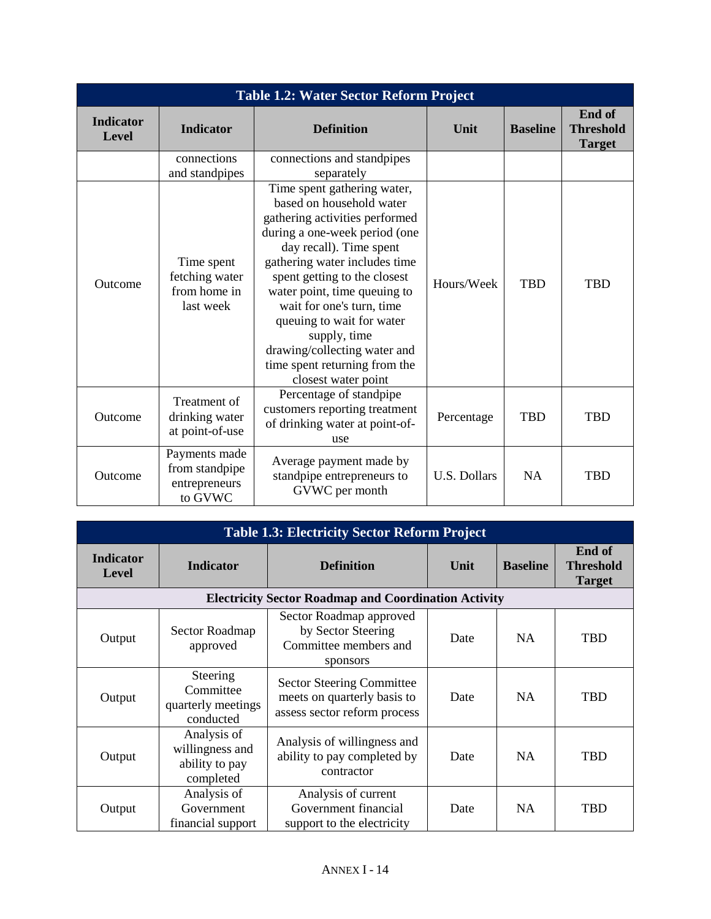| Table 1.2: Water Sector Reform Project | | | | | |
|---|---|---|---|---|---|
| **Indicator Level** | **Indicator** | **Definition** | **Unit** | **Baseline** | **End of Threshold Target** |
| | connections and standpipes | connections and standpipes separately | | | |
| Outcome | Time spent fetching water from home in last week | Time spent gathering water, based on household water gathering activities performed during a one-week period (one day recall). Time spent gathering water includes time spent getting to the closest water point, time queuing to wait for one's turn, time queuing to wait for water supply, time drawing/collecting water and time spent returning from the closest water point | Hours/Week | TBD | TBD |
| Outcome | Treatment of drinking water at point-of-use | Percentage of standpipe customers reporting treatment of drinking water at point-of-use | Percentage | TBD | TBD |
| Outcome | Payments made from standpipe entrepreneurs to GVWC | Average payment made by standpipe entrepreneurs to GVWC per month | U.S. Dollars | NA | TBD |

| Table 1.3: Electricity Sector Reform Project | | | | | |
|---|---|---|---|---|---|
| **Indicator Level** | **Indicator** | **Definition** | **Unit** | **Baseline** | **End of Threshold Target** |
| **Electricity Sector Roadmap and Coordination Activity** | | | | | |
| Output | Sector Roadmap approved | Sector Roadmap approved by Sector Steering Committee members and sponsors | Date | NA | TBD |
| Output | Steering Committee quarterly meetings conducted | Sector Steering Committee meets on quarterly basis to assess sector reform process | Date | NA | TBD |
| Output | Analysis of willingness and ability to pay completed | Analysis of willingness and ability to pay completed by contractor | Date | NA | TBD |
| Output | Analysis of Government financial support | Analysis of current Government financial support to the electricity | Date | NA | TBD |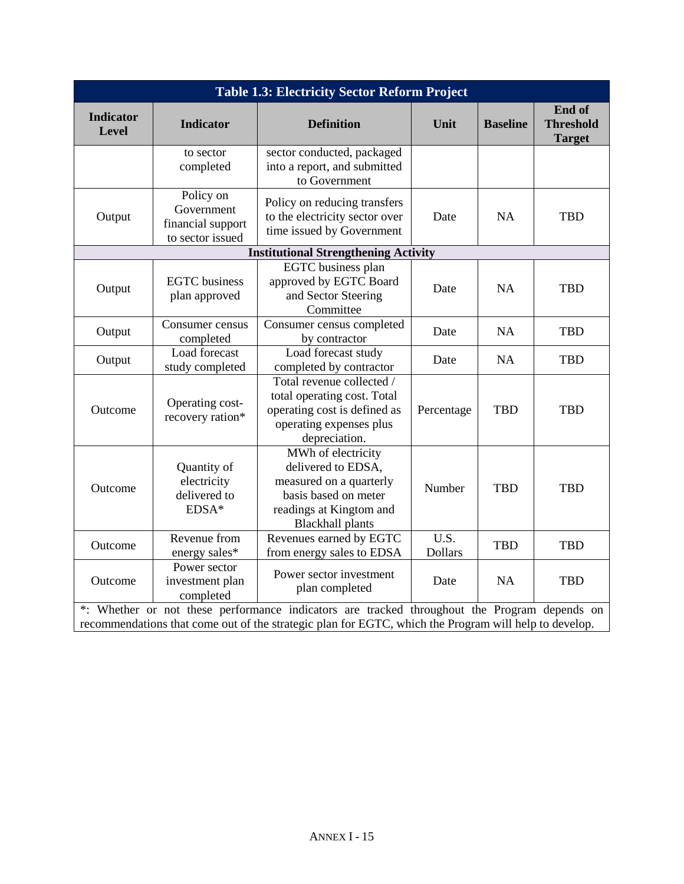| Table 1.3: Electricity Sector Reform Project | | | | | |
|---|---|---|---|---|---|
| **Indicator Level** | **Indicator** | **Definition** | **Unit** | **Baseline** | **End of Threshold Target** |
| | to sector completed | sector conducted, packaged into a report, and submitted to Government | | | |
| Output | Policy on Government financial support to sector issued | Policy on reducing transfers to the electricity sector over time issued by Government | Date | NA | TBD |
| **Institutional Strengthening Activity** | | | | | |
| Output | EGTC business plan approved | EGTC business plan approved by EGTC Board and Sector Steering Committee | Date | NA | TBD |
| Output | Consumer census completed | Consumer census completed by contractor | Date | NA | TBD |
| Output | Load forecast study completed | Load forecast study completed by contractor | Date | NA | TBD |
| Outcome | Operating cost-recovery ration* | Total revenue collected / total operating cost. Total operating cost is defined as operating expenses plus depreciation. | Percentage | TBD | TBD |
| Outcome | Quantity of electricity delivered to EDSA* | MWh of electricity delivered to EDSA, measured on a quarterly basis based on meter readings at Kingtom and Blackhall plants | Number | TBD | TBD |
| Outcome | Revenue from energy sales* | Revenues earned by EGTC from energy sales to EDSA | U.S. Dollars | TBD | TBD |
| Outcome | Power sector investment plan completed | Power sector investment plan completed | Date | NA | TBD |

*: Whether or not these performance indicators are tracked throughout the Program depends on recommendations that come out of the strategic plan for EGTC, which the Program will help to develop.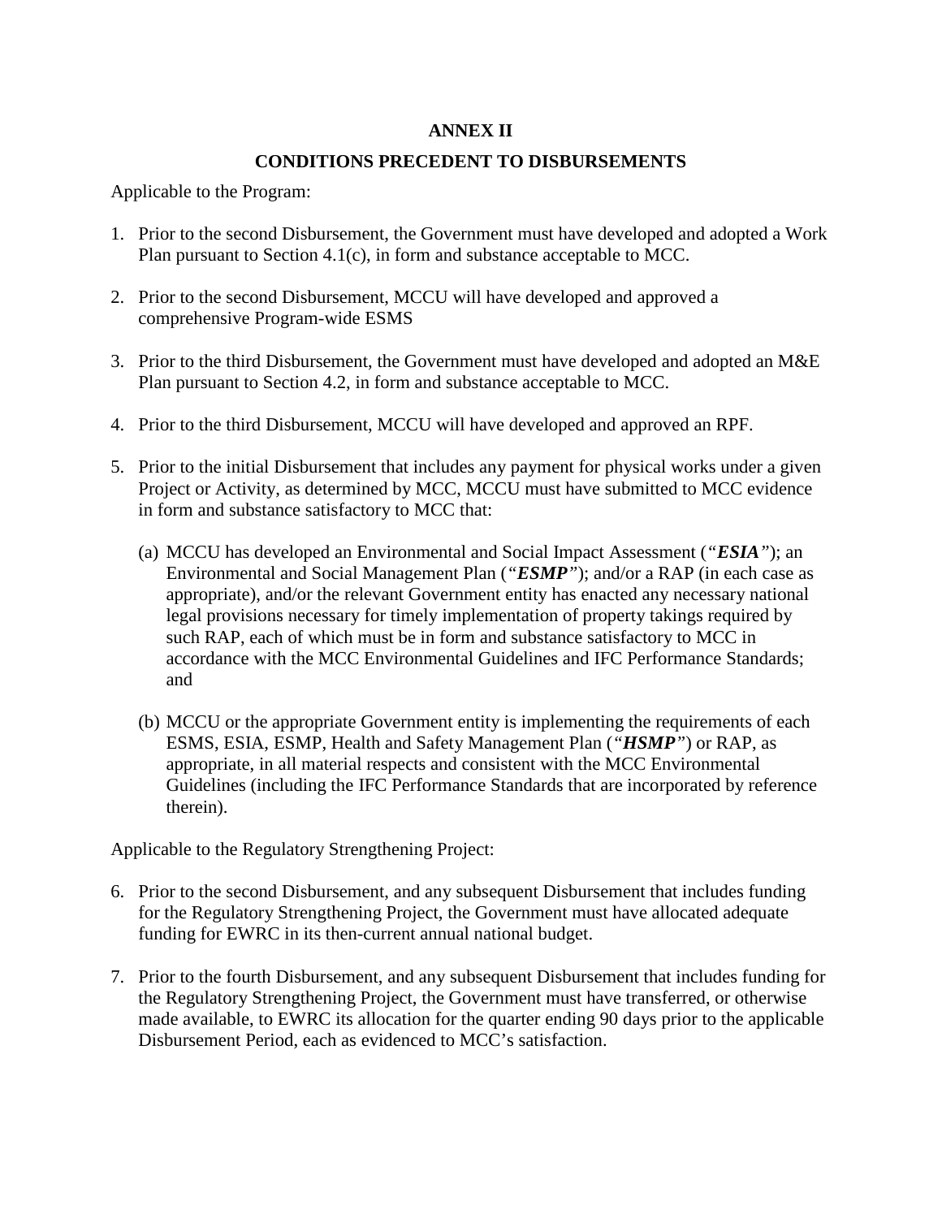# ANNEX II

## CONDITIONS PRECEDENT TO DISBURSEMENTS

Applicable to the Program:

1. Prior to the second Disbursement, the Government must have developed and adopted a Work Plan pursuant to Section 4.1(c), in form and substance acceptable to MCC.

2. Prior to the second Disbursement, MCCU will have developed and approved a comprehensive Program-wide ESMS

3. Prior to the third Disbursement, the Government must have developed and adopted an M&E Plan pursuant to Section 4.2, in form and substance acceptable to MCC.

4. Prior to the third Disbursement, MCCU will have developed and approved an RPF.

5. Prior to the initial Disbursement that includes any payment for physical works under a given Project or Activity, as determined by MCC, MCCU must have submitted to MCC evidence in form and substance satisfactory to MCC that:

   (a) MCCU has developed an Environmental and Social Impact Assessment (*"**ESIA**"*); an Environmental and Social Management Plan (*"**ESMP**"*); and/or a RAP (in each case as appropriate), and/or the relevant Government entity has enacted any necessary national legal provisions necessary for timely implementation of property takings required by such RAP, each of which must be in form and substance satisfactory to MCC in accordance with the MCC Environmental Guidelines and IFC Performance Standards; and

   (b) MCCU or the appropriate Government entity is implementing the requirements of each ESMS, ESIA, ESMP, Health and Safety Management Plan (*"**HSMP**"*) or RAP, as appropriate, in all material respects and consistent with the MCC Environmental Guidelines (including the IFC Performance Standards that are incorporated by reference therein).

Applicable to the Regulatory Strengthening Project:

6. Prior to the second Disbursement, and any subsequent Disbursement that includes funding for the Regulatory Strengthening Project, the Government must have allocated adequate funding for EWRC in its then-current annual national budget.

7. Prior to the fourth Disbursement, and any subsequent Disbursement that includes funding for the Regulatory Strengthening Project, the Government must have transferred, or otherwise made available, to EWRC its allocation for the quarter ending 90 days prior to the applicable Disbursement Period, each as evidenced to MCC's satisfaction.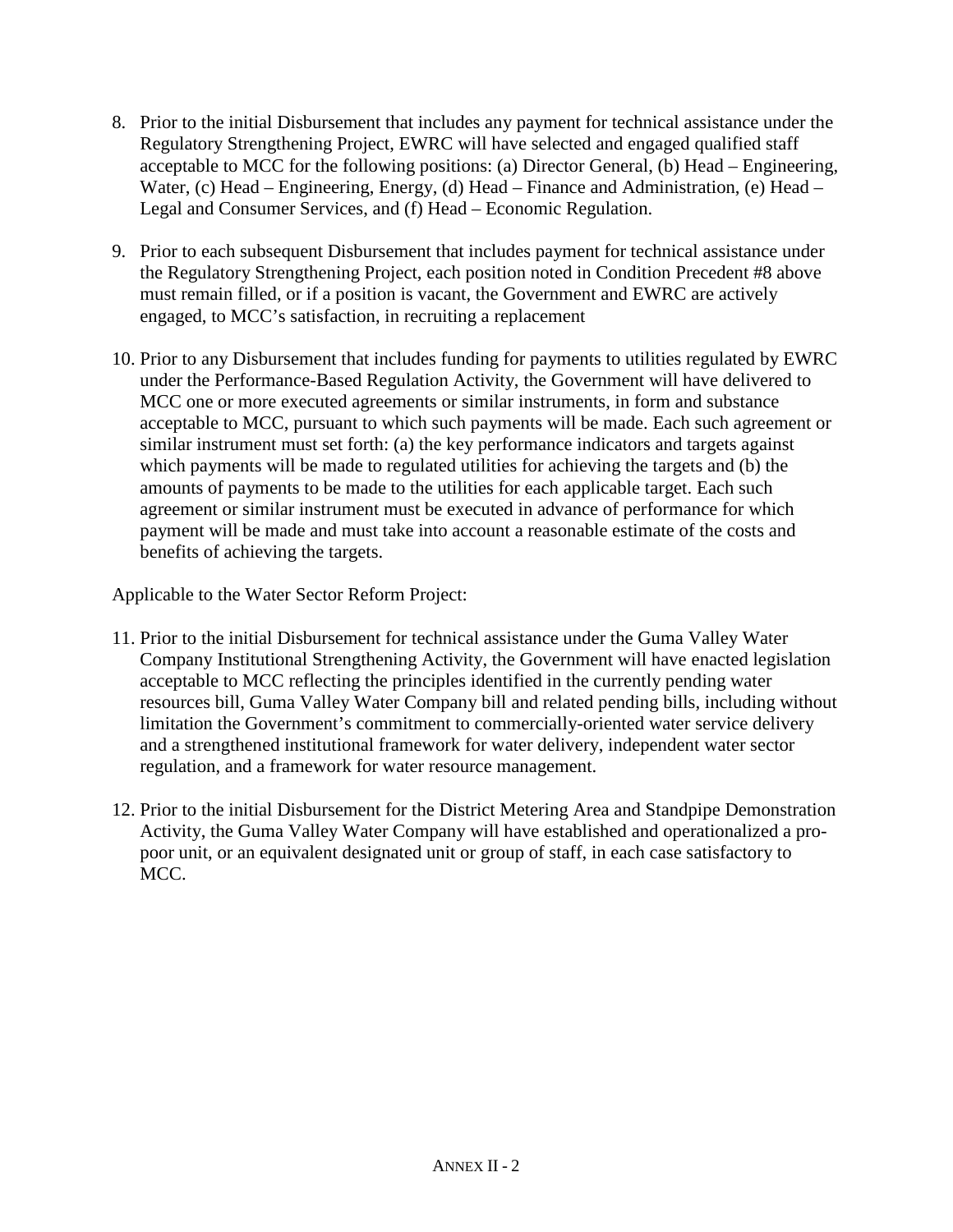8. Prior to the initial Disbursement that includes any payment for technical assistance under the Regulatory Strengthening Project, EWRC will have selected and engaged qualified staff acceptable to MCC for the following positions: (a) Director General, (b) Head – Engineering, Water, (c) Head – Engineering, Energy, (d) Head – Finance and Administration, (e) Head – Legal and Consumer Services, and (f) Head – Economic Regulation.

9. Prior to each subsequent Disbursement that includes payment for technical assistance under the Regulatory Strengthening Project, each position noted in Condition Precedent #8 above must remain filled, or if a position is vacant, the Government and EWRC are actively engaged, to MCC's satisfaction, in recruiting a replacement

10. Prior to any Disbursement that includes funding for payments to utilities regulated by EWRC under the Performance-Based Regulation Activity, the Government will have delivered to MCC one or more executed agreements or similar instruments, in form and substance acceptable to MCC, pursuant to which such payments will be made. Each such agreement or similar instrument must set forth: (a) the key performance indicators and targets against which payments will be made to regulated utilities for achieving the targets and (b) the amounts of payments to be made to the utilities for each applicable target. Each such agreement or similar instrument must be executed in advance of performance for which payment will be made and must take into account a reasonable estimate of the costs and benefits of achieving the targets.

Applicable to the Water Sector Reform Project:

11. Prior to the initial Disbursement for technical assistance under the Guma Valley Water Company Institutional Strengthening Activity, the Government will have enacted legislation acceptable to MCC reflecting the principles identified in the currently pending water resources bill, Guma Valley Water Company bill and related pending bills, including without limitation the Government's commitment to commercially-oriented water service delivery and a strengthened institutional framework for water delivery, independent water sector regulation, and a framework for water resource management.

12. Prior to the initial Disbursement for the District Metering Area and Standpipe Demonstration Activity, the Guma Valley Water Company will have established and operationalized a pro-poor unit, or an equivalent designated unit or group of staff, in each case satisfactory to MCC.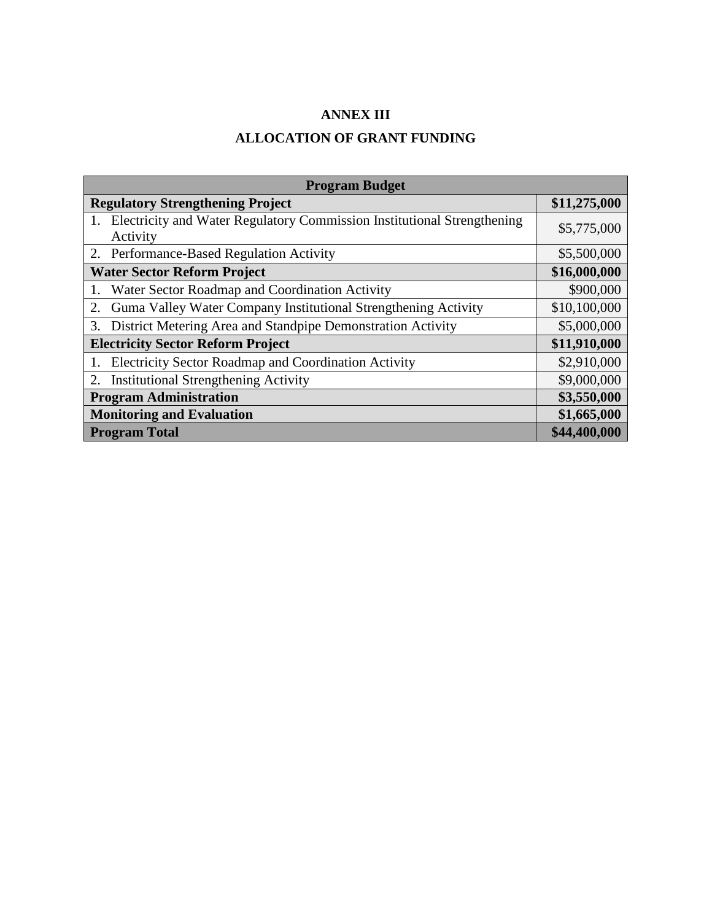# ANNEX III

## ALLOCATION OF GRANT FUNDING

| Program Budget | |
|---|---|
| **Regulatory Strengthening Project** | **$11,275,000** |
| 1. Electricity and Water Regulatory Commission Institutional Strengthening Activity | $5,775,000 |
| 2. Performance-Based Regulation Activity | $5,500,000 |
| **Water Sector Reform Project** | **$16,000,000** |
| 1. Water Sector Roadmap and Coordination Activity | $900,000 |
| 2. Guma Valley Water Company Institutional Strengthening Activity | $10,100,000 |
| 3. District Metering Area and Standpipe Demonstration Activity | $5,000,000 |
| **Electricity Sector Reform Project** | **$11,910,000** |
| 1. Electricity Sector Roadmap and Coordination Activity | $2,910,000 |
| 2. Institutional Strengthening Activity | $9,000,000 |
| **Program Administration** | **$3,550,000** |
| **Monitoring and Evaluation** | **$1,665,000** |
| **Program Total** | **$44,400,000** |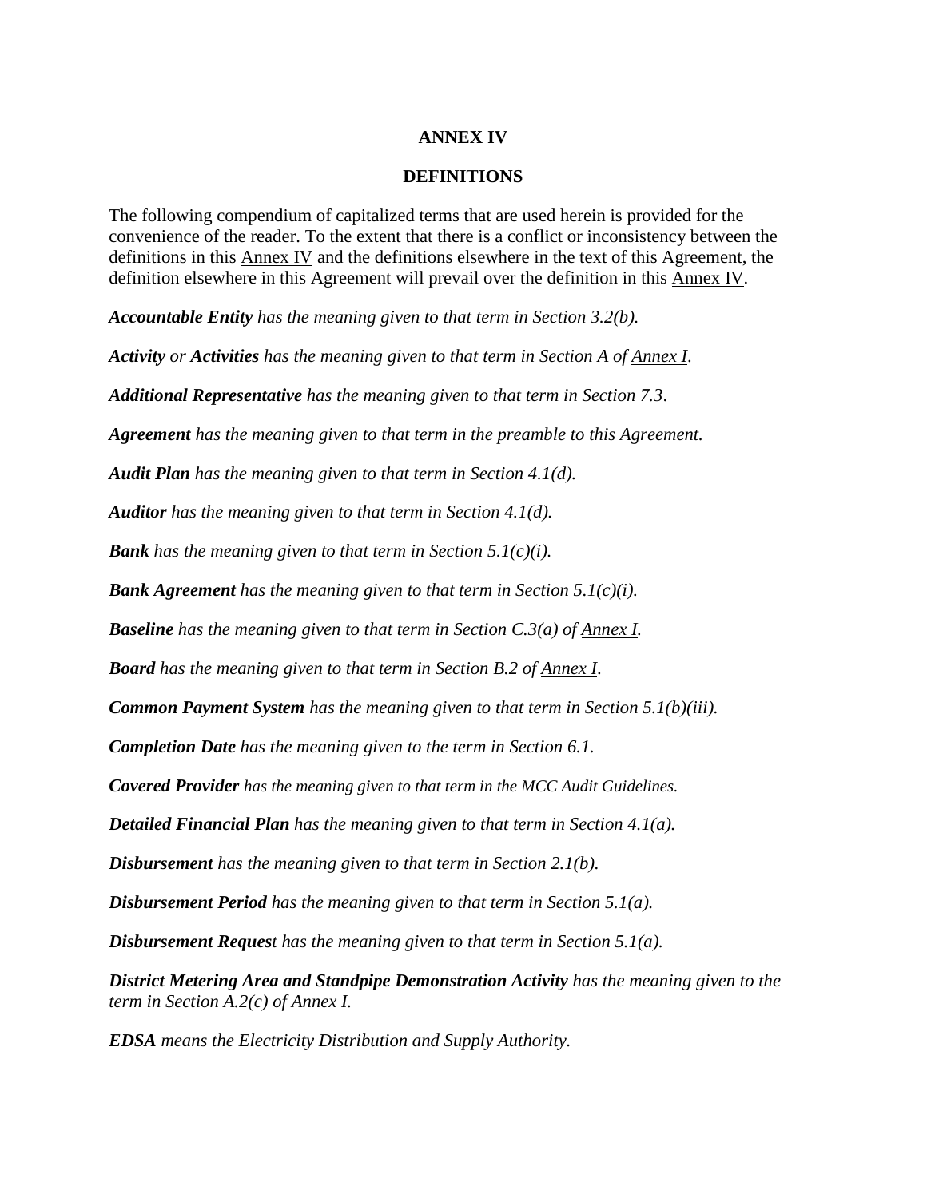# ANNEX IV

## DEFINITIONS

The following compendium of capitalized terms that are used herein is provided for the convenience of the reader. To the extent that there is a conflict or inconsistency between the definitions in this Annex IV and the definitions elsewhere in the text of this Agreement, the definition elsewhere in this Agreement will prevail over the definition in this Annex IV.

***Accountable Entity*** *has the meaning given to that term in Section 3.2(b).*

***Activity*** *or* ***Activities*** *has the meaning given to that term in Section A of Annex I.*

***Additional Representative*** *has the meaning given to that term in Section 7.3.*

***Agreement*** *has the meaning given to that term in the preamble to this Agreement.*

***Audit Plan*** *has the meaning given to that term in Section 4.1(d).*

***Auditor*** *has the meaning given to that term in Section 4.1(d).*

***Bank*** *has the meaning given to that term in Section 5.1(c)(i).*

***Bank Agreement*** *has the meaning given to that term in Section 5.1(c)(i).*

***Baseline*** *has the meaning given to that term in Section C.3(a) of Annex I.*

***Board*** *has the meaning given to that term in Section B.2 of Annex I.*

***Common Payment System*** *has the meaning given to that term in Section 5.1(b)(iii).*

***Completion Date*** *has the meaning given to the term in Section 6.1.*

***Covered Provider*** *has the meaning given to that term in the MCC Audit Guidelines.*

***Detailed Financial Plan*** *has the meaning given to that term in Section 4.1(a).*

***Disbursement*** *has the meaning given to that term in Section 2.1(b).*

***Disbursement Period*** *has the meaning given to that term in Section 5.1(a).*

***Disbursement Request*** *has the meaning given to that term in Section 5.1(a).*

***District Metering Area and Standpipe Demonstration Activity*** *has the meaning given to the term in Section A.2(c) of Annex I.*

***EDSA*** *means the Electricity Distribution and Supply Authority.*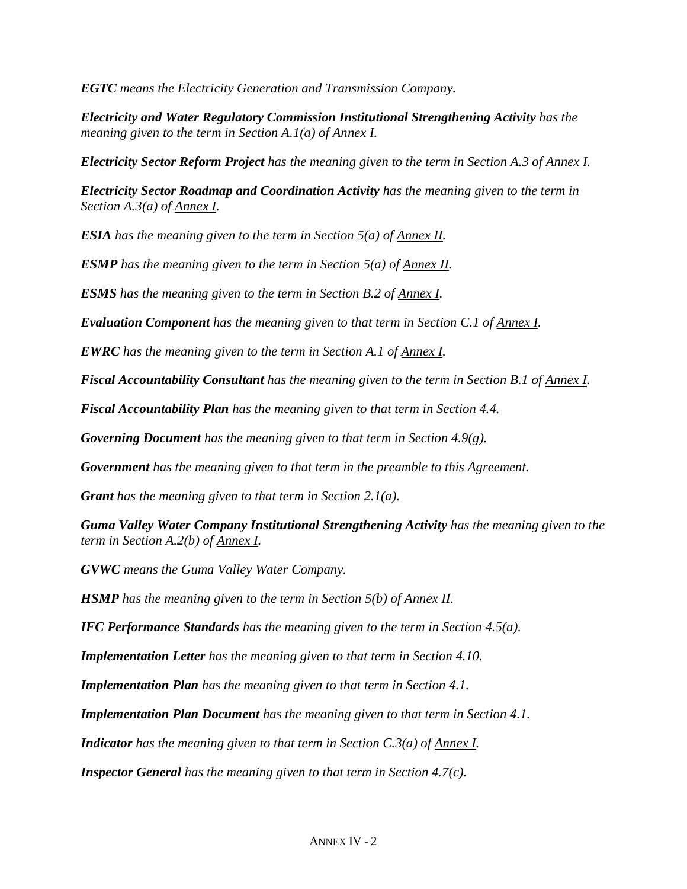***EGTC*** *means the Electricity Generation and Transmission Company.*

***Electricity and Water Regulatory Commission Institutional Strengthening Activity*** *has the meaning given to the term in Section A.1(a) of Annex I.*

***Electricity Sector Reform Project*** *has the meaning given to the term in Section A.3 of Annex I.*

***Electricity Sector Roadmap and Coordination Activity*** *has the meaning given to the term in Section A.3(a) of Annex I.*

***ESIA*** *has the meaning given to the term in Section 5(a) of Annex II.*

***ESMP*** *has the meaning given to the term in Section 5(a) of Annex II.*

***ESMS*** *has the meaning given to the term in Section B.2 of Annex I.*

***Evaluation Component*** *has the meaning given to that term in Section C.1 of Annex I.*

***EWRC*** *has the meaning given to the term in Section A.1 of Annex I.*

***Fiscal Accountability Consultant*** *has the meaning given to the term in Section B.1 of Annex I.*

***Fiscal Accountability Plan*** *has the meaning given to that term in Section 4.4.*

***Governing Document*** *has the meaning given to that term in Section 4.9(g).*

***Government*** *has the meaning given to that term in the preamble to this Agreement.*

***Grant*** *has the meaning given to that term in Section 2.1(a).*

***Guma Valley Water Company Institutional Strengthening Activity*** *has the meaning given to the term in Section A.2(b) of Annex I.*

***GVWC*** *means the Guma Valley Water Company.*

***HSMP*** *has the meaning given to the term in Section 5(b) of Annex II.*

***IFC Performance Standards*** *has the meaning given to the term in Section 4.5(a).*

***Implementation Letter*** *has the meaning given to that term in Section 4.10.*

***Implementation Plan*** *has the meaning given to that term in Section 4.1.*

***Implementation Plan Document*** *has the meaning given to that term in Section 4.1.*

***Indicator*** *has the meaning given to that term in Section C.3(a) of Annex I.*

***Inspector General*** *has the meaning given to that term in Section 4.7(c).*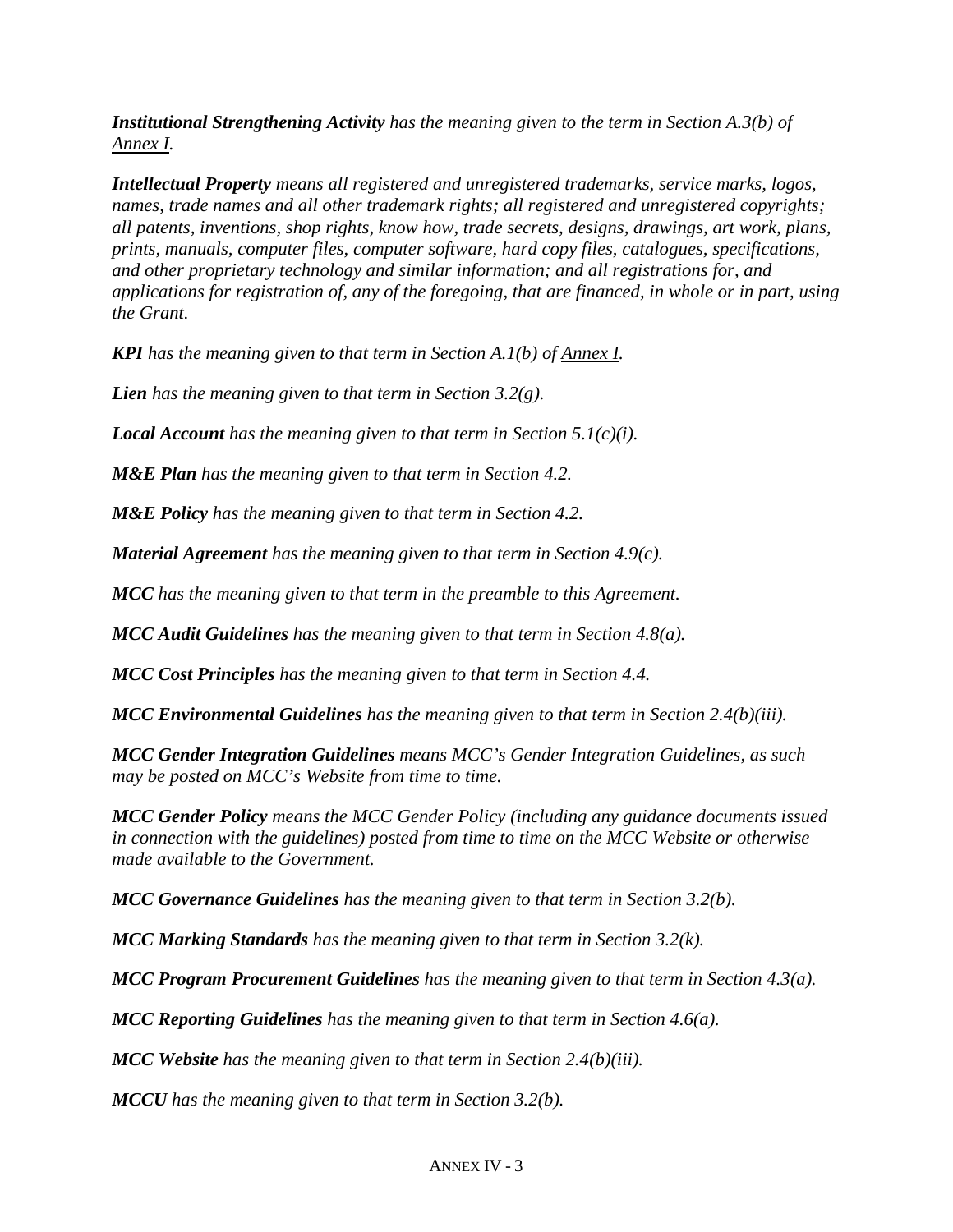***Institutional Strengthening Activity** has the meaning given to the term in Section A.3(b) of Annex I.*

***Intellectual Property** means all registered and unregistered trademarks, service marks, logos, names, trade names and all other trademark rights; all registered and unregistered copyrights; all patents, inventions, shop rights, know how, trade secrets, designs, drawings, art work, plans, prints, manuals, computer files, computer software, hard copy files, catalogues, specifications, and other proprietary technology and similar information; and all registrations for, and applications for registration of, any of the foregoing, that are financed, in whole or in part, using the Grant.*

***KPI** has the meaning given to that term in Section A.1(b) of Annex I.*

***Lien** has the meaning given to that term in Section 3.2(g).*

***Local Account** has the meaning given to that term in Section 5.1(c)(i).*

***M&E Plan** has the meaning given to that term in Section 4.2.*

***M&E Policy** has the meaning given to that term in Section 4.2.*

***Material Agreement** has the meaning given to that term in Section 4.9(c).*

***MCC** has the meaning given to that term in the preamble to this Agreement.*

***MCC Audit Guidelines** has the meaning given to that term in Section 4.8(a).*

***MCC Cost Principles** has the meaning given to that term in Section 4.4.*

***MCC Environmental Guidelines** has the meaning given to that term in Section 2.4(b)(iii).*

***MCC Gender Integration Guidelines** means MCC's Gender Integration Guidelines, as such may be posted on MCC's Website from time to time.*

***MCC Gender Policy** means the MCC Gender Policy (including any guidance documents issued in connection with the guidelines) posted from time to time on the MCC Website or otherwise made available to the Government.*

***MCC Governance Guidelines** has the meaning given to that term in Section 3.2(b).*

***MCC Marking Standards** has the meaning given to that term in Section 3.2(k).*

***MCC Program Procurement Guidelines** has the meaning given to that term in Section 4.3(a).*

***MCC Reporting Guidelines** has the meaning given to that term in Section 4.6(a).*

***MCC Website** has the meaning given to that term in Section 2.4(b)(iii).*

***MCCU** has the meaning given to that term in Section 3.2(b).*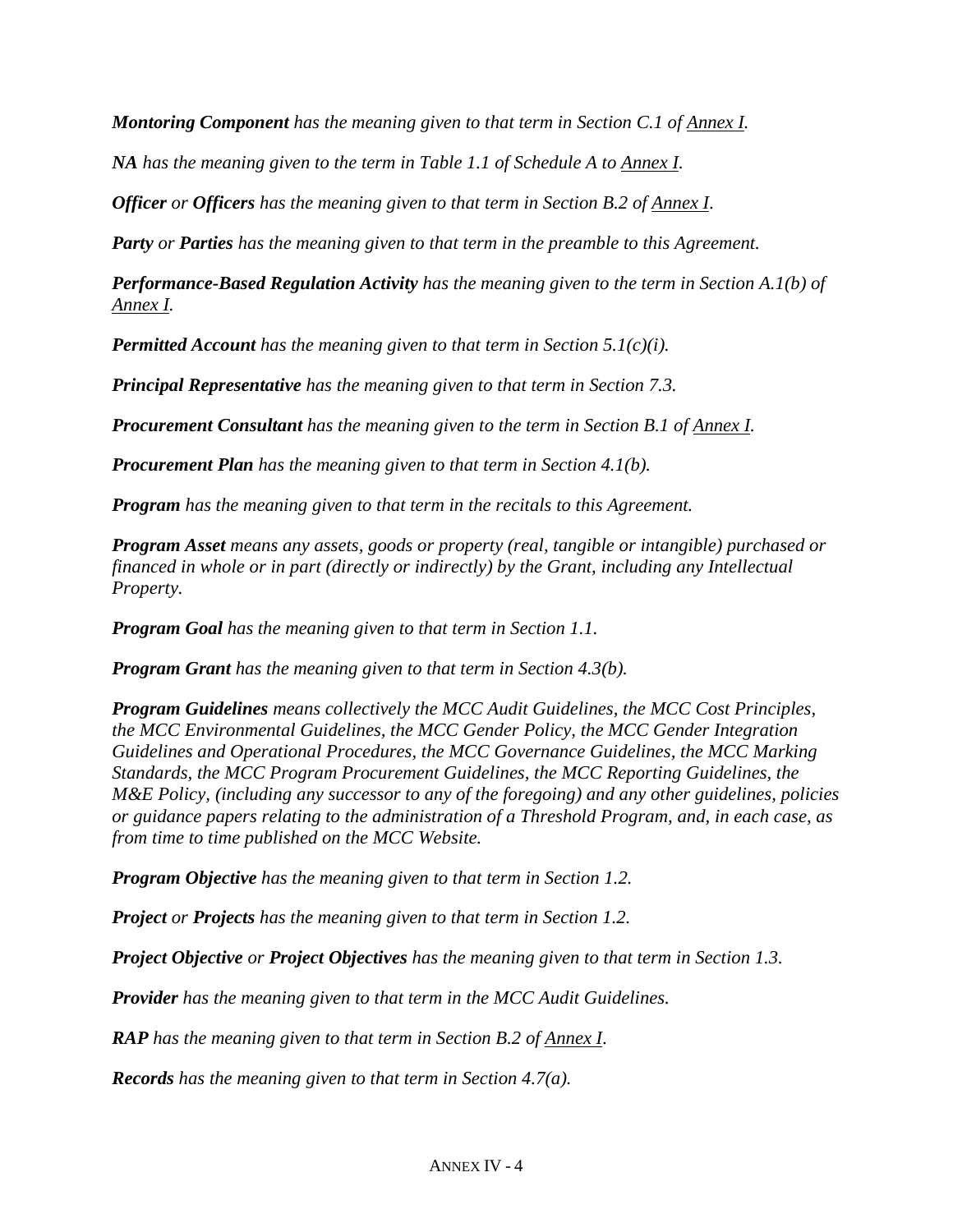***Montoring Component** has the meaning given to that term in Section C.1 of Annex I.*

***NA** has the meaning given to the term in Table 1.1 of Schedule A to Annex I.*

***Officer** or **Officers** has the meaning given to that term in Section B.2 of Annex I.*

***Party** or **Parties** has the meaning given to that term in the preamble to this Agreement.*

***Performance-Based Regulation Activity** has the meaning given to the term in Section A.1(b) of Annex I.*

***Permitted Account** has the meaning given to that term in Section 5.1(c)(i).*

***Principal Representative** has the meaning given to that term in Section 7.3.*

***Procurement Consultant** has the meaning given to the term in Section B.1 of Annex I.*

***Procurement Plan** has the meaning given to that term in Section 4.1(b).*

***Program** has the meaning given to that term in the recitals to this Agreement.*

***Program Asset** means any assets, goods or property (real, tangible or intangible) purchased or financed in whole or in part (directly or indirectly) by the Grant, including any Intellectual Property.*

***Program Goal** has the meaning given to that term in Section 1.1.*

***Program Grant** has the meaning given to that term in Section 4.3(b).*

***Program Guidelines** means collectively the MCC Audit Guidelines, the MCC Cost Principles, the MCC Environmental Guidelines, the MCC Gender Policy, the MCC Gender Integration Guidelines and Operational Procedures, the MCC Governance Guidelines, the MCC Marking Standards, the MCC Program Procurement Guidelines, the MCC Reporting Guidelines, the M&E Policy, (including any successor to any of the foregoing) and any other guidelines, policies or guidance papers relating to the administration of a Threshold Program, and, in each case, as from time to time published on the MCC Website.*

***Program Objective** has the meaning given to that term in Section 1.2.*

***Project** or **Projects** has the meaning given to that term in Section 1.2.*

***Project Objective** or **Project Objectives** has the meaning given to that term in Section 1.3.*

***Provider** has the meaning given to that term in the MCC Audit Guidelines.*

***RAP** has the meaning given to that term in Section B.2 of Annex I.*

***Records** has the meaning given to that term in Section 4.7(a).*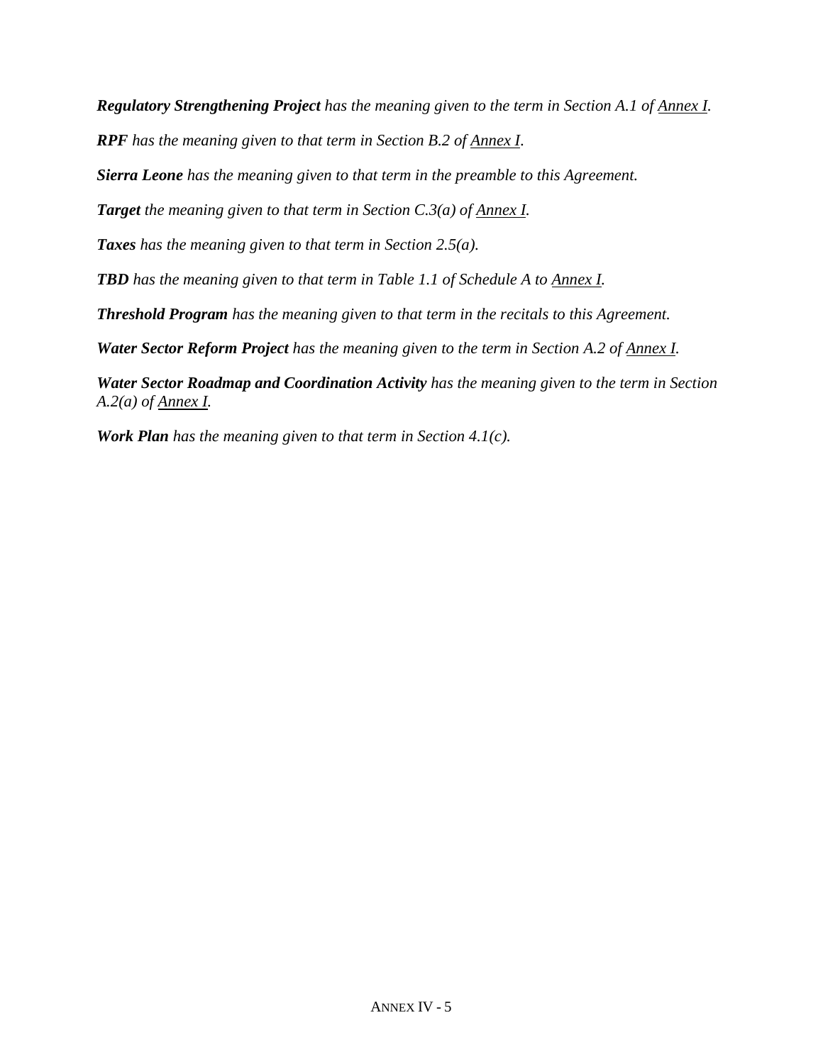***Regulatory Strengthening Project** has the meaning given to the term in Section A.1 of Annex I.*

***RPF** has the meaning given to that term in Section B.2 of Annex I.*

***Sierra Leone** has the meaning given to that term in the preamble to this Agreement.*

***Target** the meaning given to that term in Section C.3(a) of Annex I.*

***Taxes** has the meaning given to that term in Section 2.5(a).*

***TBD** has the meaning given to that term in Table 1.1 of Schedule A to Annex I.*

***Threshold Program** has the meaning given to that term in the recitals to this Agreement.*

***Water Sector Reform Project** has the meaning given to the term in Section A.2 of Annex I.*

***Water Sector Roadmap and Coordination Activity** has the meaning given to the term in Section A.2(a) of Annex I.*

***Work Plan** has the meaning given to that term in Section 4.1(c).*